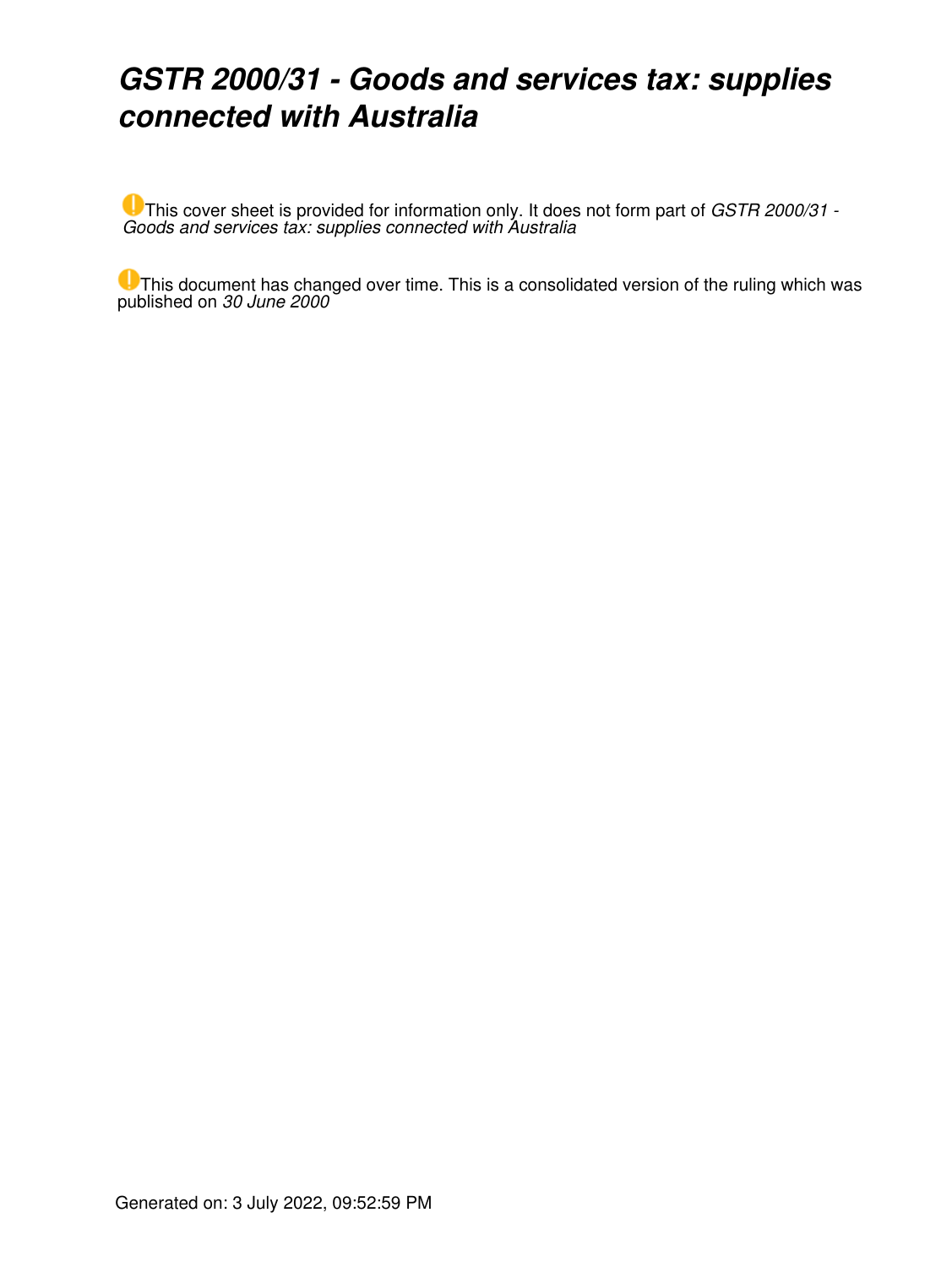# *GSTR 2000/31 - Goods and services tax: supplies connected with Australia*

This cover sheet is provided for information only. It does not form part of *GSTR 2000/31 - Goods and services tax: supplies connected with Australia*

This document has changed over time. This is a consolidated version of the ruling which was published on *30 June 2000*

Generated on: 3 July 2022, 09:52:59 PM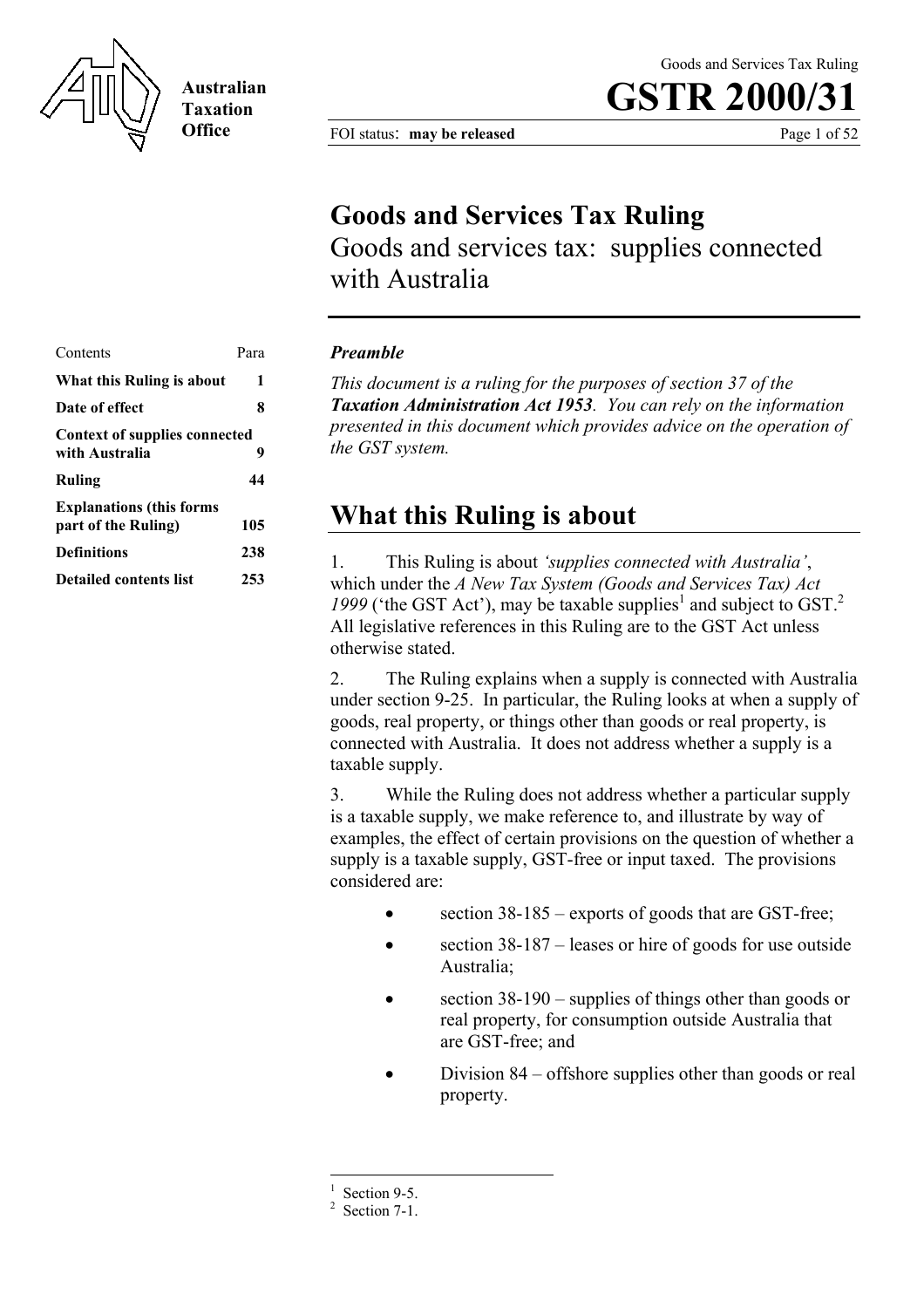# Goods and Services Tax Ruling

Goods and services tax: supplies connected with Australia

| Contents | Para |
| --- | --- |
| **What this Ruling is about** | **1** |
| **Date of effect** | **8** |
| **Context of supplies connected with Australia** | **9** |
| **Ruling** | **44** |
| **Explanations (this forms part of the Ruling)** | **105** |
| **Definitions** | **238** |
| **Detailed contents list** | **253** |

***Preamble***

*This document is a ruling for the purposes of section 37 of the* ***Taxation Administration Act 1953****. You can rely on the information presented in this document which provides advice on the operation of the GST system.*

## What this Ruling is about

1. This Ruling is about *'supplies connected with Australia'*, which under the *A New Tax System (Goods and Services Tax) Act 1999* ('the GST Act'), may be taxable supplies[1] and subject to GST.[2] All legislative references in this Ruling are to the GST Act unless otherwise stated.

2. The Ruling explains when a supply is connected with Australia under section 9-25. In particular, the Ruling looks at when a supply of goods, real property, or things other than goods or real property, is connected with Australia. It does not address whether a supply is a taxable supply.

3. While the Ruling does not address whether a particular supply is a taxable supply, we make reference to, and illustrate by way of examples, the effect of certain provisions on the question of whether a supply is a taxable supply, GST-free or input taxed. The provisions considered are:

- section 38-185 – exports of goods that are GST-free;
- section 38-187 – leases or hire of goods for use outside Australia;
- section 38-190 – supplies of things other than goods or real property, for consumption outside Australia that are GST-free; and
- Division 84 – offshore supplies other than goods or real property.

---

[1] Section 9-5.

[2] Section 7-1.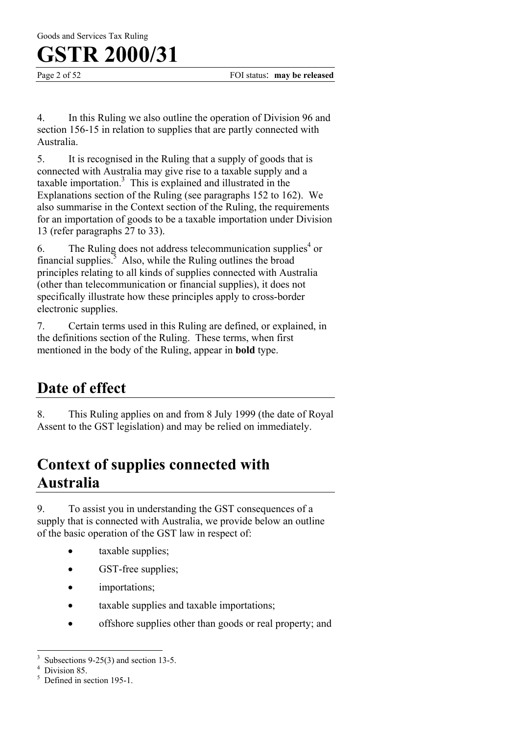4. In this Ruling we also outline the operation of Division 96 and section 156-15 in relation to supplies that are partly connected with Australia.

5. It is recognised in the Ruling that a supply of goods that is connected with Australia may give rise to a taxable supply and a taxable importation.[3] This is explained and illustrated in the Explanations section of the Ruling (see paragraphs 152 to 162). We also summarise in the Context section of the Ruling, the requirements for an importation of goods to be a taxable importation under Division 13 (refer paragraphs 27 to 33).

6. The Ruling does not address telecommunication supplies[4] or financial supplies.[5] Also, while the Ruling outlines the broad principles relating to all kinds of supplies connected with Australia (other than telecommunication or financial supplies), it does not specifically illustrate how these principles apply to cross-border electronic supplies.

7. Certain terms used in this Ruling are defined, or explained, in the definitions section of the Ruling. These terms, when first mentioned in the body of the Ruling, appear in **bold** type.

## Date of effect

8. This Ruling applies on and from 8 July 1999 (the date of Royal Assent to the GST legislation) and may be relied on immediately.

## Context of supplies connected with Australia

9. To assist you in understanding the GST consequences of a supply that is connected with Australia, we provide below an outline of the basic operation of the GST law in respect of:

- taxable supplies;
- GST-free supplies;
- importations;
- taxable supplies and taxable importations;
- offshore supplies other than goods or real property; and

[3] Subsections 9-25(3) and section 13-5.

[4] Division 85.

[5] Defined in section 195-1.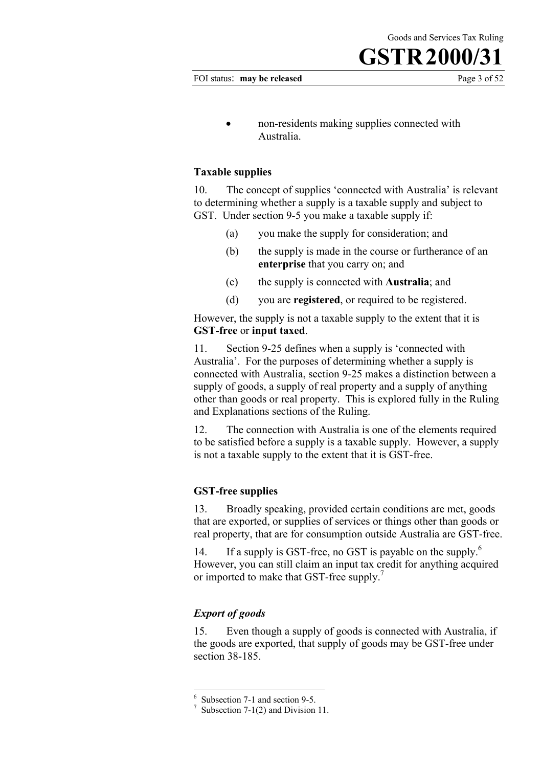- non-residents making supplies connected with Australia.

### Taxable supplies

10. The concept of supplies 'connected with Australia' is relevant to determining whether a supply is a taxable supply and subject to GST. Under section 9-5 you make a taxable supply if:

   (a) you make the supply for consideration; and

   (b) the supply is made in the course or furtherance of an **enterprise** that you carry on; and

   (c) the supply is connected with **Australia**; and

   (d) you are **registered**, or required to be registered.

However, the supply is not a taxable supply to the extent that it is **GST-free** or **input taxed**.

11. Section 9-25 defines when a supply is 'connected with Australia'. For the purposes of determining whether a supply is connected with Australia, section 9-25 makes a distinction between a supply of goods, a supply of real property and a supply of anything other than goods or real property. This is explored fully in the Ruling and Explanations sections of the Ruling.

12. The connection with Australia is one of the elements required to be satisfied before a supply is a taxable supply. However, a supply is not a taxable supply to the extent that it is GST-free.

### GST-free supplies

13. Broadly speaking, provided certain conditions are met, goods that are exported, or supplies of services or things other than goods or real property, that are for consumption outside Australia are GST-free.

14. If a supply is GST-free, no GST is payable on the supply.[6] However, you can still claim an input tax credit for anything acquired or imported to make that GST-free supply.[7]

#### *Export of goods*

15. Even though a supply of goods is connected with Australia, if the goods are exported, that supply of goods may be GST-free under section 38-185.

---

[6] Subsection 7-1 and section 9-5.

[7] Subsection 7-1(2) and Division 11.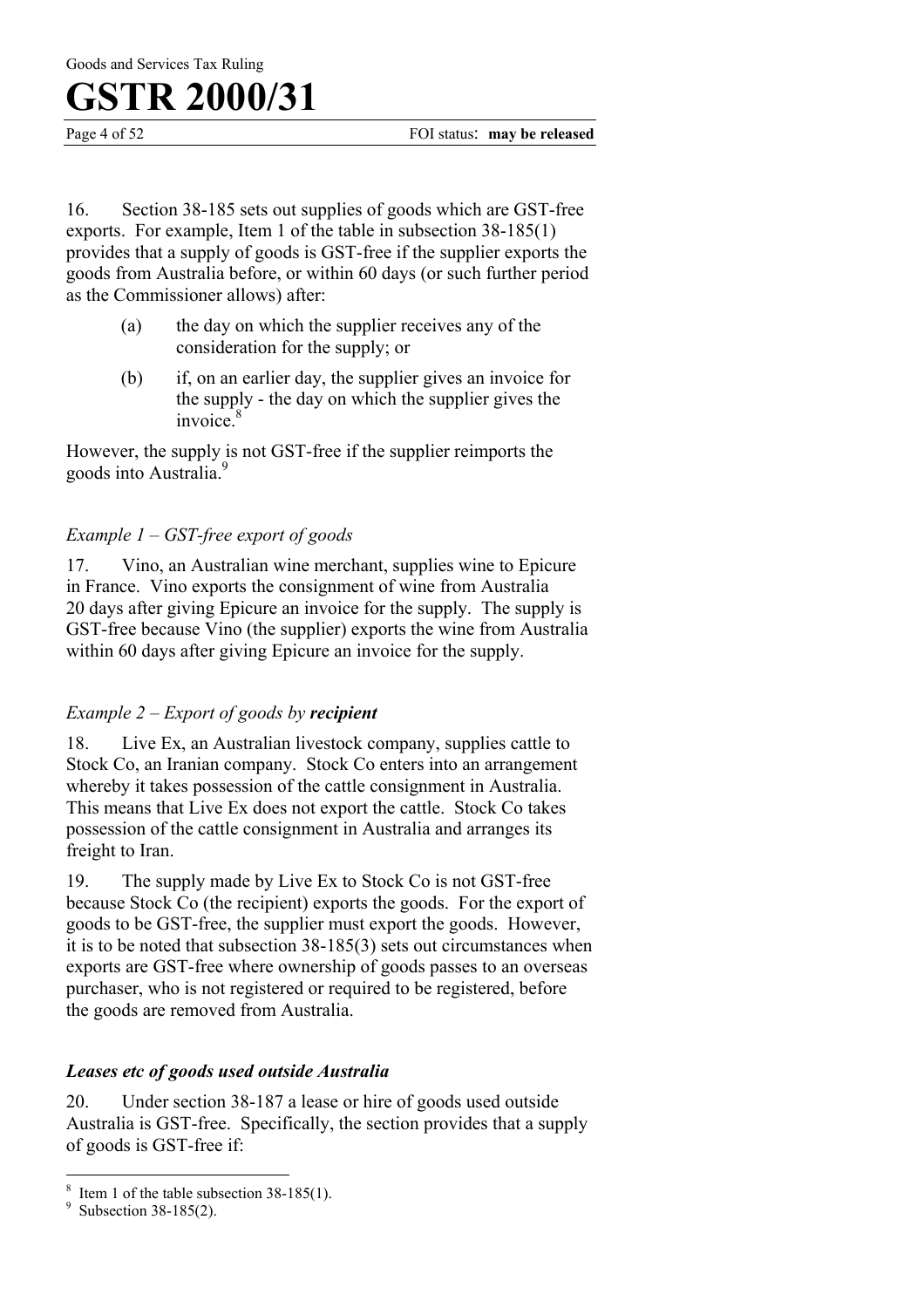16. Section 38-185 sets out supplies of goods which are GST-free exports. For example, Item 1 of the table in subsection 38-185(1) provides that a supply of goods is GST-free if the supplier exports the goods from Australia before, or within 60 days (or such further period as the Commissioner allows) after:

(a) the day on which the supplier receives any of the consideration for the supply; or

(b) if, on an earlier day, the supplier gives an invoice for the supply - the day on which the supplier gives the invoice.[8]

However, the supply is not GST-free if the supplier reimports the goods into Australia.[9]

*Example 1 – GST-free export of goods*

17. Vino, an Australian wine merchant, supplies wine to Epicure in France. Vino exports the consignment of wine from Australia 20 days after giving Epicure an invoice for the supply. The supply is GST-free because Vino (the supplier) exports the wine from Australia within 60 days after giving Epicure an invoice for the supply.

*Example 2 – Export of goods by **recipient***

18. Live Ex, an Australian livestock company, supplies cattle to Stock Co, an Iranian company. Stock Co enters into an arrangement whereby it takes possession of the cattle consignment in Australia. This means that Live Ex does not export the cattle. Stock Co takes possession of the cattle consignment in Australia and arranges its freight to Iran.

19. The supply made by Live Ex to Stock Co is not GST-free because Stock Co (the recipient) exports the goods. For the export of goods to be GST-free, the supplier must export the goods. However, it is to be noted that subsection 38-185(3) sets out circumstances when exports are GST-free where ownership of goods passes to an overseas purchaser, who is not registered or required to be registered, before the goods are removed from Australia.

***Leases etc of goods used outside Australia***

20. Under section 38-187 a lease or hire of goods used outside Australia is GST-free. Specifically, the section provides that a supply of goods is GST-free if:

---

[8] Item 1 of the table subsection 38-185(1).

[9] Subsection 38-185(2).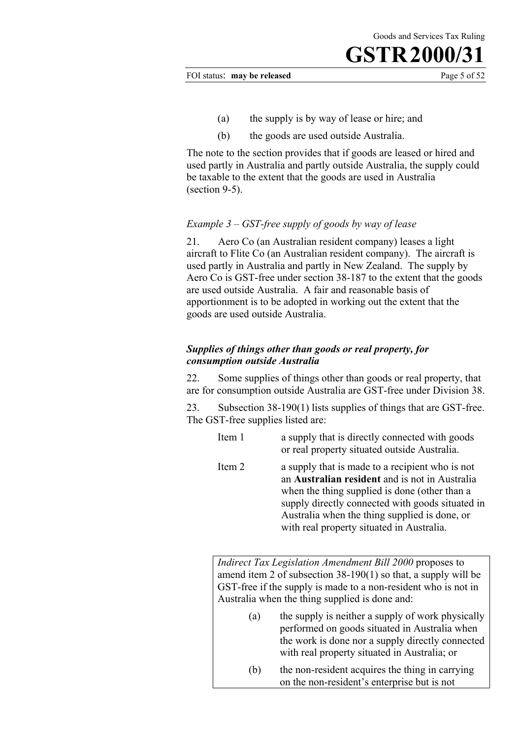(a) the supply is by way of lease or hire; and

(b) the goods are used outside Australia.

The note to the section provides that if goods are leased or hired and used partly in Australia and partly outside Australia, the supply could be taxable to the extent that the goods are used in Australia (section 9-5).

### *Example 3 – GST-free supply of goods by way of lease*

21. Aero Co (an Australian resident company) leases a light aircraft to Flite Co (an Australian resident company). The aircraft is used partly in Australia and partly in New Zealand. The supply by Aero Co is GST-free under section 38-187 to the extent that the goods are used outside Australia. A fair and reasonable basis of apportionment is to be adopted in working out the extent that the goods are used outside Australia.

### ***Supplies of things other than goods or real property, for consumption outside Australia***

22. Some supplies of things other than goods or real property, that are for consumption outside Australia are GST-free under Division 38.

23. Subsection 38-190(1) lists supplies of things that are GST-free. The GST-free supplies listed are:

Item 1 a supply that is directly connected with goods or real property situated outside Australia.

Item 2 a supply that is made to a recipient who is not an **Australian resident** and is not in Australia when the thing supplied is done (other than a supply directly connected with goods situated in Australia when the thing supplied is done, or with real property situated in Australia.

> *Indirect Tax Legislation Amendment Bill 2000* proposes to amend item 2 of subsection 38-190(1) so that, a supply will be GST-free if the supply is made to a non-resident who is not in Australia when the thing supplied is done and:
>
> (a) the supply is neither a supply of work physically performed on goods situated in Australia when the work is done nor a supply directly connected with real property situated in Australia; or
>
> (b) the non-resident acquires the thing in carrying on the non-resident's enterprise but is not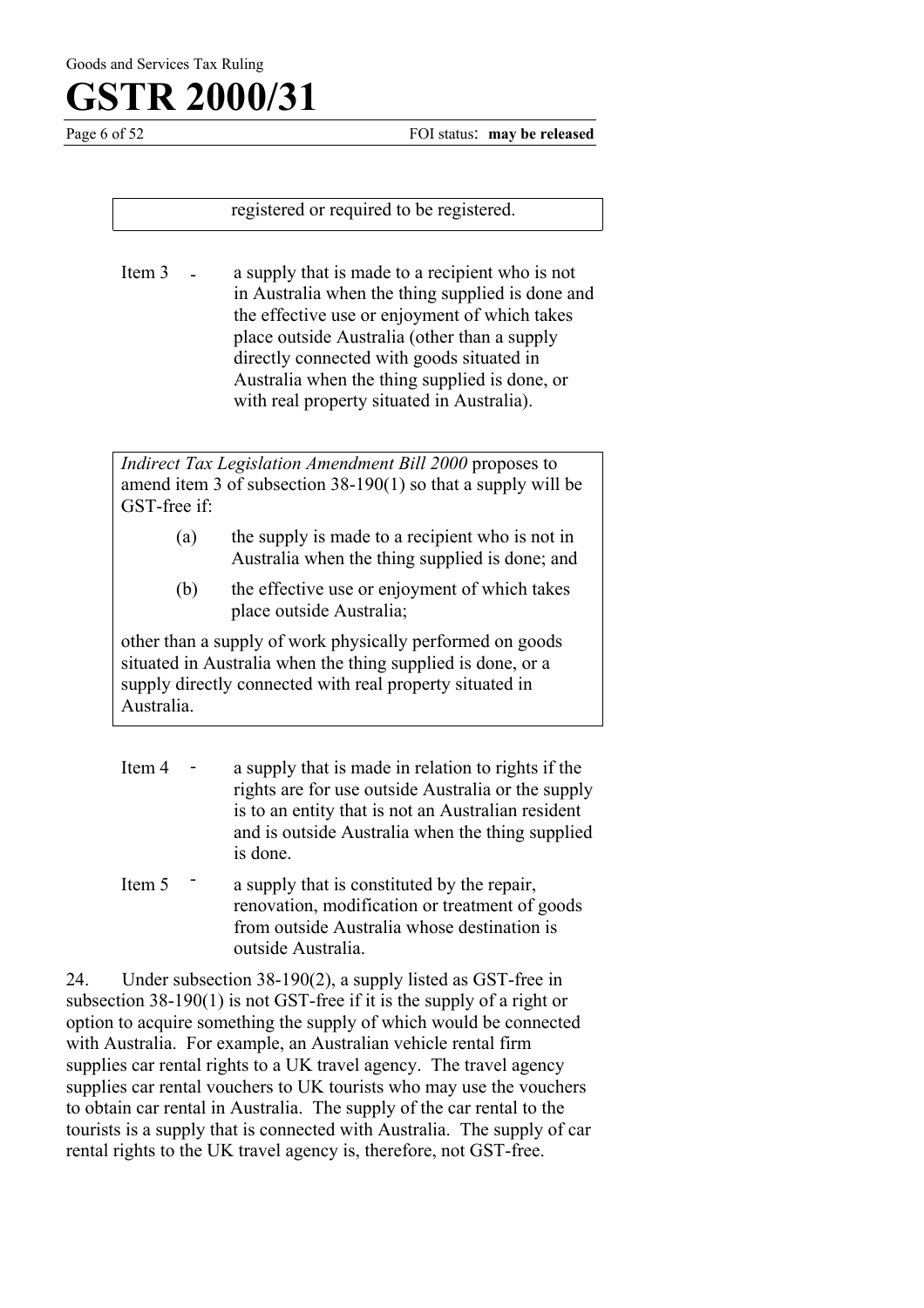registered or required to be registered.

Item 3 - a supply that is made to a recipient who is not in Australia when the thing supplied is done and the effective use or enjoyment of which takes place outside Australia (other than a supply directly connected with goods situated in Australia when the thing supplied is done, or with real property situated in Australia).

> *Indirect Tax Legislation Amendment Bill 2000* proposes to amend item 3 of subsection 38-190(1) so that a supply will be GST-free if:
>
> (a) the supply is made to a recipient who is not in Australia when the thing supplied is done; and
>
> (b) the effective use or enjoyment of which takes place outside Australia;
>
> other than a supply of work physically performed on goods situated in Australia when the thing supplied is done, or a supply directly connected with real property situated in Australia.

Item 4 - a supply that is made in relation to rights if the rights are for use outside Australia or the supply is to an entity that is not an Australian resident and is outside Australia when the thing supplied is done.

Item 5 - a supply that is constituted by the repair, renovation, modification or treatment of goods from outside Australia whose destination is outside Australia.

24. Under subsection 38-190(2), a supply listed as GST-free in subsection 38-190(1) is not GST-free if it is the supply of a right or option to acquire something the supply of which would be connected with Australia. For example, an Australian vehicle rental firm supplies car rental rights to a UK travel agency. The travel agency supplies car rental vouchers to UK tourists who may use the vouchers to obtain car rental in Australia. The supply of the car rental to the tourists is a supply that is connected with Australia. The supply of car rental rights to the UK travel agency is, therefore, not GST-free.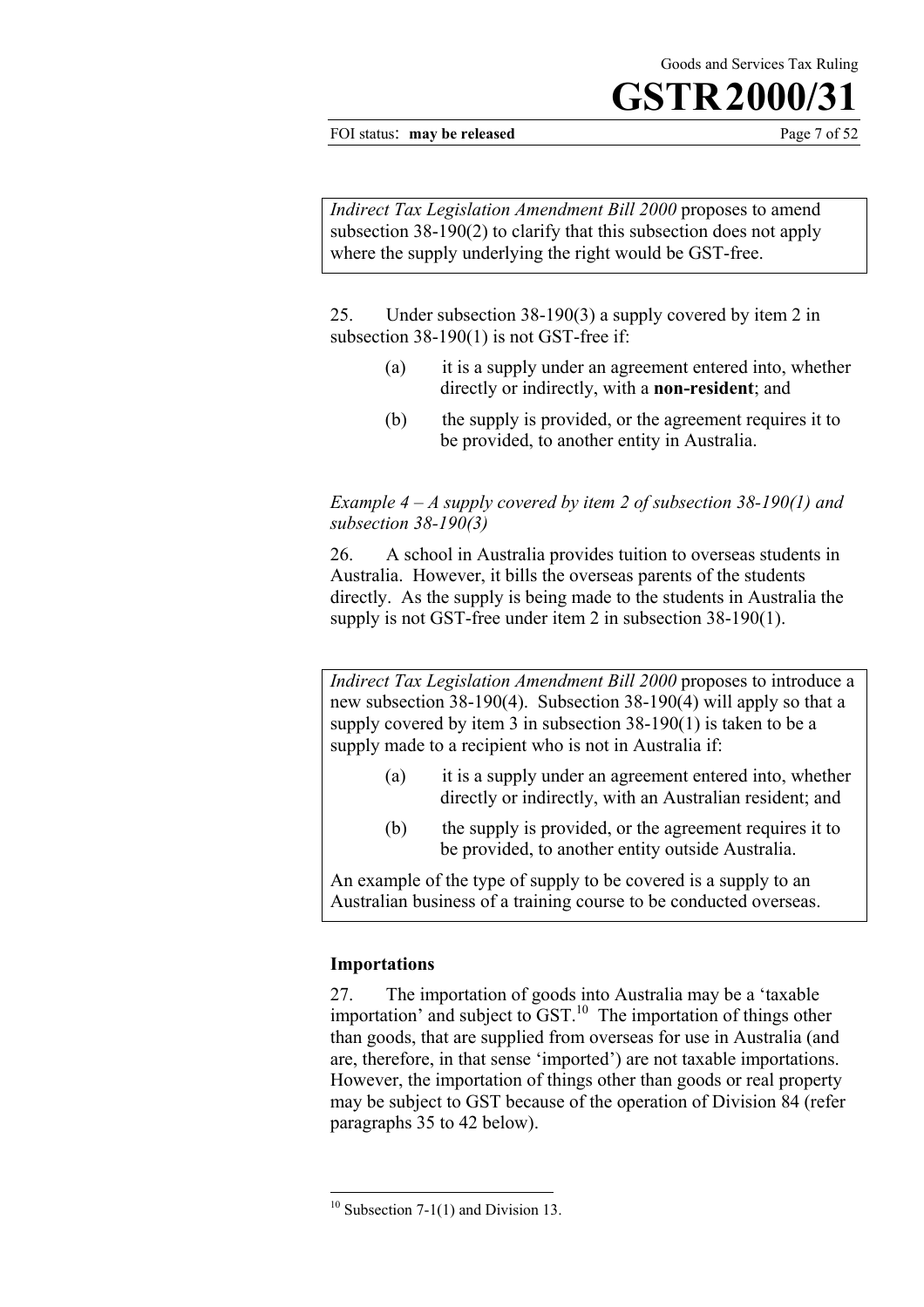*Indirect Tax Legislation Amendment Bill 2000* proposes to amend subsection 38-190(2) to clarify that this subsection does not apply where the supply underlying the right would be GST-free.

25. Under subsection 38-190(3) a supply covered by item 2 in subsection 38-190(1) is not GST-free if:

(a) it is a supply under an agreement entered into, whether directly or indirectly, with a **non-resident**; and

(b) the supply is provided, or the agreement requires it to be provided, to another entity in Australia.

*Example 4 – A supply covered by item 2 of subsection 38-190(1) and subsection 38-190(3)*

26. A school in Australia provides tuition to overseas students in Australia. However, it bills the overseas parents of the students directly. As the supply is being made to the students in Australia the supply is not GST-free under item 2 in subsection 38-190(1).

*Indirect Tax Legislation Amendment Bill 2000* proposes to introduce a new subsection 38-190(4). Subsection 38-190(4) will apply so that a supply covered by item 3 in subsection 38-190(1) is taken to be a supply made to a recipient who is not in Australia if:

(a) it is a supply under an agreement entered into, whether directly or indirectly, with an Australian resident; and

(b) the supply is provided, or the agreement requires it to be provided, to another entity outside Australia.

An example of the type of supply to be covered is a supply to an Australian business of a training course to be conducted overseas.

### Importations

27. The importation of goods into Australia may be a 'taxable importation' and subject to GST.[10] The importation of things other than goods, that are supplied from overseas for use in Australia (and are, therefore, in that sense 'imported') are not taxable importations. However, the importation of things other than goods or real property may be subject to GST because of the operation of Division 84 (refer paragraphs 35 to 42 below).

[10] Subsection 7-1(1) and Division 13.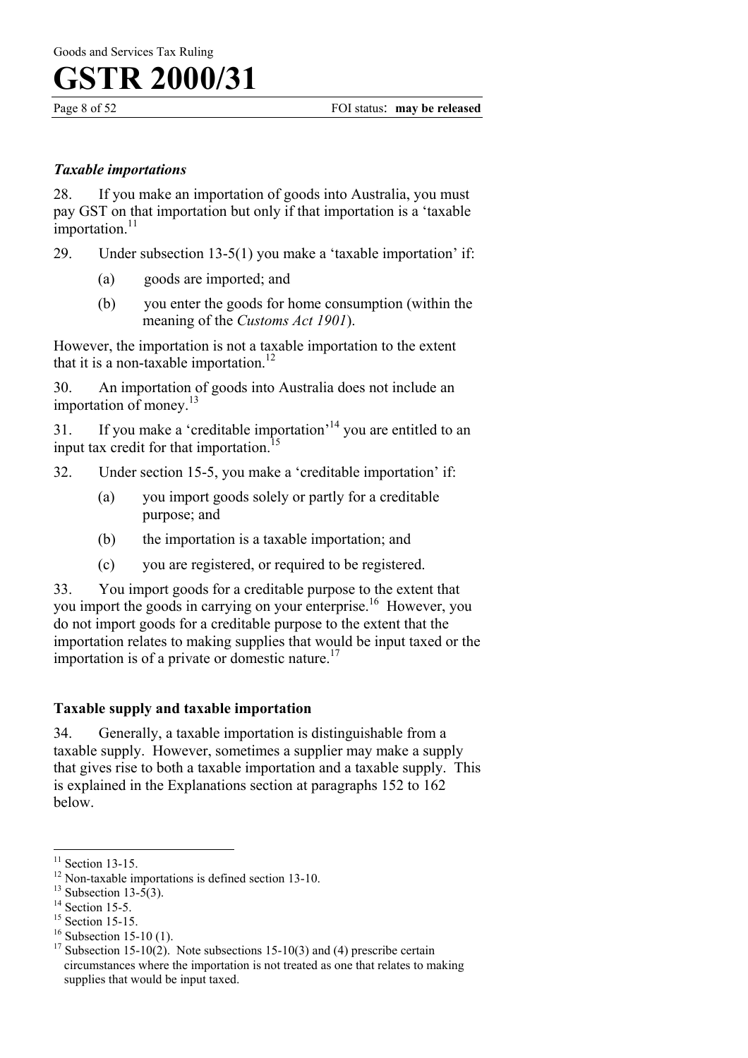### *Taxable importations*

28. If you make an importation of goods into Australia, you must pay GST on that importation but only if that importation is a 'taxable importation.[11]

29. Under subsection 13-5(1) you make a 'taxable importation' if:

(a) goods are imported; and

(b) you enter the goods for home consumption (within the meaning of the *Customs Act 1901*).

However, the importation is not a taxable importation to the extent that it is a non-taxable importation.[12]

30. An importation of goods into Australia does not include an importation of money.[13]

31. If you make a 'creditable importation'[14] you are entitled to an input tax credit for that importation.[15]

32. Under section 15-5, you make a 'creditable importation' if:

(a) you import goods solely or partly for a creditable purpose; and

(b) the importation is a taxable importation; and

(c) you are registered, or required to be registered.

33. You import goods for a creditable purpose to the extent that you import the goods in carrying on your enterprise.[16] However, you do not import goods for a creditable purpose to the extent that the importation relates to making supplies that would be input taxed or the importation is of a private or domestic nature.[17]

### Taxable supply and taxable importation

34. Generally, a taxable importation is distinguishable from a taxable supply. However, sometimes a supplier may make a supply that gives rise to both a taxable importation and a taxable supply. This is explained in the Explanations section at paragraphs 152 to 162 below.

---

[11] Section 13-15.

[12] Non-taxable importations is defined section 13-10.

[13] Subsection 13-5(3).

[14] Section 15-5.

[15] Section 15-15.

[16] Subsection 15-10 (1).

[17] Subsection 15-10(2). Note subsections 15-10(3) and (4) prescribe certain circumstances where the importation is not treated as one that relates to making supplies that would be input taxed.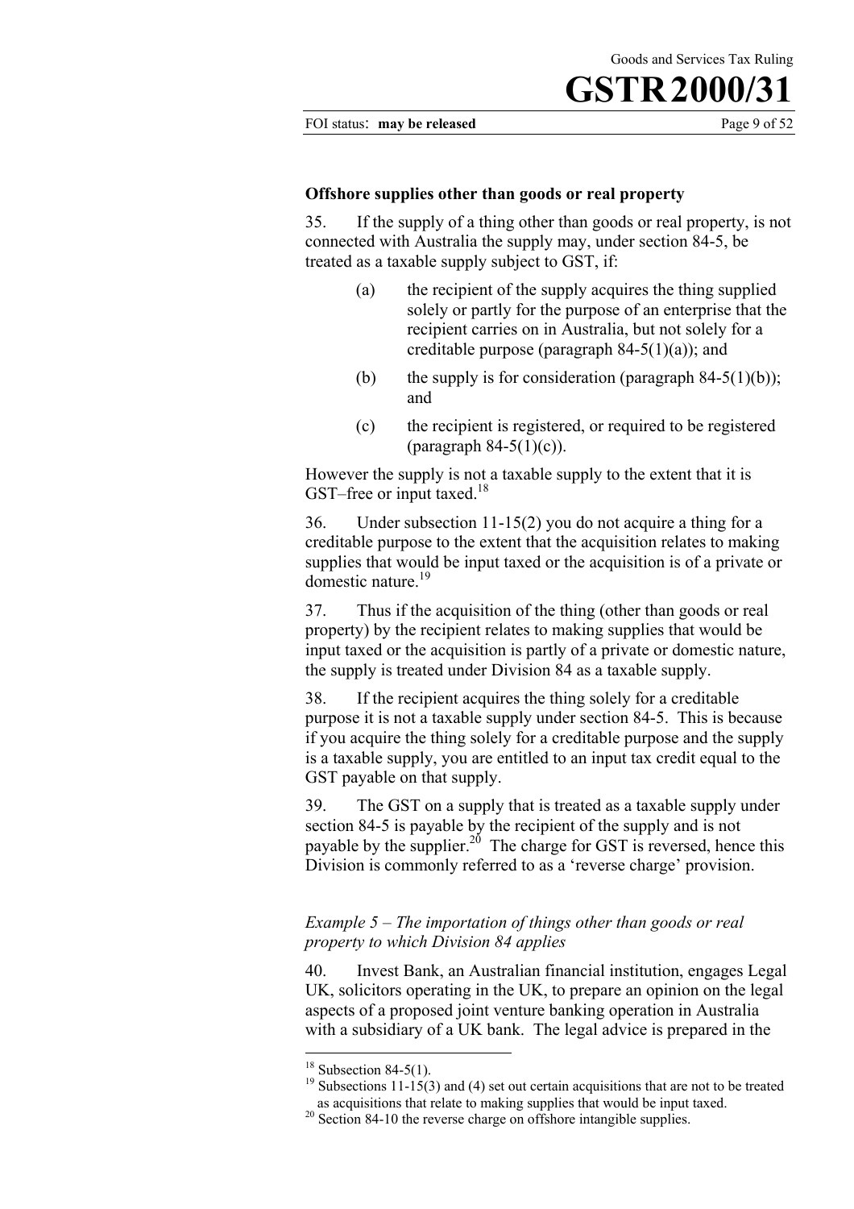### Offshore supplies other than goods or real property

35. If the supply of a thing other than goods or real property, is not connected with Australia the supply may, under section 84-5, be treated as a taxable supply subject to GST, if:

> (a) the recipient of the supply acquires the thing supplied solely or partly for the purpose of an enterprise that the recipient carries on in Australia, but not solely for a creditable purpose (paragraph 84-5(1)(a)); and
>
> (b) the supply is for consideration (paragraph 84-5(1)(b)); and
>
> (c) the recipient is registered, or required to be registered (paragraph 84-5(1)(c)).

However the supply is not a taxable supply to the extent that it is GST–free or input taxed.[18]

36. Under subsection 11-15(2) you do not acquire a thing for a creditable purpose to the extent that the acquisition relates to making supplies that would be input taxed or the acquisition is of a private or domestic nature.[19]

37. Thus if the acquisition of the thing (other than goods or real property) by the recipient relates to making supplies that would be input taxed or the acquisition is partly of a private or domestic nature, the supply is treated under Division 84 as a taxable supply.

38. If the recipient acquires the thing solely for a creditable purpose it is not a taxable supply under section 84-5. This is because if you acquire the thing solely for a creditable purpose and the supply is a taxable supply, you are entitled to an input tax credit equal to the GST payable on that supply.

39. The GST on a supply that is treated as a taxable supply under section 84-5 is payable by the recipient of the supply and is not payable by the supplier.[20] The charge for GST is reversed, hence this Division is commonly referred to as a 'reverse charge' provision.

*Example 5 – The importation of things other than goods or real property to which Division 84 applies*

40. Invest Bank, an Australian financial institution, engages Legal UK, solicitors operating in the UK, to prepare an opinion on the legal aspects of a proposed joint venture banking operation in Australia with a subsidiary of a UK bank. The legal advice is prepared in the

---

[18] Subsection 84-5(1).

[19] Subsections 11-15(3) and (4) set out certain acquisitions that are not to be treated as acquisitions that relate to making supplies that would be input taxed.

[20] Section 84-10 the reverse charge on offshore intangible supplies.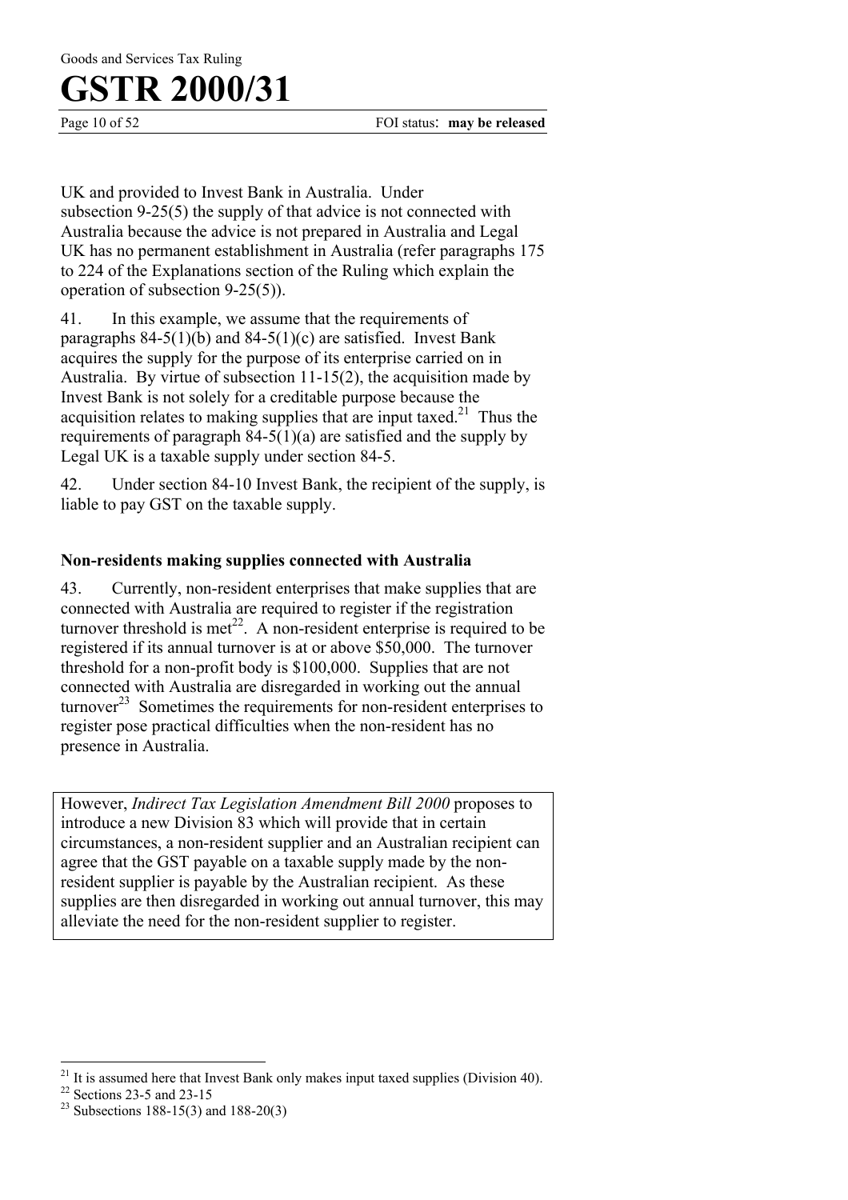UK and provided to Invest Bank in Australia. Under subsection 9-25(5) the supply of that advice is not connected with Australia because the advice is not prepared in Australia and Legal UK has no permanent establishment in Australia (refer paragraphs 175 to 224 of the Explanations section of the Ruling which explain the operation of subsection 9-25(5)).

41. In this example, we assume that the requirements of paragraphs 84-5(1)(b) and 84-5(1)(c) are satisfied. Invest Bank acquires the supply for the purpose of its enterprise carried on in Australia. By virtue of subsection 11-15(2), the acquisition made by Invest Bank is not solely for a creditable purpose because the acquisition relates to making supplies that are input taxed.[21] Thus the requirements of paragraph 84-5(1)(a) are satisfied and the supply by Legal UK is a taxable supply under section 84-5.

42. Under section 84-10 Invest Bank, the recipient of the supply, is liable to pay GST on the taxable supply.

### Non-residents making supplies connected with Australia

43. Currently, non-resident enterprises that make supplies that are connected with Australia are required to register if the registration turnover threshold is met[22]. A non-resident enterprise is required to be registered if its annual turnover is at or above $50,000. The turnover threshold for a non-profit body is $100,000. Supplies that are not connected with Australia are disregarded in working out the annual turnover[23] Sometimes the requirements for non-resident enterprises to register pose practical difficulties when the non-resident has no presence in Australia.

> However, *Indirect Tax Legislation Amendment Bill 2000* proposes to introduce a new Division 83 which will provide that in certain circumstances, a non-resident supplier and an Australian recipient can agree that the GST payable on a taxable supply made by the non-resident supplier is payable by the Australian recipient. As these supplies are then disregarded in working out annual turnover, this may alleviate the need for the non-resident supplier to register.

---

[21] It is assumed here that Invest Bank only makes input taxed supplies (Division 40).

[22] Sections 23-5 and 23-15

[23] Subsections 188-15(3) and 188-20(3)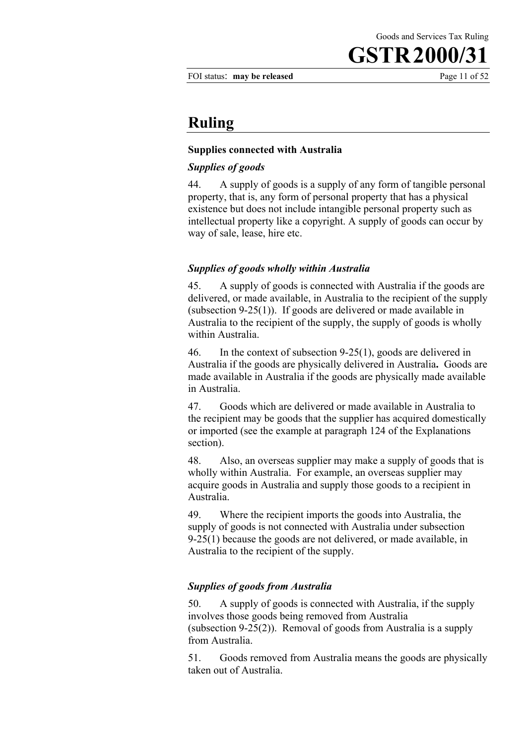# Ruling

### Supplies connected with Australia

#### *Supplies of goods*

44. A supply of goods is a supply of any form of tangible personal property, that is, any form of personal property that has a physical existence but does not include intangible personal property such as intellectual property like a copyright. A supply of goods can occur by way of sale, lease, hire etc.

#### *Supplies of goods wholly within Australia*

45. A supply of goods is connected with Australia if the goods are delivered, or made available, in Australia to the recipient of the supply (subsection 9-25(1)). If goods are delivered or made available in Australia to the recipient of the supply, the supply of goods is wholly within Australia.

46. In the context of subsection 9-25(1), goods are delivered in Australia if the goods are physically delivered in Australia**.** Goods are made available in Australia if the goods are physically made available in Australia.

47. Goods which are delivered or made available in Australia to the recipient may be goods that the supplier has acquired domestically or imported (see the example at paragraph 124 of the Explanations section).

48. Also, an overseas supplier may make a supply of goods that is wholly within Australia. For example, an overseas supplier may acquire goods in Australia and supply those goods to a recipient in Australia.

49. Where the recipient imports the goods into Australia, the supply of goods is not connected with Australia under subsection 9-25(1) because the goods are not delivered, or made available, in Australia to the recipient of the supply.

#### *Supplies of goods from Australia*

50. A supply of goods is connected with Australia, if the supply involves those goods being removed from Australia (subsection 9-25(2)). Removal of goods from Australia is a supply from Australia.

51. Goods removed from Australia means the goods are physically taken out of Australia.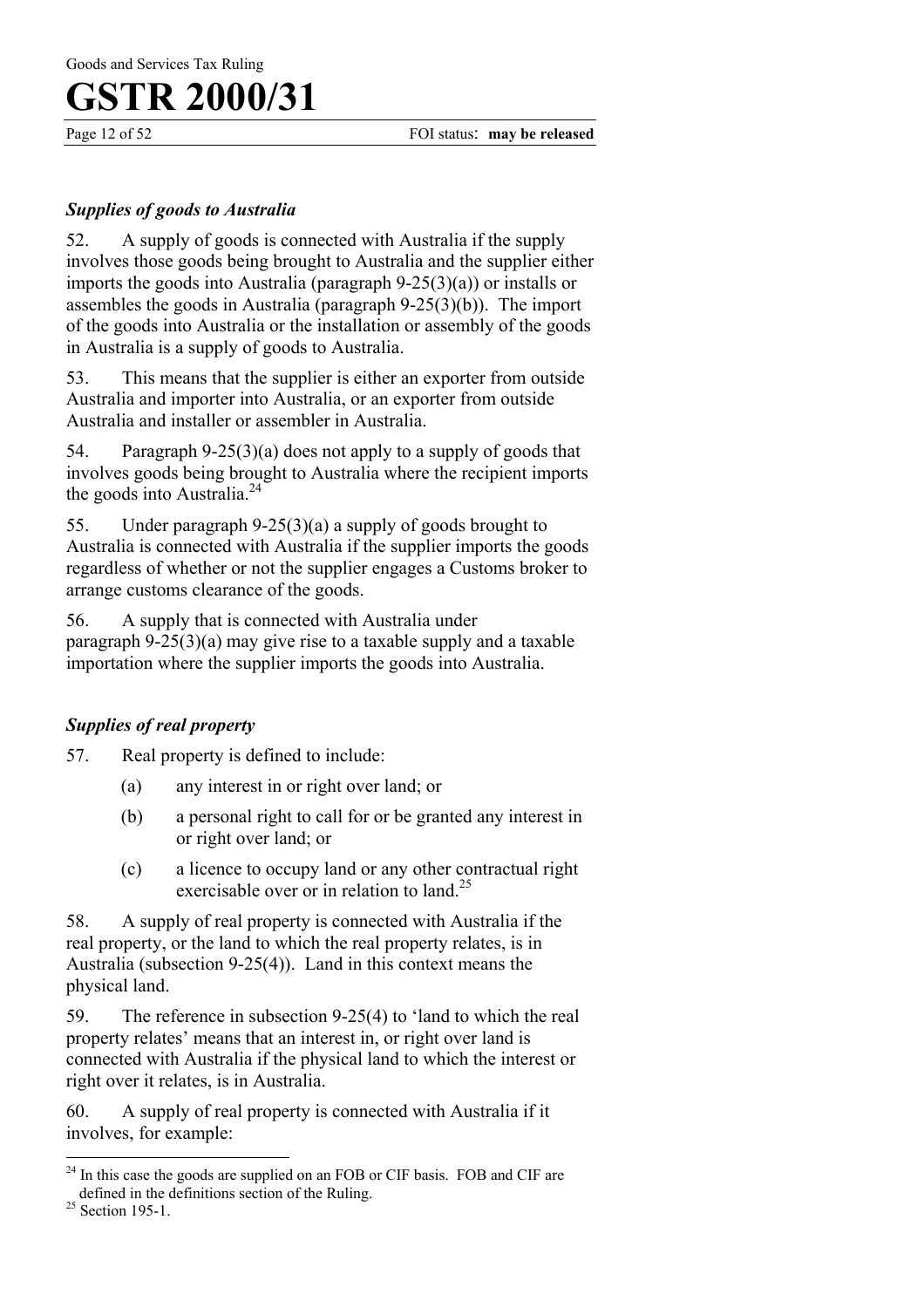### *Supplies of goods to Australia*

52. A supply of goods is connected with Australia if the supply involves those goods being brought to Australia and the supplier either imports the goods into Australia (paragraph 9-25(3)(a)) or installs or assembles the goods in Australia (paragraph 9-25(3)(b)). The import of the goods into Australia or the installation or assembly of the goods in Australia is a supply of goods to Australia.

53. This means that the supplier is either an exporter from outside Australia and importer into Australia, or an exporter from outside Australia and installer or assembler in Australia.

54. Paragraph 9-25(3)(a) does not apply to a supply of goods that involves goods being brought to Australia where the recipient imports the goods into Australia.[24]

55. Under paragraph 9-25(3)(a) a supply of goods brought to Australia is connected with Australia if the supplier imports the goods regardless of whether or not the supplier engages a Customs broker to arrange customs clearance of the goods.

56. A supply that is connected with Australia under paragraph 9-25(3)(a) may give rise to a taxable supply and a taxable importation where the supplier imports the goods into Australia.

### *Supplies of real property*

57. Real property is defined to include:

- (a) any interest in or right over land; or
- (b) a personal right to call for or be granted any interest in or right over land; or
- (c) a licence to occupy land or any other contractual right exercisable over or in relation to land.[25]

58. A supply of real property is connected with Australia if the real property, or the land to which the real property relates, is in Australia (subsection 9-25(4)). Land in this context means the physical land.

59. The reference in subsection 9-25(4) to 'land to which the real property relates' means that an interest in, or right over land is connected with Australia if the physical land to which the interest or right over it relates, is in Australia.

60. A supply of real property is connected with Australia if it involves, for example:

---

[24] In this case the goods are supplied on an FOB or CIF basis. FOB and CIF are defined in the definitions section of the Ruling.

[25] Section 195-1.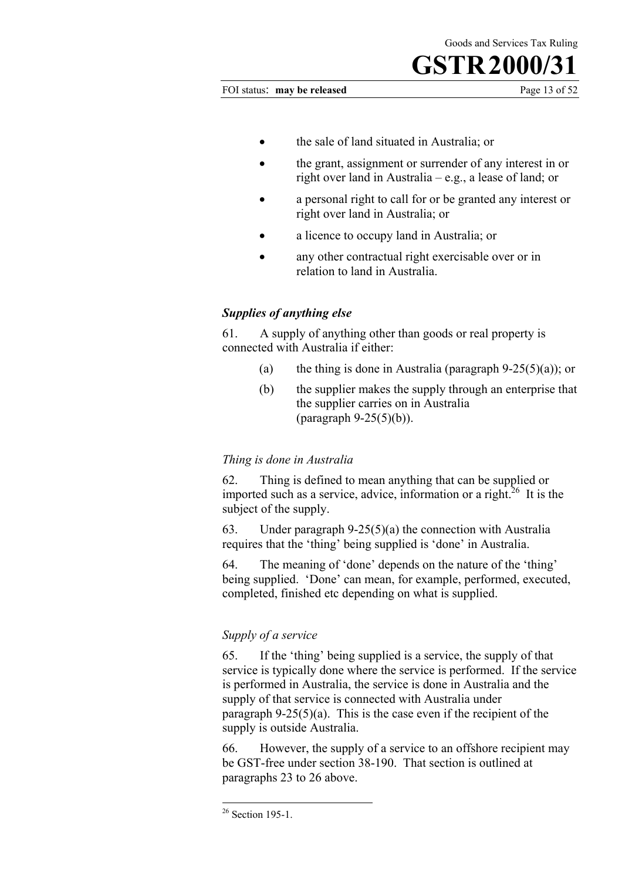- the sale of land situated in Australia; or
- the grant, assignment or surrender of any interest in or right over land in Australia – e.g., a lease of land; or
- a personal right to call for or be granted any interest or right over land in Australia; or
- a licence to occupy land in Australia; or
- any other contractual right exercisable over or in relation to land in Australia.

### *Supplies of anything else*

61. A supply of anything other than goods or real property is connected with Australia if either:

(a) the thing is done in Australia (paragraph 9-25(5)(a)); or

(b) the supplier makes the supply through an enterprise that the supplier carries on in Australia (paragraph 9-25(5)(b)).

#### *Thing is done in Australia*

62. Thing is defined to mean anything that can be supplied or imported such as a service, advice, information or a right.[26] It is the subject of the supply.

63. Under paragraph 9-25(5)(a) the connection with Australia requires that the 'thing' being supplied is 'done' in Australia.

64. The meaning of 'done' depends on the nature of the 'thing' being supplied. 'Done' can mean, for example, performed, executed, completed, finished etc depending on what is supplied.

#### *Supply of a service*

65. If the 'thing' being supplied is a service, the supply of that service is typically done where the service is performed. If the service is performed in Australia, the service is done in Australia and the supply of that service is connected with Australia under paragraph 9-25(5)(a). This is the case even if the recipient of the supply is outside Australia.

66. However, the supply of a service to an offshore recipient may be GST-free under section 38-190. That section is outlined at paragraphs 23 to 26 above.

---

[26] Section 195-1.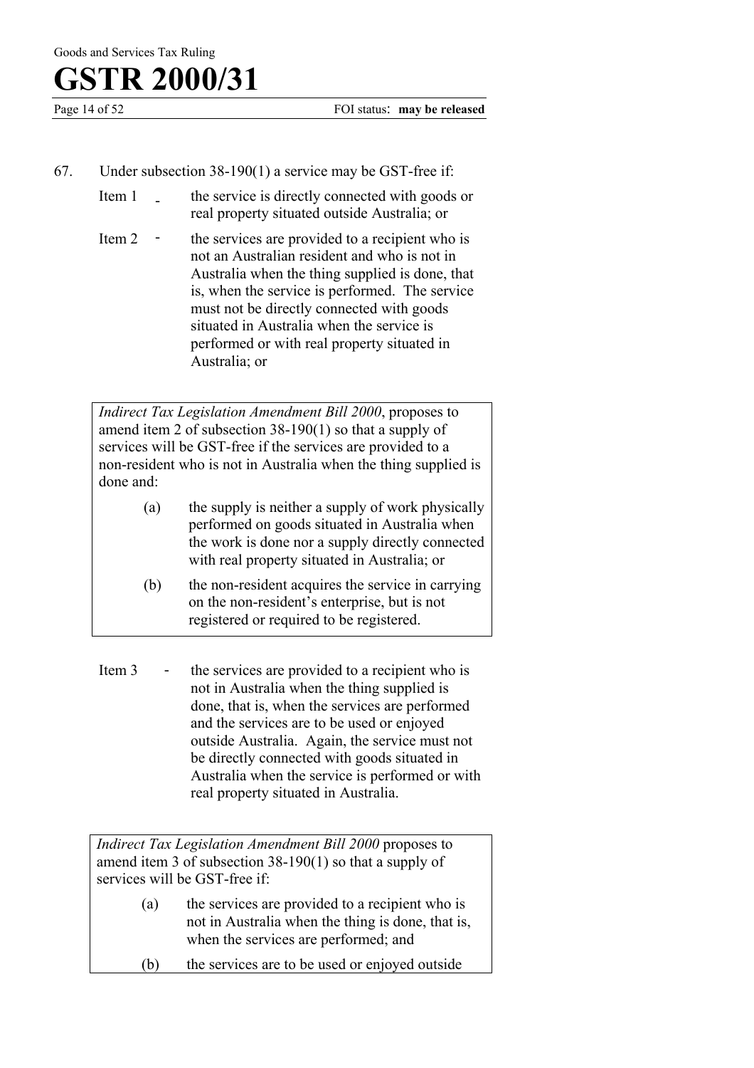67. Under subsection 38-190(1) a service may be GST-free if:

Item 1 - the service is directly connected with goods or real property situated outside Australia; or

Item 2 - the services are provided to a recipient who is not an Australian resident and who is not in Australia when the thing supplied is done, that is, when the service is performed. The service must not be directly connected with goods situated in Australia when the service is performed or with real property situated in Australia; or

> *Indirect Tax Legislation Amendment Bill 2000*, proposes to amend item 2 of subsection 38-190(1) so that a supply of services will be GST-free if the services are provided to a non-resident who is not in Australia when the thing supplied is done and:
>
> (a) the supply is neither a supply of work physically performed on goods situated in Australia when the work is done nor a supply directly connected with real property situated in Australia; or
>
> (b) the non-resident acquires the service in carrying on the non-resident's enterprise, but is not registered or required to be registered.

Item 3 - the services are provided to a recipient who is not in Australia when the thing supplied is done, that is, when the services are performed and the services are to be used or enjoyed outside Australia. Again, the service must not be directly connected with goods situated in Australia when the service is performed or with real property situated in Australia.

> *Indirect Tax Legislation Amendment Bill 2000* proposes to amend item 3 of subsection 38-190(1) so that a supply of services will be GST-free if:
>
> (a) the services are provided to a recipient who is not in Australia when the thing is done, that is, when the services are performed; and
>
> (b) the services are to be used or enjoyed outside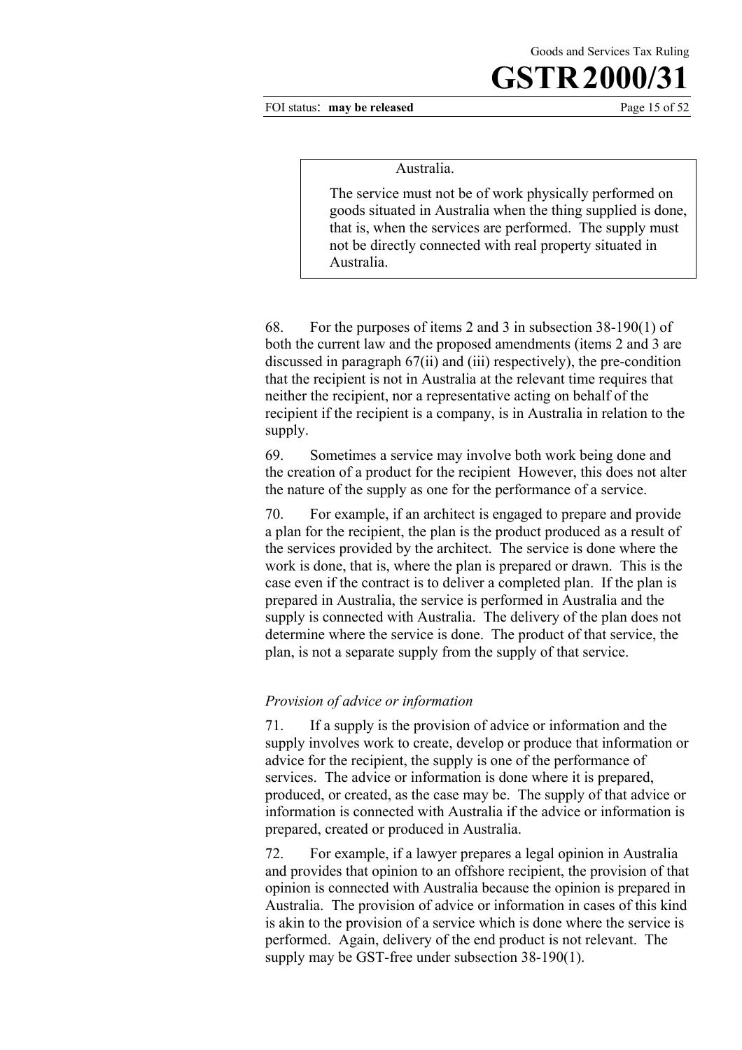> Australia.
>
> The service must not be of work physically performed on goods situated in Australia when the thing supplied is done, that is, when the services are performed. The supply must not be directly connected with real property situated in Australia.

68. For the purposes of items 2 and 3 in subsection 38-190(1) of both the current law and the proposed amendments (items 2 and 3 are discussed in paragraph 67(ii) and (iii) respectively), the pre-condition that the recipient is not in Australia at the relevant time requires that neither the recipient, nor a representative acting on behalf of the recipient if the recipient is a company, is in Australia in relation to the supply.

69. Sometimes a service may involve both work being done and the creation of a product for the recipient However, this does not alter the nature of the supply as one for the performance of a service.

70. For example, if an architect is engaged to prepare and provide a plan for the recipient, the plan is the product produced as a result of the services provided by the architect. The service is done where the work is done, that is, where the plan is prepared or drawn. This is the case even if the contract is to deliver a completed plan. If the plan is prepared in Australia, the service is performed in Australia and the supply is connected with Australia. The delivery of the plan does not determine where the service is done. The product of that service, the plan, is not a separate supply from the supply of that service.

### *Provision of advice or information*

71. If a supply is the provision of advice or information and the supply involves work to create, develop or produce that information or advice for the recipient, the supply is one of the performance of services. The advice or information is done where it is prepared, produced, or created, as the case may be. The supply of that advice or information is connected with Australia if the advice or information is prepared, created or produced in Australia.

72. For example, if a lawyer prepares a legal opinion in Australia and provides that opinion to an offshore recipient, the provision of that opinion is connected with Australia because the opinion is prepared in Australia. The provision of advice or information in cases of this kind is akin to the provision of a service which is done where the service is performed. Again, delivery of the end product is not relevant. The supply may be GST-free under subsection 38-190(1).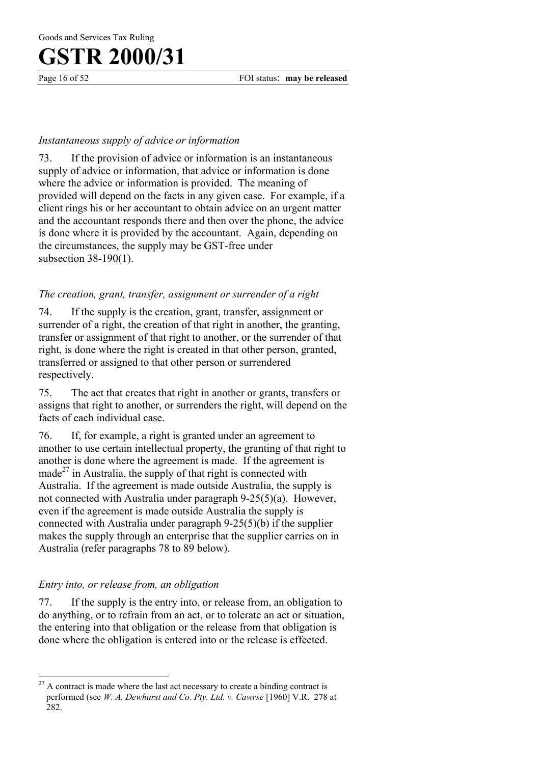*Instantaneous supply of advice or information*

73. If the provision of advice or information is an instantaneous supply of advice or information, that advice or information is done where the advice or information is provided. The meaning of provided will depend on the facts in any given case. For example, if a client rings his or her accountant to obtain advice on an urgent matter and the accountant responds there and then over the phone, the advice is done where it is provided by the accountant. Again, depending on the circumstances, the supply may be GST-free under subsection 38-190(1).

*The creation, grant, transfer, assignment or surrender of a right*

74. If the supply is the creation, grant, transfer, assignment or surrender of a right, the creation of that right in another, the granting, transfer or assignment of that right to another, or the surrender of that right, is done where the right is created in that other person, granted, transferred or assigned to that other person or surrendered respectively.

75. The act that creates that right in another or grants, transfers or assigns that right to another, or surrenders the right, will depend on the facts of each individual case.

76. If, for example, a right is granted under an agreement to another to use certain intellectual property, the granting of that right to another is done where the agreement is made. If the agreement is made[27] in Australia, the supply of that right is connected with Australia. If the agreement is made outside Australia, the supply is not connected with Australia under paragraph 9-25(5)(a). However, even if the agreement is made outside Australia the supply is connected with Australia under paragraph 9-25(5)(b) if the supplier makes the supply through an enterprise that the supplier carries on in Australia (refer paragraphs 78 to 89 below).

*Entry into, or release from, an obligation*

77. If the supply is the entry into, or release from, an obligation to do anything, or to refrain from an act, or to tolerate an act or situation, the entering into that obligation or the release from that obligation is done where the obligation is entered into or the release is effected.

---

[27] A contract is made where the last act necessary to create a binding contract is performed (see *W. A. Dewhurst and Co. Pty. Ltd. v. Cawrse* [1960] V.R. 278 at 282.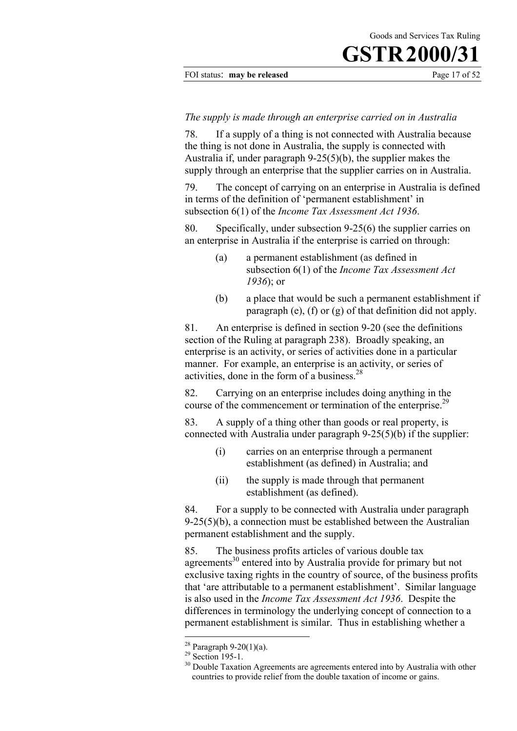*The supply is made through an enterprise carried on in Australia*

78. If a supply of a thing is not connected with Australia because the thing is not done in Australia, the supply is connected with Australia if, under paragraph 9-25(5)(b), the supplier makes the supply through an enterprise that the supplier carries on in Australia.

79. The concept of carrying on an enterprise in Australia is defined in terms of the definition of 'permanent establishment' in subsection 6(1) of the *Income Tax Assessment Act 1936*.

80. Specifically, under subsection 9-25(6) the supplier carries on an enterprise in Australia if the enterprise is carried on through:

(a) a permanent establishment (as defined in subsection 6(1) of the *Income Tax Assessment Act 1936*); or

(b) a place that would be such a permanent establishment if paragraph (e), (f) or (g) of that definition did not apply.

81. An enterprise is defined in section 9-20 (see the definitions section of the Ruling at paragraph 238). Broadly speaking, an enterprise is an activity, or series of activities done in a particular manner. For example, an enterprise is an activity, or series of activities, done in the form of a business.[28]

82. Carrying on an enterprise includes doing anything in the course of the commencement or termination of the enterprise.[29]

83. A supply of a thing other than goods or real property, is connected with Australia under paragraph 9-25(5)(b) if the supplier:

(i) carries on an enterprise through a permanent establishment (as defined) in Australia; and

(ii) the supply is made through that permanent establishment (as defined).

84. For a supply to be connected with Australia under paragraph 9-25(5)(b), a connection must be established between the Australian permanent establishment and the supply.

85. The business profits articles of various double tax agreements[30] entered into by Australia provide for primary but not exclusive taxing rights in the country of source, of the business profits that 'are attributable to a permanent establishment'. Similar language is also used in the *Income Tax Assessment Act 1936*. Despite the differences in terminology the underlying concept of connection to a permanent establishment is similar. Thus in establishing whether a

---

[28] Paragraph 9-20(1)(a).

[29] Section 195-1.

[30] Double Taxation Agreements are agreements entered into by Australia with other countries to provide relief from the double taxation of income or gains.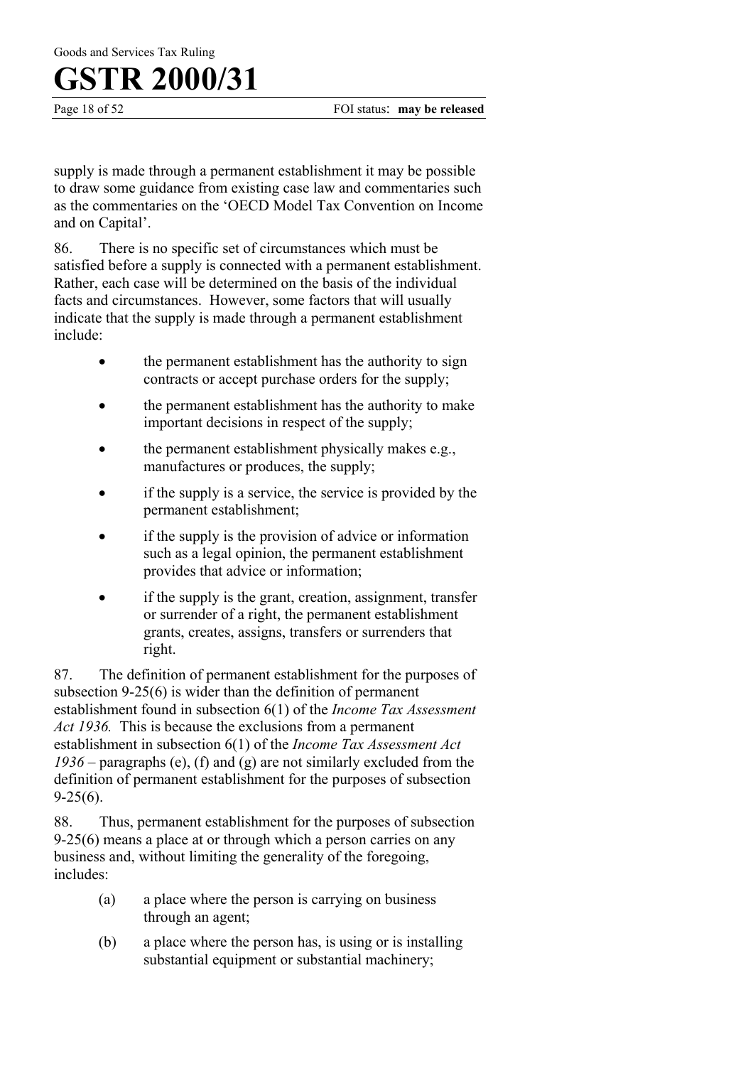supply is made through a permanent establishment it may be possible to draw some guidance from existing case law and commentaries such as the commentaries on the 'OECD Model Tax Convention on Income and on Capital'.

86. There is no specific set of circumstances which must be satisfied before a supply is connected with a permanent establishment. Rather, each case will be determined on the basis of the individual facts and circumstances. However, some factors that will usually indicate that the supply is made through a permanent establishment include:

- the permanent establishment has the authority to sign contracts or accept purchase orders for the supply;
- the permanent establishment has the authority to make important decisions in respect of the supply;
- the permanent establishment physically makes e.g., manufactures or produces, the supply;
- if the supply is a service, the service is provided by the permanent establishment;
- if the supply is the provision of advice or information such as a legal opinion, the permanent establishment provides that advice or information;
- if the supply is the grant, creation, assignment, transfer or surrender of a right, the permanent establishment grants, creates, assigns, transfers or surrenders that right.

87. The definition of permanent establishment for the purposes of subsection 9-25(6) is wider than the definition of permanent establishment found in subsection 6(1) of the *Income Tax Assessment Act 1936.* This is because the exclusions from a permanent establishment in subsection 6(1) of the *Income Tax Assessment Act 1936* – paragraphs (e), (f) and (g) are not similarly excluded from the definition of permanent establishment for the purposes of subsection 9-25(6).

88. Thus, permanent establishment for the purposes of subsection 9-25(6) means a place at or through which a person carries on any business and, without limiting the generality of the foregoing, includes:

(a) a place where the person is carrying on business through an agent;

(b) a place where the person has, is using or is installing substantial equipment or substantial machinery;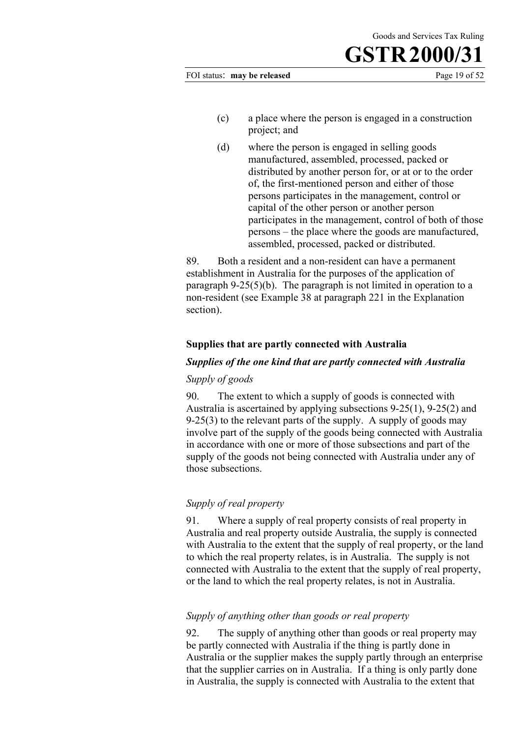(c) a place where the person is engaged in a construction project; and

(d) where the person is engaged in selling goods manufactured, assembled, processed, packed or distributed by another person for, or at or to the order of, the first-mentioned person and either of those persons participates in the management, control or capital of the other person or another person participates in the management, control of both of those persons – the place where the goods are manufactured, assembled, processed, packed or distributed.

89. Both a resident and a non-resident can have a permanent establishment in Australia for the purposes of the application of paragraph 9-25(5)(b). The paragraph is not limited in operation to a non-resident (see Example 38 at paragraph 221 in the Explanation section).

### Supplies that are partly connected with Australia

#### *Supplies of the one kind that are partly connected with Australia*

*Supply of goods*

90. The extent to which a supply of goods is connected with Australia is ascertained by applying subsections 9-25(1), 9-25(2) and 9-25(3) to the relevant parts of the supply. A supply of goods may involve part of the supply of the goods being connected with Australia in accordance with one or more of those subsections and part of the supply of the goods not being connected with Australia under any of those subsections.

*Supply of real property*

91. Where a supply of real property consists of real property in Australia and real property outside Australia, the supply is connected with Australia to the extent that the supply of real property, or the land to which the real property relates, is in Australia. The supply is not connected with Australia to the extent that the supply of real property, or the land to which the real property relates, is not in Australia.

*Supply of anything other than goods or real property*

92. The supply of anything other than goods or real property may be partly connected with Australia if the thing is partly done in Australia or the supplier makes the supply partly through an enterprise that the supplier carries on in Australia. If a thing is only partly done in Australia, the supply is connected with Australia to the extent that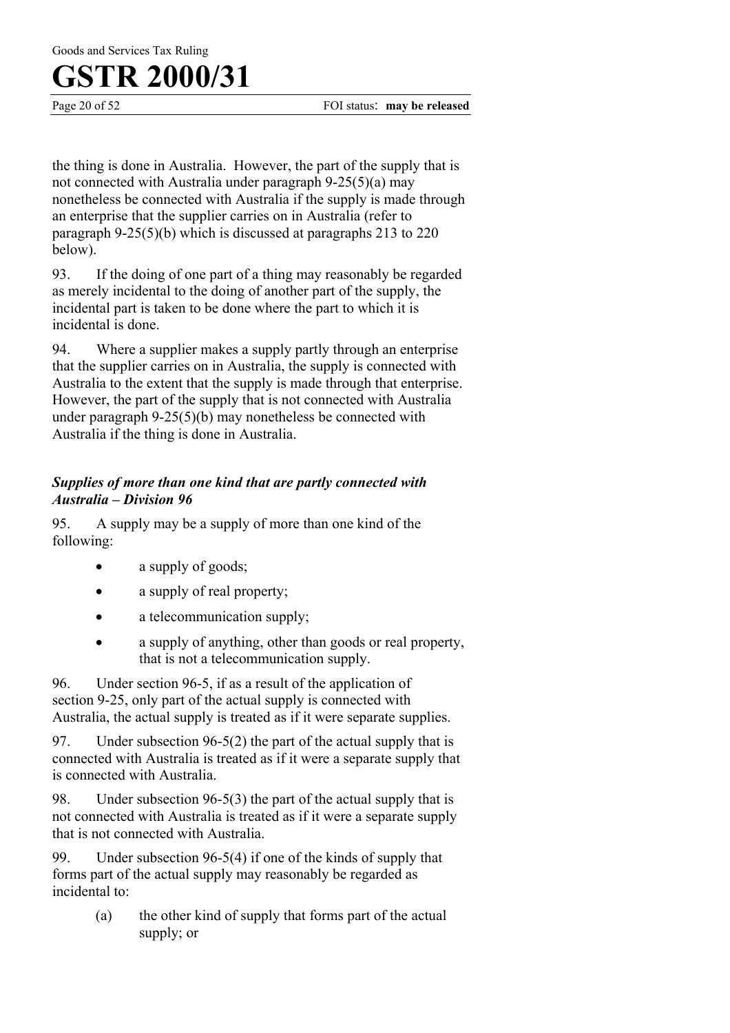the thing is done in Australia. However, the part of the supply that is not connected with Australia under paragraph 9-25(5)(a) may nonetheless be connected with Australia if the supply is made through an enterprise that the supplier carries on in Australia (refer to paragraph 9-25(5)(b) which is discussed at paragraphs 213 to 220 below).

93. If the doing of one part of a thing may reasonably be regarded as merely incidental to the doing of another part of the supply, the incidental part is taken to be done where the part to which it is incidental is done.

94. Where a supplier makes a supply partly through an enterprise that the supplier carries on in Australia, the supply is connected with Australia to the extent that the supply is made through that enterprise. However, the part of the supply that is not connected with Australia under paragraph 9-25(5)(b) may nonetheless be connected with Australia if the thing is done in Australia.

### *Supplies of more than one kind that are partly connected with Australia – Division 96*

95. A supply may be a supply of more than one kind of the following:

- a supply of goods;
- a supply of real property;
- a telecommunication supply;
- a supply of anything, other than goods or real property, that is not a telecommunication supply.

96. Under section 96-5, if as a result of the application of section 9-25, only part of the actual supply is connected with Australia, the actual supply is treated as if it were separate supplies.

97. Under subsection 96-5(2) the part of the actual supply that is connected with Australia is treated as if it were a separate supply that is connected with Australia.

98. Under subsection 96-5(3) the part of the actual supply that is not connected with Australia is treated as if it were a separate supply that is not connected with Australia.

99. Under subsection 96-5(4) if one of the kinds of supply that forms part of the actual supply may reasonably be regarded as incidental to:

(a) the other kind of supply that forms part of the actual supply; or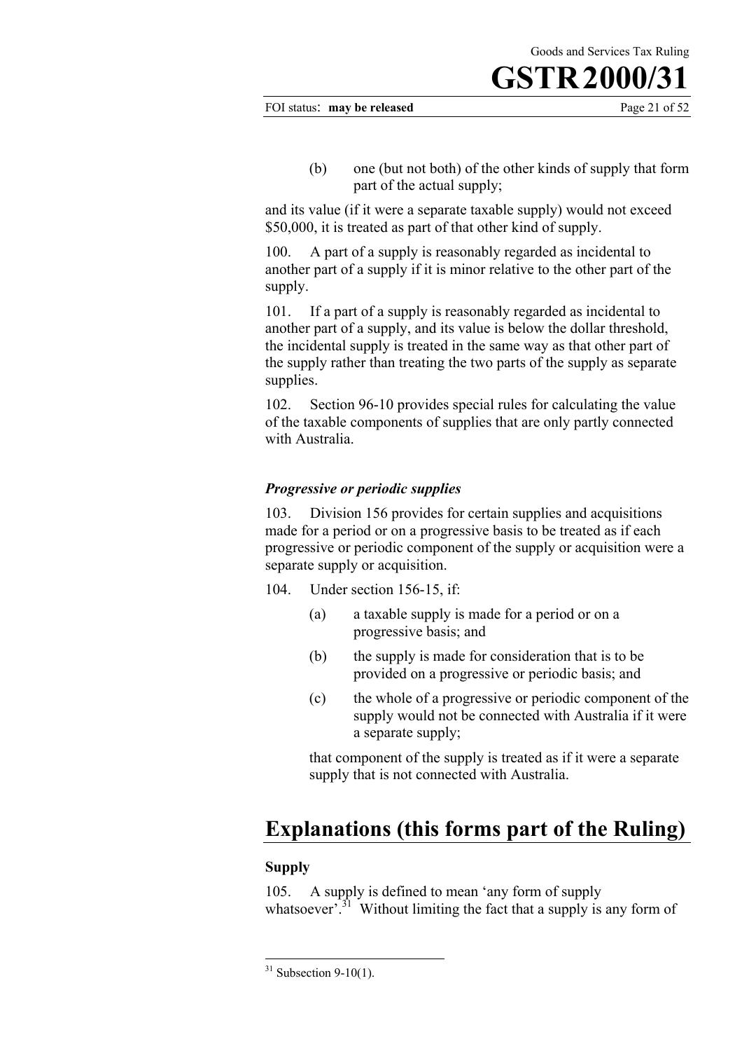(b) one (but not both) of the other kinds of supply that form part of the actual supply;

and its value (if it were a separate taxable supply) would not exceed $50,000, it is treated as part of that other kind of supply.

100. A part of a supply is reasonably regarded as incidental to another part of a supply if it is minor relative to the other part of the supply.

101. If a part of a supply is reasonably regarded as incidental to another part of a supply, and its value is below the dollar threshold, the incidental supply is treated in the same way as that other part of the supply rather than treating the two parts of the supply as separate supplies.

102. Section 96-10 provides special rules for calculating the value of the taxable components of supplies that are only partly connected with Australia.

### *Progressive or periodic supplies*

103. Division 156 provides for certain supplies and acquisitions made for a period or on a progressive basis to be treated as if each progressive or periodic component of the supply or acquisition were a separate supply or acquisition.

104. Under section 156-15, if:

(a) a taxable supply is made for a period or on a progressive basis; and

(b) the supply is made for consideration that is to be provided on a progressive or periodic basis; and

(c) the whole of a progressive or periodic component of the supply would not be connected with Australia if it were a separate supply;

that component of the supply is treated as if it were a separate supply that is not connected with Australia.

# Explanations (this forms part of the Ruling)

### Supply

105. A supply is defined to mean 'any form of supply whatsoever'.[31] Without limiting the fact that a supply is any form of

---

[31] Subsection 9-10(1).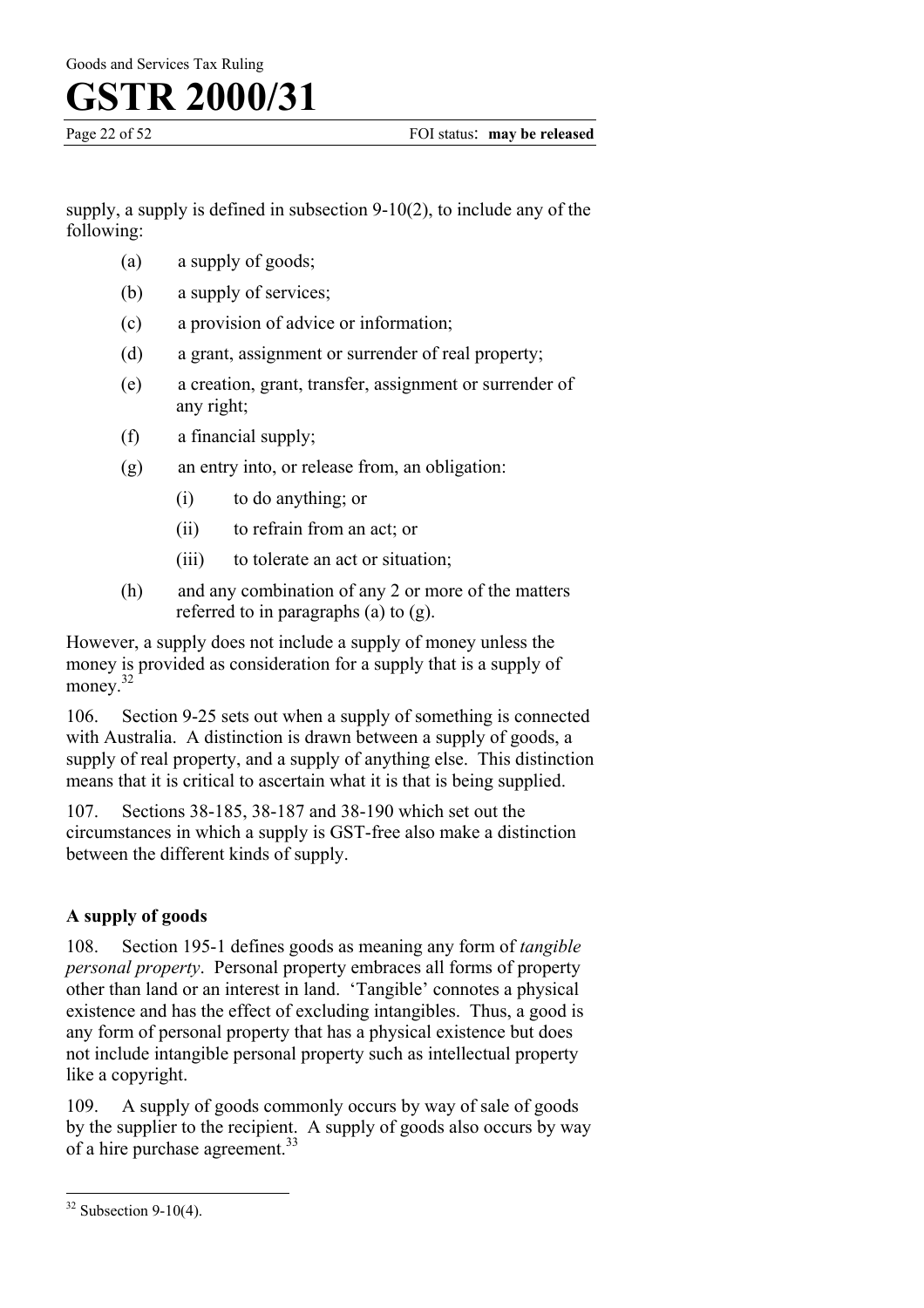supply, a supply is defined in subsection 9-10(2), to include any of the following:

- (a) a supply of goods;
- (b) a supply of services;
- (c) a provision of advice or information;
- (d) a grant, assignment or surrender of real property;
- (e) a creation, grant, transfer, assignment or surrender of any right;
- (f) a financial supply;
- (g) an entry into, or release from, an obligation:
  - (i) to do anything; or
  - (ii) to refrain from an act; or
  - (iii) to tolerate an act or situation;
- (h) and any combination of any 2 or more of the matters referred to in paragraphs (a) to (g).

However, a supply does not include a supply of money unless the money is provided as consideration for a supply that is a supply of money.[32]

106. Section 9-25 sets out when a supply of something is connected with Australia. A distinction is drawn between a supply of goods, a supply of real property, and a supply of anything else. This distinction means that it is critical to ascertain what it is that is being supplied.

107. Sections 38-185, 38-187 and 38-190 which set out the circumstances in which a supply is GST-free also make a distinction between the different kinds of supply.

### A supply of goods

108. Section 195-1 defines goods as meaning any form of *tangible personal property*. Personal property embraces all forms of property other than land or an interest in land. 'Tangible' connotes a physical existence and has the effect of excluding intangibles. Thus, a good is any form of personal property that has a physical existence but does not include intangible personal property such as intellectual property like a copyright.

109. A supply of goods commonly occurs by way of sale of goods by the supplier to the recipient. A supply of goods also occurs by way of a hire purchase agreement.[33]

---

[32] Subsection 9-10(4).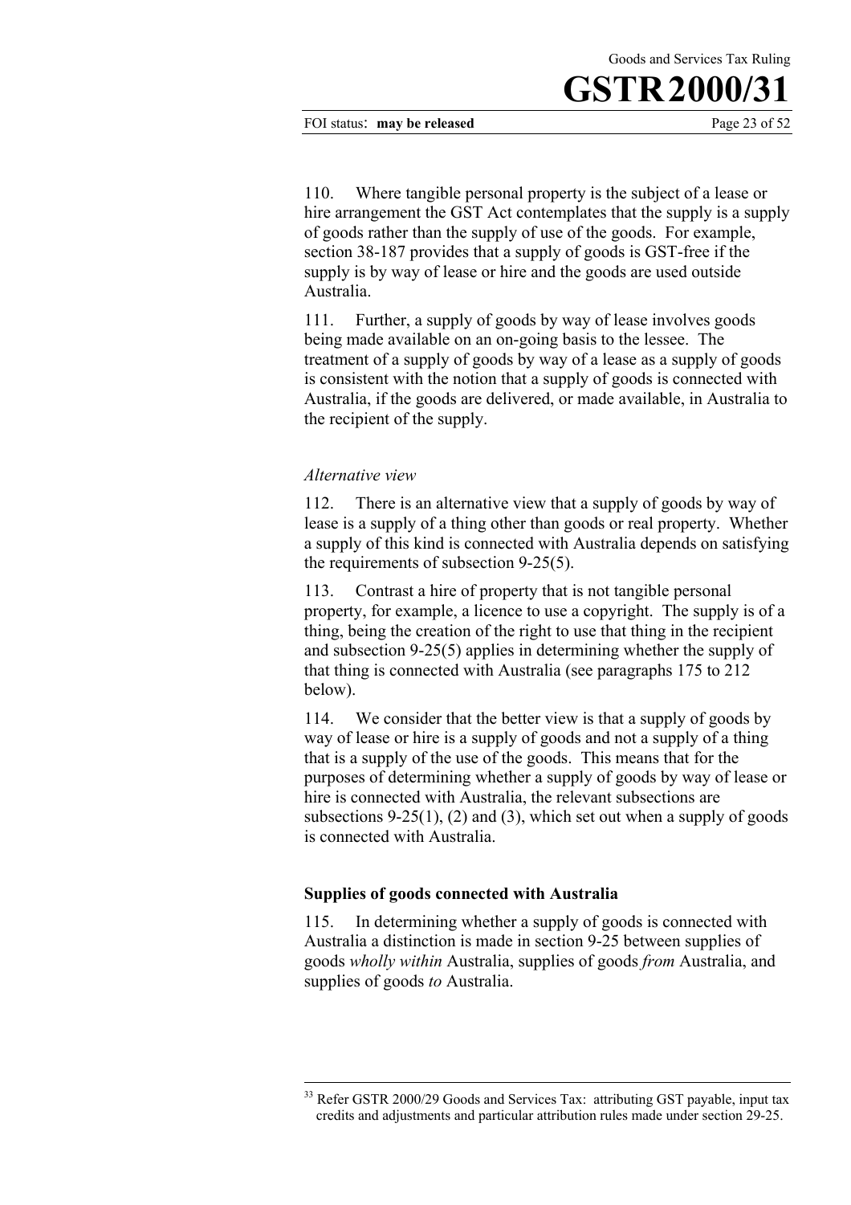110. Where tangible personal property is the subject of a lease or hire arrangement the GST Act contemplates that the supply is a supply of goods rather than the supply of use of the goods. For example, section 38-187 provides that a supply of goods is GST-free if the supply is by way of lease or hire and the goods are used outside Australia.

111. Further, a supply of goods by way of lease involves goods being made available on an on-going basis to the lessee. The treatment of a supply of goods by way of a lease as a supply of goods is consistent with the notion that a supply of goods is connected with Australia, if the goods are delivered, or made available, in Australia to the recipient of the supply.

*Alternative view*

112. There is an alternative view that a supply of goods by way of lease is a supply of a thing other than goods or real property. Whether a supply of this kind is connected with Australia depends on satisfying the requirements of subsection 9-25(5).

113. Contrast a hire of property that is not tangible personal property, for example, a licence to use a copyright. The supply is of a thing, being the creation of the right to use that thing in the recipient and subsection 9-25(5) applies in determining whether the supply of that thing is connected with Australia (see paragraphs 175 to 212 below).

114. We consider that the better view is that a supply of goods by way of lease or hire is a supply of goods and not a supply of a thing that is a supply of the use of the goods. This means that for the purposes of determining whether a supply of goods by way of lease or hire is connected with Australia, the relevant subsections are subsections 9-25(1), (2) and (3), which set out when a supply of goods is connected with Australia.

### Supplies of goods connected with Australia

115. In determining whether a supply of goods is connected with Australia a distinction is made in section 9-25 between supplies of goods *wholly within* Australia, supplies of goods *from* Australia, and supplies of goods *to* Australia.

[33] Refer GSTR 2000/29 Goods and Services Tax: attributing GST payable, input tax credits and adjustments and particular attribution rules made under section 29-25.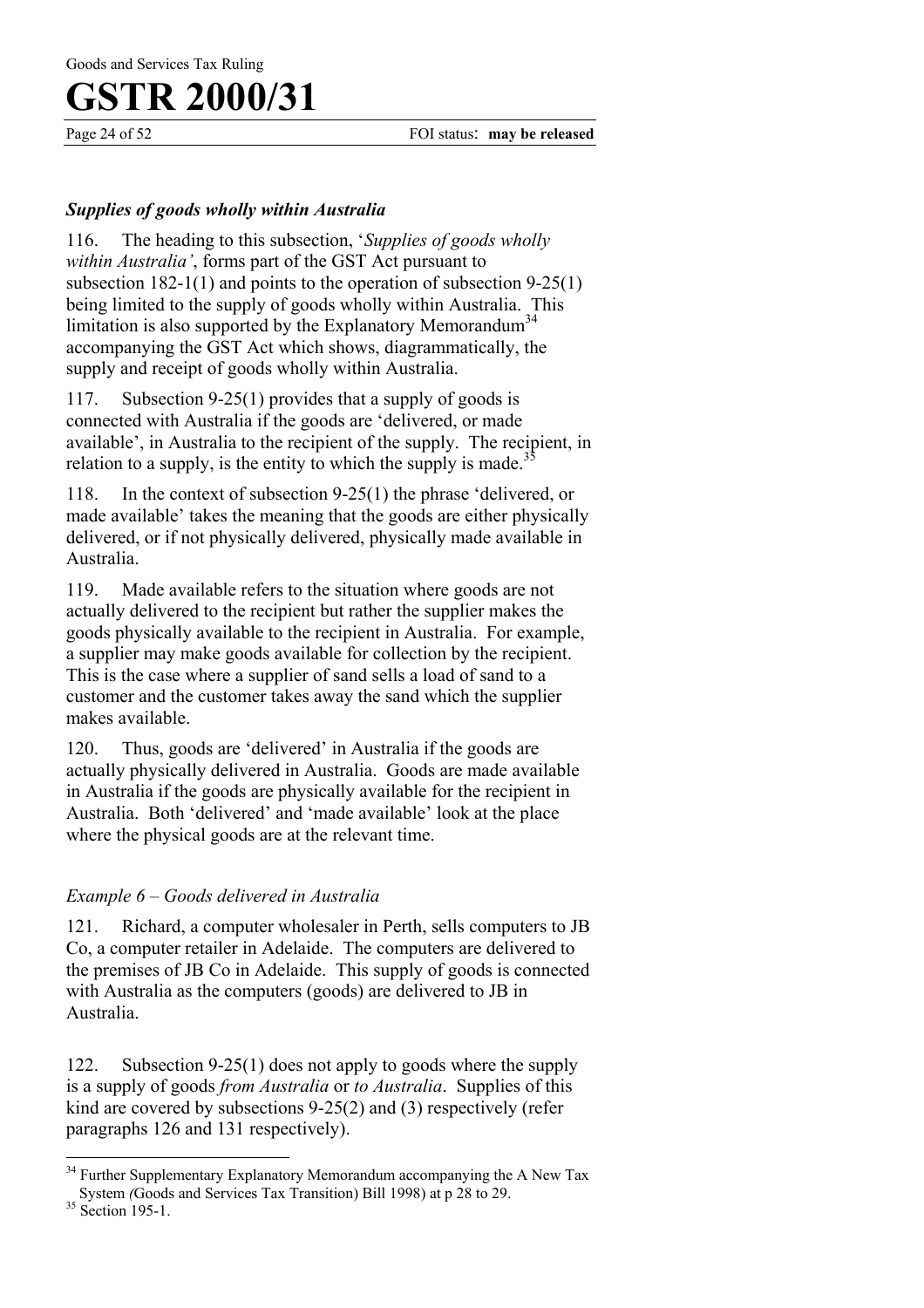### *Supplies of goods wholly within Australia*

116. The heading to this subsection, '*Supplies of goods wholly within Australia'*, forms part of the GST Act pursuant to subsection 182-1(1) and points to the operation of subsection 9-25(1) being limited to the supply of goods wholly within Australia. This limitation is also supported by the Explanatory Memorandum[34] accompanying the GST Act which shows, diagrammatically, the supply and receipt of goods wholly within Australia.

117. Subsection 9-25(1) provides that a supply of goods is connected with Australia if the goods are 'delivered, or made available', in Australia to the recipient of the supply. The recipient, in relation to a supply, is the entity to which the supply is made.[35]

118. In the context of subsection 9-25(1) the phrase 'delivered, or made available' takes the meaning that the goods are either physically delivered, or if not physically delivered, physically made available in Australia.

119. Made available refers to the situation where goods are not actually delivered to the recipient but rather the supplier makes the goods physically available to the recipient in Australia. For example, a supplier may make goods available for collection by the recipient. This is the case where a supplier of sand sells a load of sand to a customer and the customer takes away the sand which the supplier makes available.

120. Thus, goods are 'delivered' in Australia if the goods are actually physically delivered in Australia. Goods are made available in Australia if the goods are physically available for the recipient in Australia. Both 'delivered' and 'made available' look at the place where the physical goods are at the relevant time.

*Example 6 – Goods delivered in Australia*

121. Richard, a computer wholesaler in Perth, sells computers to JB Co, a computer retailer in Adelaide. The computers are delivered to the premises of JB Co in Adelaide. This supply of goods is connected with Australia as the computers (goods) are delivered to JB in Australia.

122. Subsection 9-25(1) does not apply to goods where the supply is a supply of goods *from Australia* or *to Australia*. Supplies of this kind are covered by subsections 9-25(2) and (3) respectively (refer paragraphs 126 and 131 respectively).

---

[34] Further Supplementary Explanatory Memorandum accompanying the A New Tax System *(*Goods and Services Tax Transition) Bill 1998) at p 28 to 29.

[35] Section 195-1.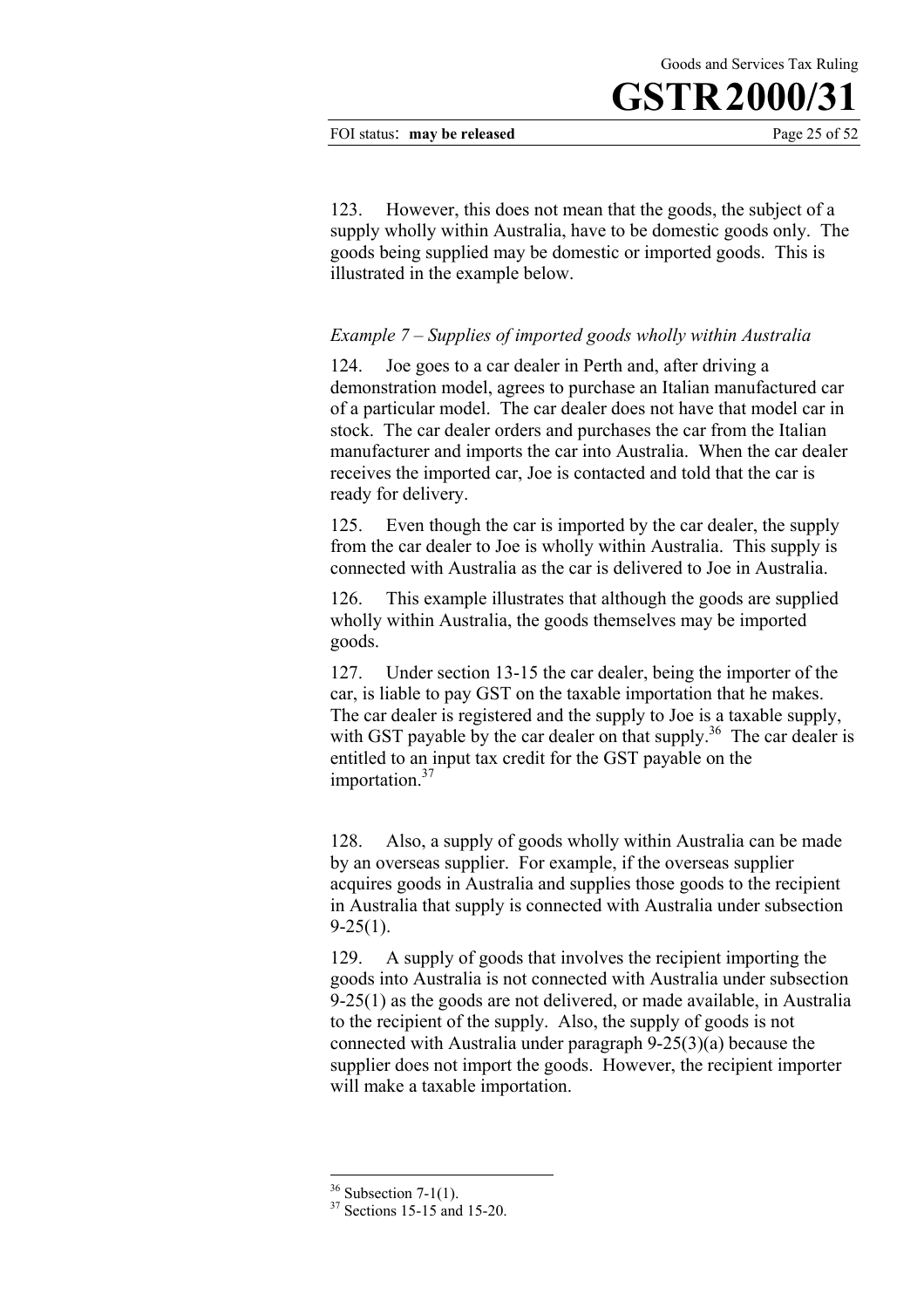123. However, this does not mean that the goods, the subject of a supply wholly within Australia, have to be domestic goods only. The goods being supplied may be domestic or imported goods. This is illustrated in the example below.

*Example 7 – Supplies of imported goods wholly within Australia*

124. Joe goes to a car dealer in Perth and, after driving a demonstration model, agrees to purchase an Italian manufactured car of a particular model. The car dealer does not have that model car in stock. The car dealer orders and purchases the car from the Italian manufacturer and imports the car into Australia. When the car dealer receives the imported car, Joe is contacted and told that the car is ready for delivery.

125. Even though the car is imported by the car dealer, the supply from the car dealer to Joe is wholly within Australia. This supply is connected with Australia as the car is delivered to Joe in Australia.

126. This example illustrates that although the goods are supplied wholly within Australia, the goods themselves may be imported goods.

127. Under section 13-15 the car dealer, being the importer of the car, is liable to pay GST on the taxable importation that he makes. The car dealer is registered and the supply to Joe is a taxable supply, with GST payable by the car dealer on that supply.[36] The car dealer is entitled to an input tax credit for the GST payable on the importation.[37]

128. Also, a supply of goods wholly within Australia can be made by an overseas supplier. For example, if the overseas supplier acquires goods in Australia and supplies those goods to the recipient in Australia that supply is connected with Australia under subsection 9-25(1).

129. A supply of goods that involves the recipient importing the goods into Australia is not connected with Australia under subsection 9-25(1) as the goods are not delivered, or made available, in Australia to the recipient of the supply. Also, the supply of goods is not connected with Australia under paragraph 9-25(3)(a) because the supplier does not import the goods. However, the recipient importer will make a taxable importation.

---

[36] Subsection 7-1(1).

[37] Sections 15-15 and 15-20.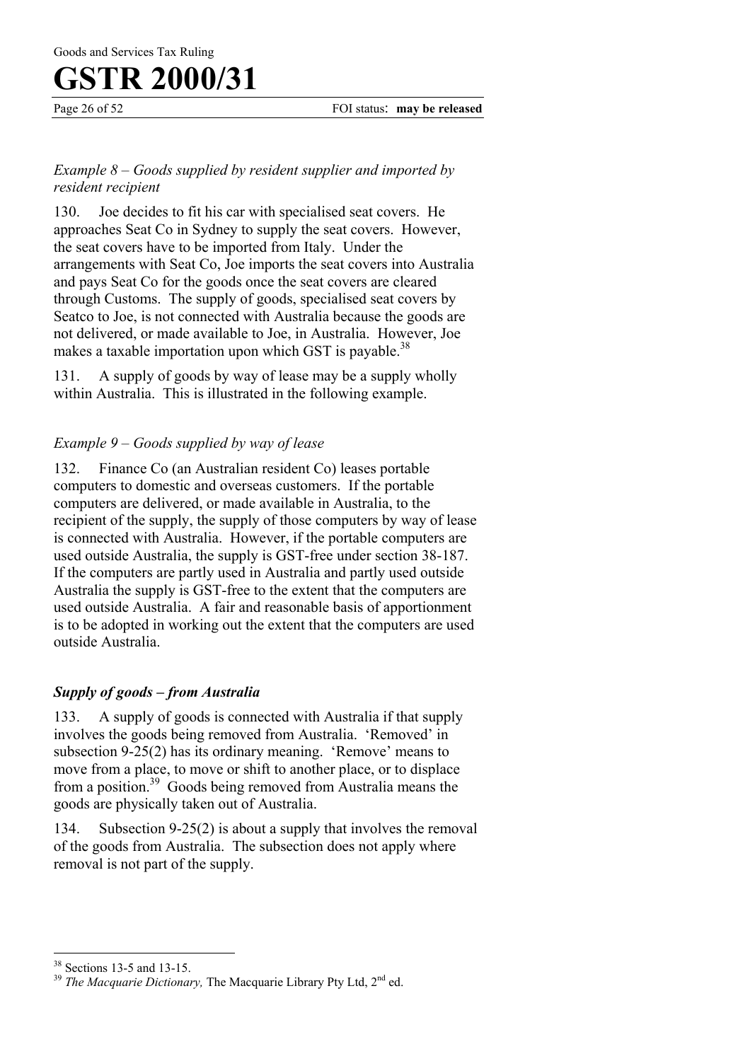*Example 8 – Goods supplied by resident supplier and imported by resident recipient*

130. Joe decides to fit his car with specialised seat covers. He approaches Seat Co in Sydney to supply the seat covers. However, the seat covers have to be imported from Italy. Under the arrangements with Seat Co, Joe imports the seat covers into Australia and pays Seat Co for the goods once the seat covers are cleared through Customs. The supply of goods, specialised seat covers by Seatco to Joe, is not connected with Australia because the goods are not delivered, or made available to Joe, in Australia. However, Joe makes a taxable importation upon which GST is payable.[38]

131. A supply of goods by way of lease may be a supply wholly within Australia. This is illustrated in the following example.

*Example 9 – Goods supplied by way of lease*

132. Finance Co (an Australian resident Co) leases portable computers to domestic and overseas customers. If the portable computers are delivered, or made available in Australia, to the recipient of the supply, the supply of those computers by way of lease is connected with Australia. However, if the portable computers are used outside Australia, the supply is GST-free under section 38-187. If the computers are partly used in Australia and partly used outside Australia the supply is GST-free to the extent that the computers are used outside Australia. A fair and reasonable basis of apportionment is to be adopted in working out the extent that the computers are used outside Australia.

### *Supply of goods – from Australia*

133. A supply of goods is connected with Australia if that supply involves the goods being removed from Australia. 'Removed' in subsection 9-25(2) has its ordinary meaning. 'Remove' means to move from a place, to move or shift to another place, or to displace from a position.[39] Goods being removed from Australia means the goods are physically taken out of Australia.

134. Subsection 9-25(2) is about a supply that involves the removal of the goods from Australia. The subsection does not apply where removal is not part of the supply.

---

[38] Sections 13-5 and 13-15.

[39] *The Macquarie Dictionary,* The Macquarie Library Pty Ltd, 2nd ed.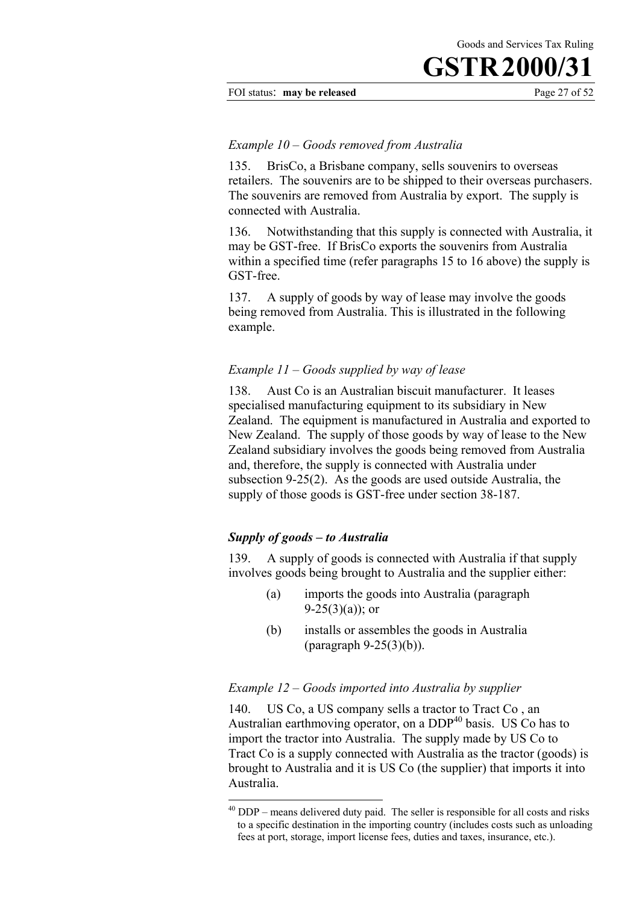*Example 10 – Goods removed from Australia*

135. BrisCo, a Brisbane company, sells souvenirs to overseas retailers. The souvenirs are to be shipped to their overseas purchasers. The souvenirs are removed from Australia by export. The supply is connected with Australia.

136. Notwithstanding that this supply is connected with Australia, it may be GST-free. If BrisCo exports the souvenirs from Australia within a specified time (refer paragraphs 15 to 16 above) the supply is GST-free.

137. A supply of goods by way of lease may involve the goods being removed from Australia. This is illustrated in the following example.

*Example 11 – Goods supplied by way of lease*

138. Aust Co is an Australian biscuit manufacturer. It leases specialised manufacturing equipment to its subsidiary in New Zealand. The equipment is manufactured in Australia and exported to New Zealand. The supply of those goods by way of lease to the New Zealand subsidiary involves the goods being removed from Australia and, therefore, the supply is connected with Australia under subsection 9-25(2). As the goods are used outside Australia, the supply of those goods is GST-free under section 38-187.

### *Supply of goods – to Australia*

139. A supply of goods is connected with Australia if that supply involves goods being brought to Australia and the supplier either:

- (a) imports the goods into Australia (paragraph 9-25(3)(a)); or
- (b) installs or assembles the goods in Australia (paragraph 9-25(3)(b)).

*Example 12 – Goods imported into Australia by supplier*

140. US Co, a US company sells a tractor to Tract Co , an Australian earthmoving operator, on a DDP[40] basis. US Co has to import the tractor into Australia. The supply made by US Co to Tract Co is a supply connected with Australia as the tractor (goods) is brought to Australia and it is US Co (the supplier) that imports it into Australia.

---

[40] DDP – means delivered duty paid. The seller is responsible for all costs and risks to a specific destination in the importing country (includes costs such as unloading fees at port, storage, import license fees, duties and taxes, insurance, etc.).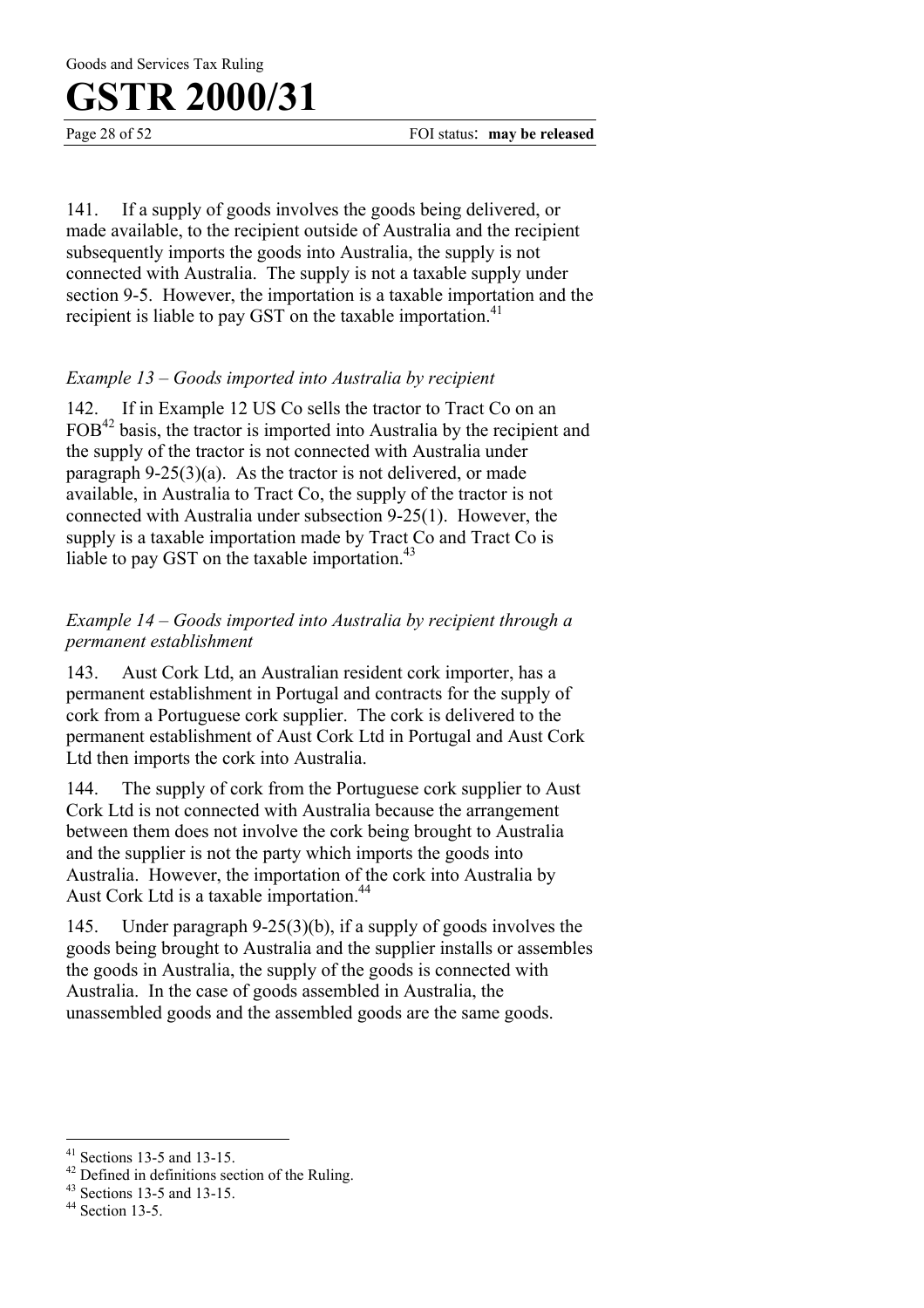141. If a supply of goods involves the goods being delivered, or made available, to the recipient outside of Australia and the recipient subsequently imports the goods into Australia, the supply is not connected with Australia. The supply is not a taxable supply under section 9-5. However, the importation is a taxable importation and the recipient is liable to pay GST on the taxable importation.[41]

*Example 13 – Goods imported into Australia by recipient*

142. If in Example 12 US Co sells the tractor to Tract Co on an FOB[42] basis, the tractor is imported into Australia by the recipient and the supply of the tractor is not connected with Australia under paragraph 9-25(3)(a). As the tractor is not delivered, or made available, in Australia to Tract Co, the supply of the tractor is not connected with Australia under subsection 9-25(1). However, the supply is a taxable importation made by Tract Co and Tract Co is liable to pay GST on the taxable importation.[43]

*Example 14 – Goods imported into Australia by recipient through a permanent establishment*

143. Aust Cork Ltd, an Australian resident cork importer, has a permanent establishment in Portugal and contracts for the supply of cork from a Portuguese cork supplier. The cork is delivered to the permanent establishment of Aust Cork Ltd in Portugal and Aust Cork Ltd then imports the cork into Australia.

144. The supply of cork from the Portuguese cork supplier to Aust Cork Ltd is not connected with Australia because the arrangement between them does not involve the cork being brought to Australia and the supplier is not the party which imports the goods into Australia. However, the importation of the cork into Australia by Aust Cork Ltd is a taxable importation.[44]

145. Under paragraph 9-25(3)(b), if a supply of goods involves the goods being brought to Australia and the supplier installs or assembles the goods in Australia, the supply of the goods is connected with Australia. In the case of goods assembled in Australia, the unassembled goods and the assembled goods are the same goods.

---

[41] Sections 13-5 and 13-15.

[42] Defined in definitions section of the Ruling.

[43] Sections 13-5 and 13-15.

[44] Section 13-5.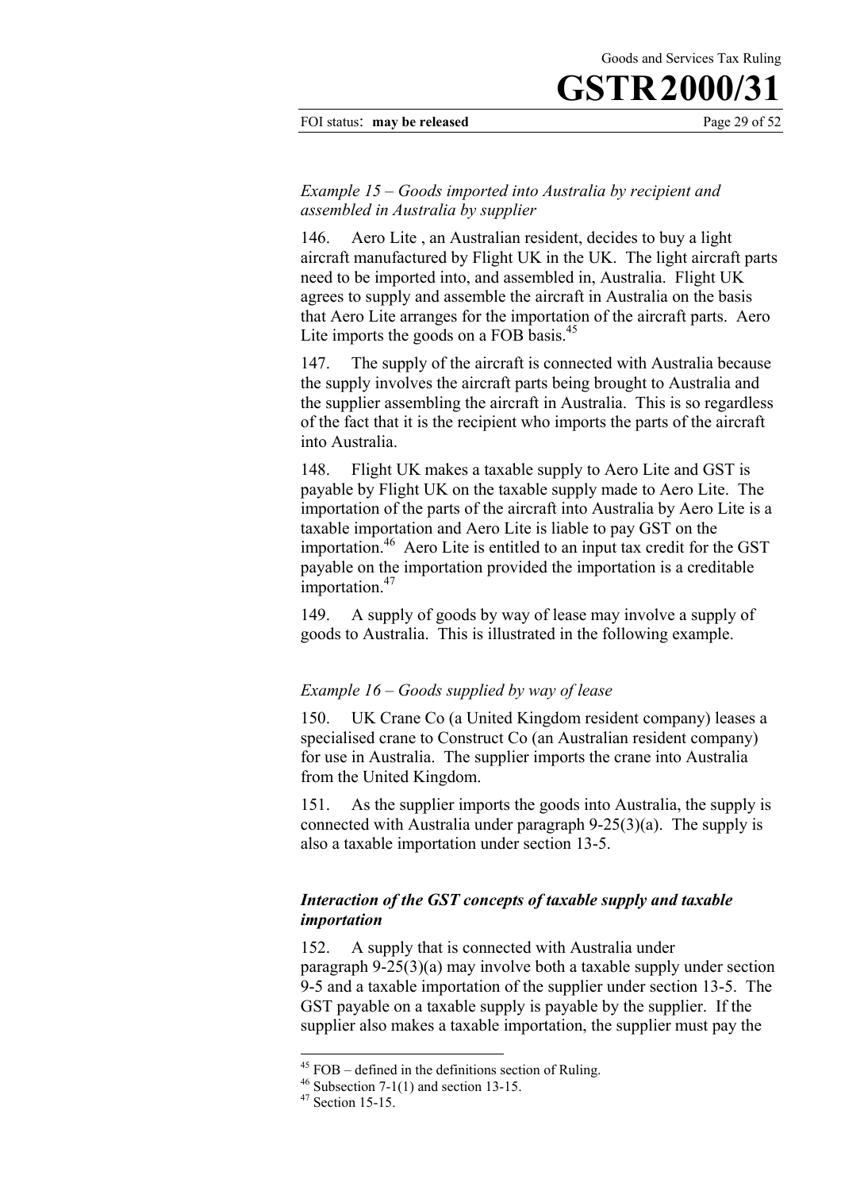*Example 15 – Goods imported into Australia by recipient and assembled in Australia by supplier*

146. Aero Lite , an Australian resident, decides to buy a light aircraft manufactured by Flight UK in the UK. The light aircraft parts need to be imported into, and assembled in, Australia. Flight UK agrees to supply and assemble the aircraft in Australia on the basis that Aero Lite arranges for the importation of the aircraft parts. Aero Lite imports the goods on a FOB basis.[45]

147. The supply of the aircraft is connected with Australia because the supply involves the aircraft parts being brought to Australia and the supplier assembling the aircraft in Australia. This is so regardless of the fact that it is the recipient who imports the parts of the aircraft into Australia.

148. Flight UK makes a taxable supply to Aero Lite and GST is payable by Flight UK on the taxable supply made to Aero Lite. The importation of the parts of the aircraft into Australia by Aero Lite is a taxable importation and Aero Lite is liable to pay GST on the importation.[46] Aero Lite is entitled to an input tax credit for the GST payable on the importation provided the importation is a creditable importation.[47]

149. A supply of goods by way of lease may involve a supply of goods to Australia. This is illustrated in the following example.

*Example 16 – Goods supplied by way of lease*

150. UK Crane Co (a United Kingdom resident company) leases a specialised crane to Construct Co (an Australian resident company) for use in Australia. The supplier imports the crane into Australia from the United Kingdom.

151. As the supplier imports the goods into Australia, the supply is connected with Australia under paragraph 9-25(3)(a). The supply is also a taxable importation under section 13-5.

### *Interaction of the GST concepts of taxable supply and taxable importation*

152. A supply that is connected with Australia under paragraph 9-25(3)(a) may involve both a taxable supply under section 9-5 and a taxable importation of the supplier under section 13-5. The GST payable on a taxable supply is payable by the supplier. If the supplier also makes a taxable importation, the supplier must pay the

---

[45] FOB – defined in the definitions section of Ruling.

[46] Subsection 7-1(1) and section 13-15.

[47] Section 15-15.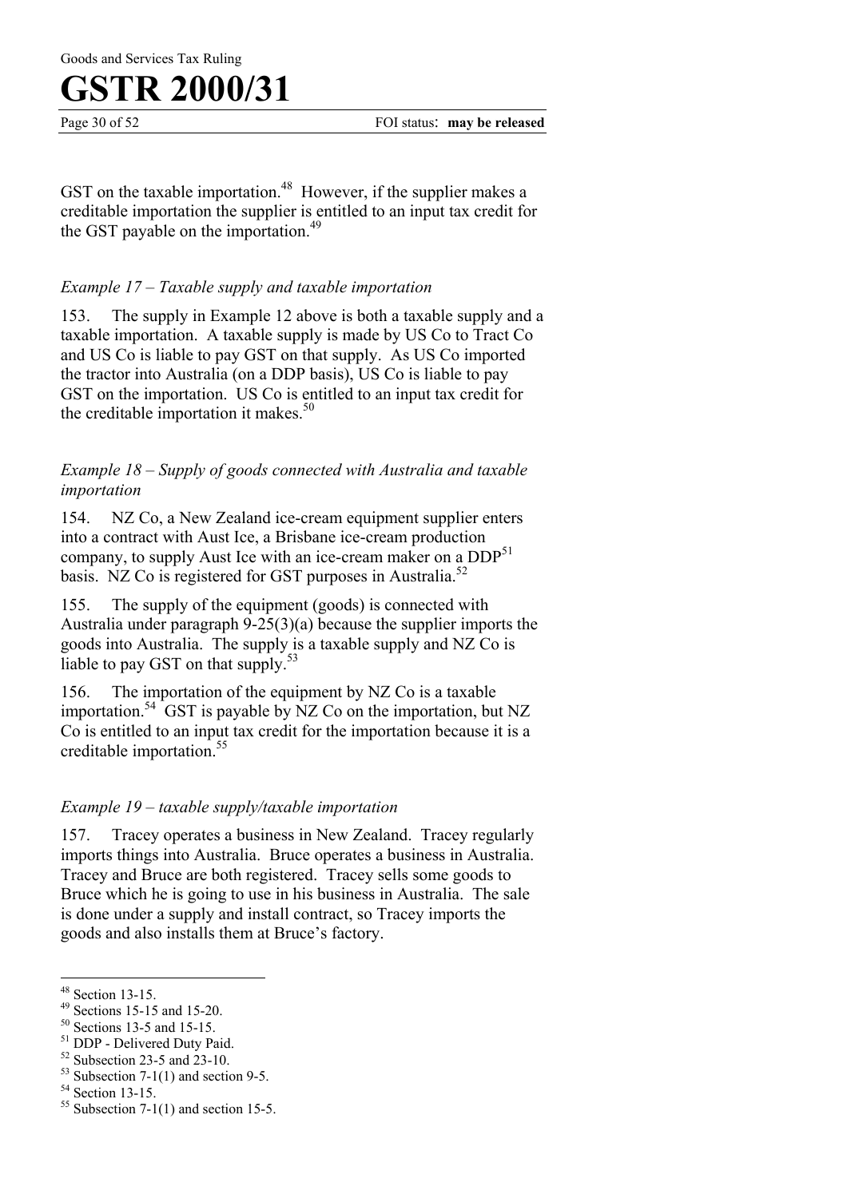GST on the taxable importation.[48] However, if the supplier makes a creditable importation the supplier is entitled to an input tax credit for the GST payable on the importation.[49]

*Example 17 – Taxable supply and taxable importation*

153. The supply in Example 12 above is both a taxable supply and a taxable importation. A taxable supply is made by US Co to Tract Co and US Co is liable to pay GST on that supply. As US Co imported the tractor into Australia (on a DDP basis), US Co is liable to pay GST on the importation. US Co is entitled to an input tax credit for the creditable importation it makes.[50]

*Example 18 – Supply of goods connected with Australia and taxable importation*

154. NZ Co, a New Zealand ice-cream equipment supplier enters into a contract with Aust Ice, a Brisbane ice-cream production company, to supply Aust Ice with an ice-cream maker on a DDP[51] basis. NZ Co is registered for GST purposes in Australia.[52]

155. The supply of the equipment (goods) is connected with Australia under paragraph 9-25(3)(a) because the supplier imports the goods into Australia. The supply is a taxable supply and NZ Co is liable to pay GST on that supply.[53]

156. The importation of the equipment by NZ Co is a taxable importation.[54] GST is payable by NZ Co on the importation, but NZ Co is entitled to an input tax credit for the importation because it is a creditable importation.[55]

*Example 19 – taxable supply/taxable importation*

157. Tracey operates a business in New Zealand. Tracey regularly imports things into Australia. Bruce operates a business in Australia. Tracey and Bruce are both registered. Tracey sells some goods to Bruce which he is going to use in his business in Australia. The sale is done under a supply and install contract, so Tracey imports the goods and also installs them at Bruce's factory.

---

[48] Section 13-15.

[49] Sections 15-15 and 15-20.

[50] Sections 13-5 and 15-15.

[51] DDP - Delivered Duty Paid.

[52] Subsection 23-5 and 23-10.

[53] Subsection 7-1(1) and section 9-5.

[54] Section 13-15.

[55] Subsection 7-1(1) and section 15-5.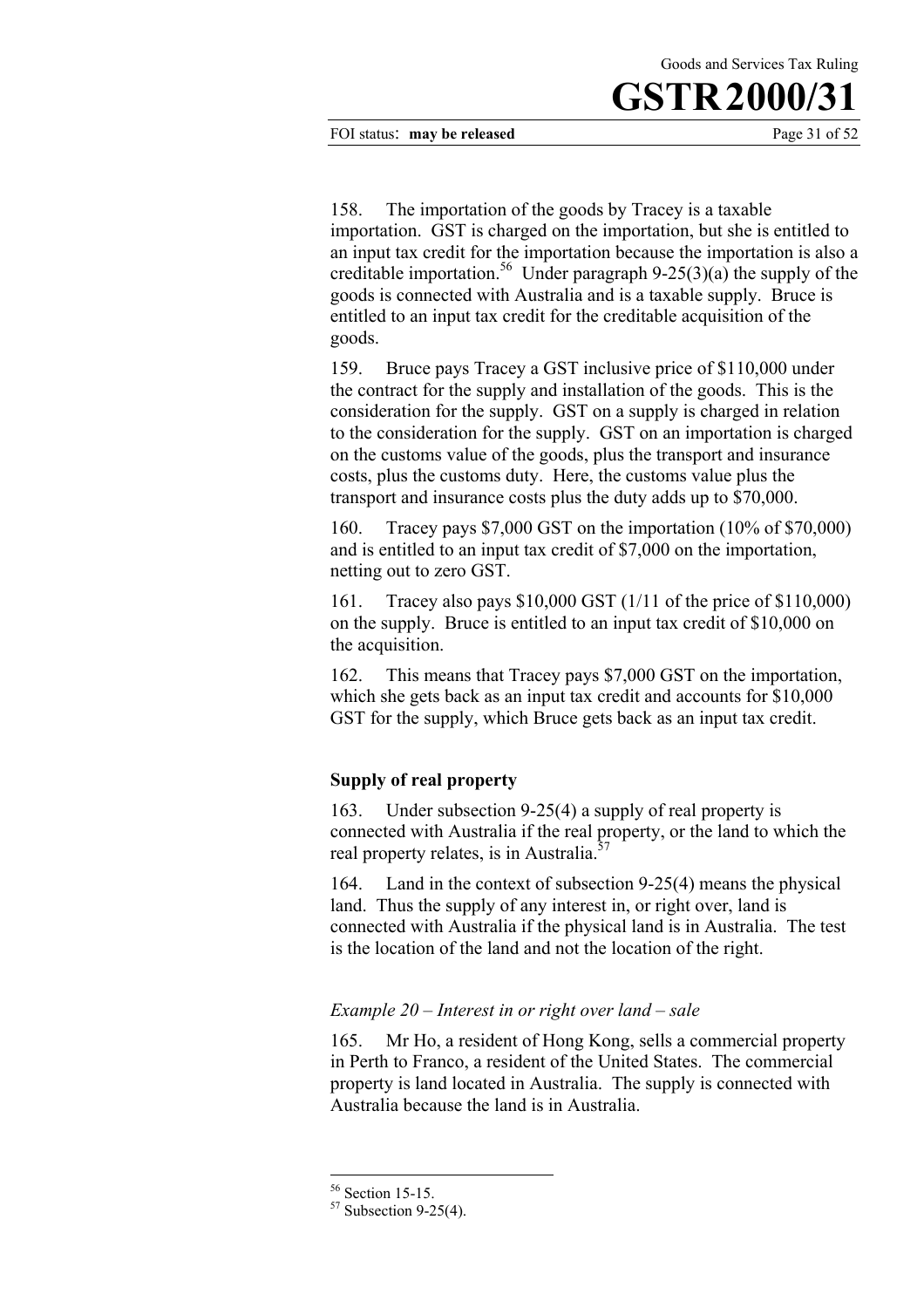158. The importation of the goods by Tracey is a taxable importation. GST is charged on the importation, but she is entitled to an input tax credit for the importation because the importation is also a creditable importation.[56] Under paragraph 9-25(3)(a) the supply of the goods is connected with Australia and is a taxable supply. Bruce is entitled to an input tax credit for the creditable acquisition of the goods.

159. Bruce pays Tracey a GST inclusive price of $110,000 under the contract for the supply and installation of the goods. This is the consideration for the supply. GST on a supply is charged in relation to the consideration for the supply. GST on an importation is charged on the customs value of the goods, plus the transport and insurance costs, plus the customs duty. Here, the customs value plus the transport and insurance costs plus the duty adds up to $70,000.

160. Tracey pays $7,000 GST on the importation (10% of $70,000) and is entitled to an input tax credit of $7,000 on the importation, netting out to zero GST.

161. Tracey also pays $10,000 GST (1/11 of the price of $110,000) on the supply. Bruce is entitled to an input tax credit of $10,000 on the acquisition.

162. This means that Tracey pays $7,000 GST on the importation, which she gets back as an input tax credit and accounts for $10,000 GST for the supply, which Bruce gets back as an input tax credit.

### Supply of real property

163. Under subsection 9-25(4) a supply of real property is connected with Australia if the real property, or the land to which the real property relates, is in Australia.[57]

164. Land in the context of subsection 9-25(4) means the physical land. Thus the supply of any interest in, or right over, land is connected with Australia if the physical land is in Australia. The test is the location of the land and not the location of the right.

*Example 20 – Interest in or right over land – sale*

165. Mr Ho, a resident of Hong Kong, sells a commercial property in Perth to Franco, a resident of the United States. The commercial property is land located in Australia. The supply is connected with Australia because the land is in Australia.

---

[56] Section 15-15.

[57] Subsection 9-25(4).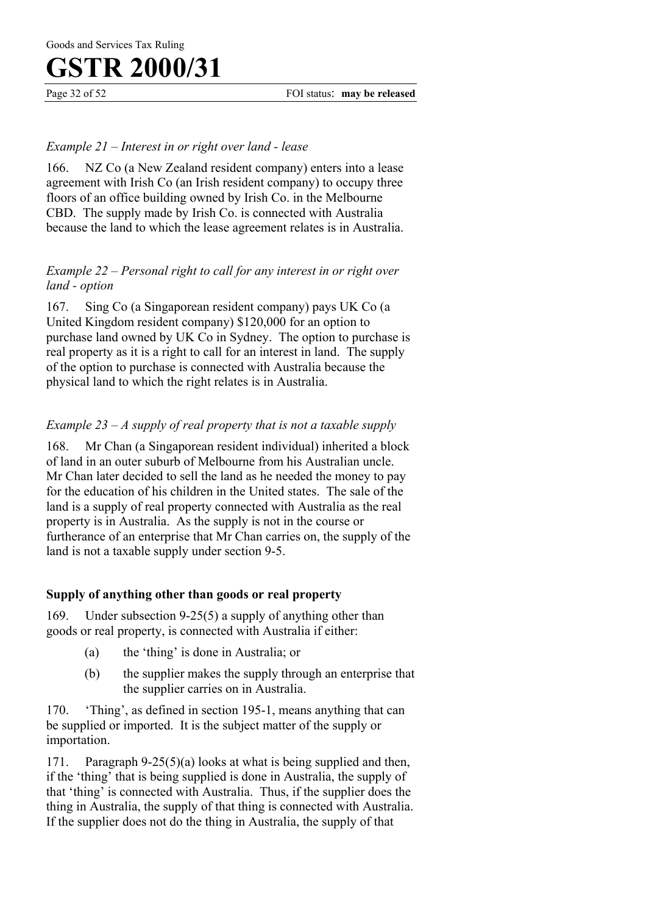*Example 21 – Interest in or right over land - lease*

166. NZ Co (a New Zealand resident company) enters into a lease agreement with Irish Co (an Irish resident company) to occupy three floors of an office building owned by Irish Co. in the Melbourne CBD. The supply made by Irish Co. is connected with Australia because the land to which the lease agreement relates is in Australia.

*Example 22 – Personal right to call for any interest in or right over land - option*

167. Sing Co (a Singaporean resident company) pays UK Co (a United Kingdom resident company) $120,000 for an option to purchase land owned by UK Co in Sydney. The option to purchase is real property as it is a right to call for an interest in land. The supply of the option to purchase is connected with Australia because the physical land to which the right relates is in Australia.

*Example 23 – A supply of real property that is not a taxable supply*

168. Mr Chan (a Singaporean resident individual) inherited a block of land in an outer suburb of Melbourne from his Australian uncle. Mr Chan later decided to sell the land as he needed the money to pay for the education of his children in the United states. The sale of the land is a supply of real property connected with Australia as the real property is in Australia. As the supply is not in the course or furtherance of an enterprise that Mr Chan carries on, the supply of the land is not a taxable supply under section 9-5.

**Supply of anything other than goods or real property**

169. Under subsection 9-25(5) a supply of anything other than goods or real property, is connected with Australia if either:

(a) the 'thing' is done in Australia; or

(b) the supplier makes the supply through an enterprise that the supplier carries on in Australia.

170. 'Thing', as defined in section 195-1, means anything that can be supplied or imported. It is the subject matter of the supply or importation.

171. Paragraph 9-25(5)(a) looks at what is being supplied and then, if the 'thing' that is being supplied is done in Australia, the supply of that 'thing' is connected with Australia. Thus, if the supplier does the thing in Australia, the supply of that thing is connected with Australia. If the supplier does not do the thing in Australia, the supply of that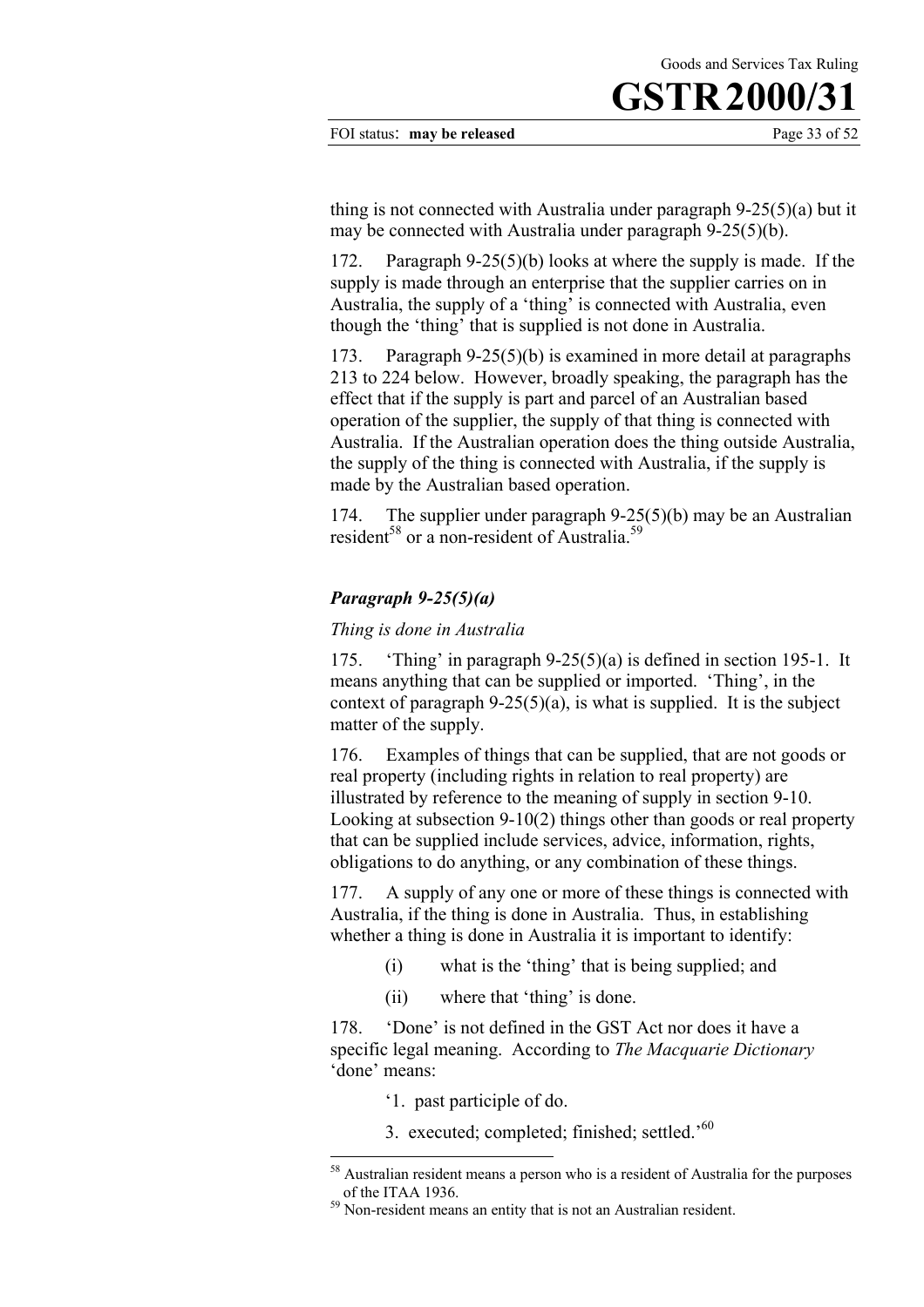thing is not connected with Australia under paragraph 9-25(5)(a) but it may be connected with Australia under paragraph 9-25(5)(b).

172. Paragraph 9-25(5)(b) looks at where the supply is made. If the supply is made through an enterprise that the supplier carries on in Australia, the supply of a 'thing' is connected with Australia, even though the 'thing' that is supplied is not done in Australia.

173. Paragraph 9-25(5)(b) is examined in more detail at paragraphs 213 to 224 below. However, broadly speaking, the paragraph has the effect that if the supply is part and parcel of an Australian based operation of the supplier, the supply of that thing is connected with Australia. If the Australian operation does the thing outside Australia, the supply of the thing is connected with Australia, if the supply is made by the Australian based operation.

174. The supplier under paragraph 9-25(5)(b) may be an Australian resident[58] or a non-resident of Australia.[59]

### *Paragraph 9-25(5)(a)*

*Thing is done in Australia*

175. 'Thing' in paragraph 9-25(5)(a) is defined in section 195-1. It means anything that can be supplied or imported. 'Thing', in the context of paragraph 9-25(5)(a), is what is supplied. It is the subject matter of the supply.

176. Examples of things that can be supplied, that are not goods or real property (including rights in relation to real property) are illustrated by reference to the meaning of supply in section 9-10. Looking at subsection 9-10(2) things other than goods or real property that can be supplied include services, advice, information, rights, obligations to do anything, or any combination of these things.

177. A supply of any one or more of these things is connected with Australia, if the thing is done in Australia. Thus, in establishing whether a thing is done in Australia it is important to identify:

> (i) what is the 'thing' that is being supplied; and
>
> (ii) where that 'thing' is done.

178. 'Done' is not defined in the GST Act nor does it have a specific legal meaning. According to *The Macquarie Dictionary* 'done' means:

> '1. past participle of do.
>
> 3. executed; completed; finished; settled.'[60]

---

[58] Australian resident means a person who is a resident of Australia for the purposes of the ITAA 1936.

[59] Non-resident means an entity that is not an Australian resident.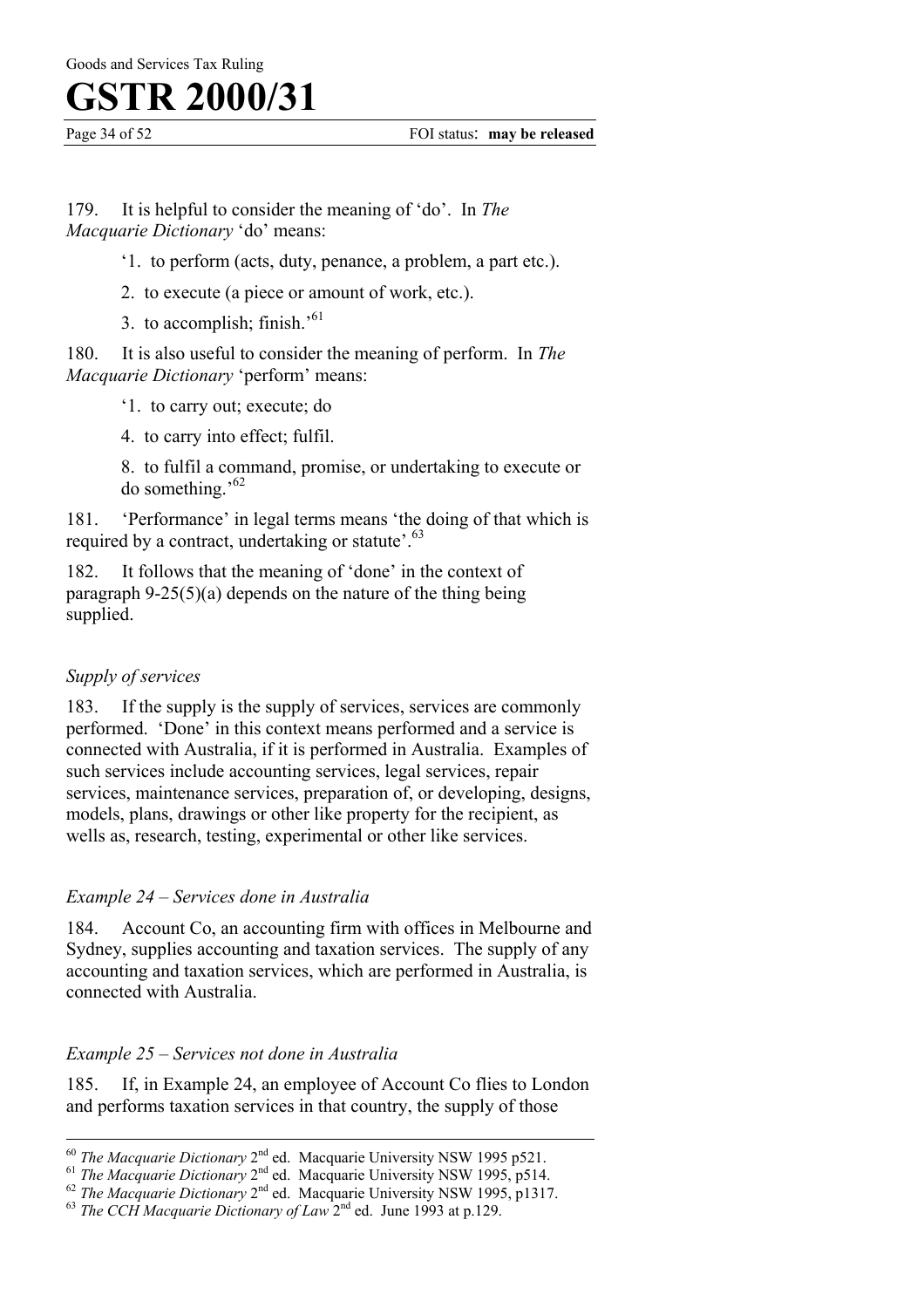179. It is helpful to consider the meaning of 'do'. In *The Macquarie Dictionary* 'do' means:

> '1. to perform (acts, duty, penance, a problem, a part etc.).
>
> 2. to execute (a piece or amount of work, etc.).
>
> 3. to accomplish; finish.'[61]

180. It is also useful to consider the meaning of perform. In *The Macquarie Dictionary* 'perform' means:

> '1. to carry out; execute; do
>
> 4. to carry into effect; fulfil.
>
> 8. to fulfil a command, promise, or undertaking to execute or do something.'[62]

181. 'Performance' in legal terms means 'the doing of that which is required by a contract, undertaking or statute'.[63]

182. It follows that the meaning of 'done' in the context of paragraph 9-25(5)(a) depends on the nature of the thing being supplied.

### *Supply of services*

183. If the supply is the supply of services, services are commonly performed. 'Done' in this context means performed and a service is connected with Australia, if it is performed in Australia. Examples of such services include accounting services, legal services, repair services, maintenance services, preparation of, or developing, designs, models, plans, drawings or other like property for the recipient, as wells as, research, testing, experimental or other like services.

### *Example 24 – Services done in Australia*

184. Account Co, an accounting firm with offices in Melbourne and Sydney, supplies accounting and taxation services. The supply of any accounting and taxation services, which are performed in Australia, is connected with Australia.

### *Example 25 – Services not done in Australia*

185. If, in Example 24, an employee of Account Co flies to London and performs taxation services in that country, the supply of those

---

[60] *The Macquarie Dictionary* 2nd ed. Macquarie University NSW 1995 p521.

[61] *The Macquarie Dictionary* 2nd ed. Macquarie University NSW 1995, p514.

[62] *The Macquarie Dictionary* 2nd ed. Macquarie University NSW 1995, p1317.

[63] *The CCH Macquarie Dictionary of Law* 2nd ed. June 1993 at p.129.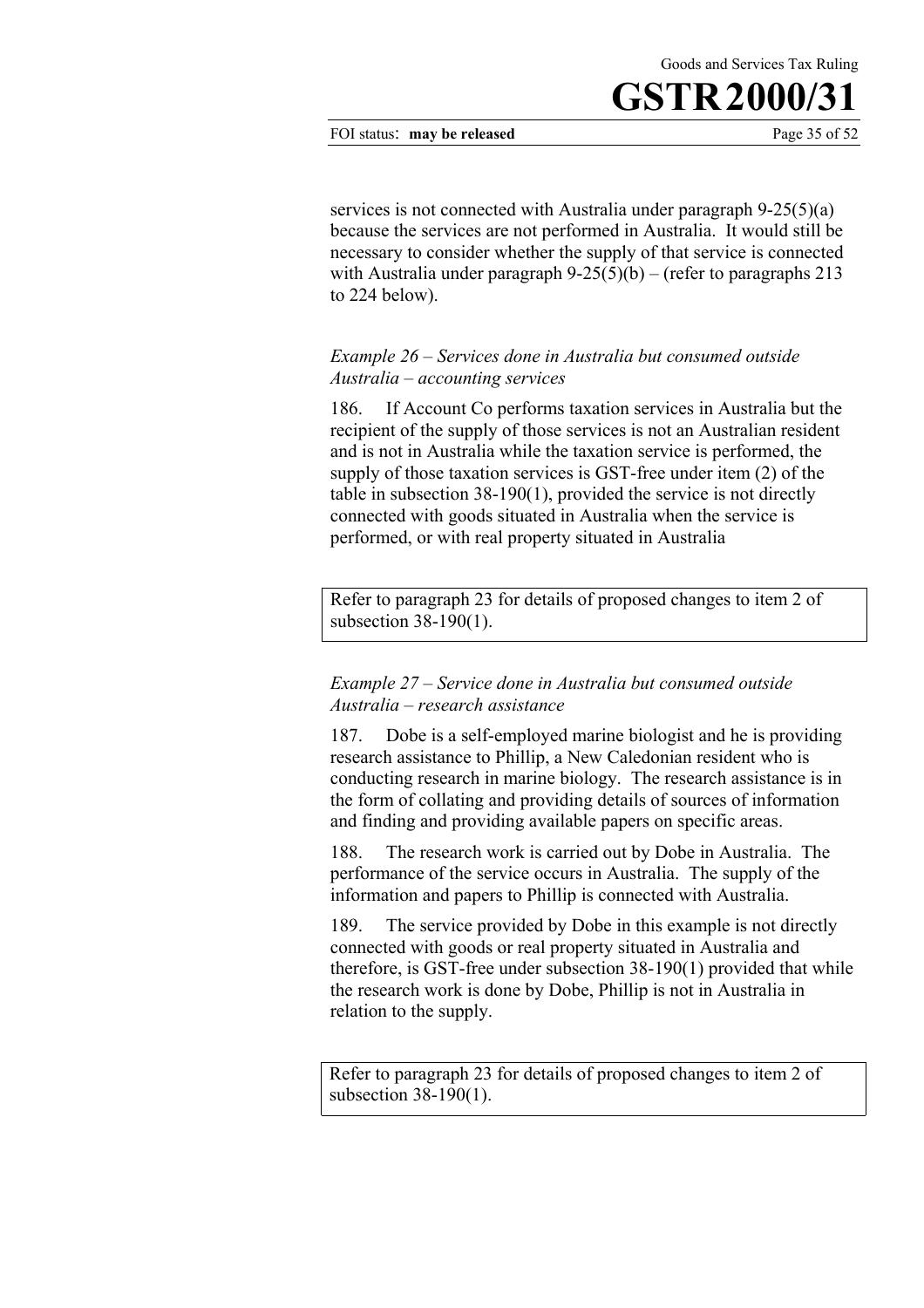services is not connected with Australia under paragraph 9-25(5)(a) because the services are not performed in Australia. It would still be necessary to consider whether the supply of that service is connected with Australia under paragraph 9-25(5)(b) – (refer to paragraphs 213 to 224 below).

*Example 26 – Services done in Australia but consumed outside Australia – accounting services*

186. If Account Co performs taxation services in Australia but the recipient of the supply of those services is not an Australian resident and is not in Australia while the taxation service is performed, the supply of those taxation services is GST-free under item (2) of the table in subsection 38-190(1), provided the service is not directly connected with goods situated in Australia when the service is performed, or with real property situated in Australia

> Refer to paragraph 23 for details of proposed changes to item 2 of subsection 38-190(1).

*Example 27 – Service done in Australia but consumed outside Australia – research assistance*

187. Dobe is a self-employed marine biologist and he is providing research assistance to Phillip, a New Caledonian resident who is conducting research in marine biology. The research assistance is in the form of collating and providing details of sources of information and finding and providing available papers on specific areas.

188. The research work is carried out by Dobe in Australia. The performance of the service occurs in Australia. The supply of the information and papers to Phillip is connected with Australia.

189. The service provided by Dobe in this example is not directly connected with goods or real property situated in Australia and therefore, is GST-free under subsection 38-190(1) provided that while the research work is done by Dobe, Phillip is not in Australia in relation to the supply.

> Refer to paragraph 23 for details of proposed changes to item 2 of subsection 38-190(1).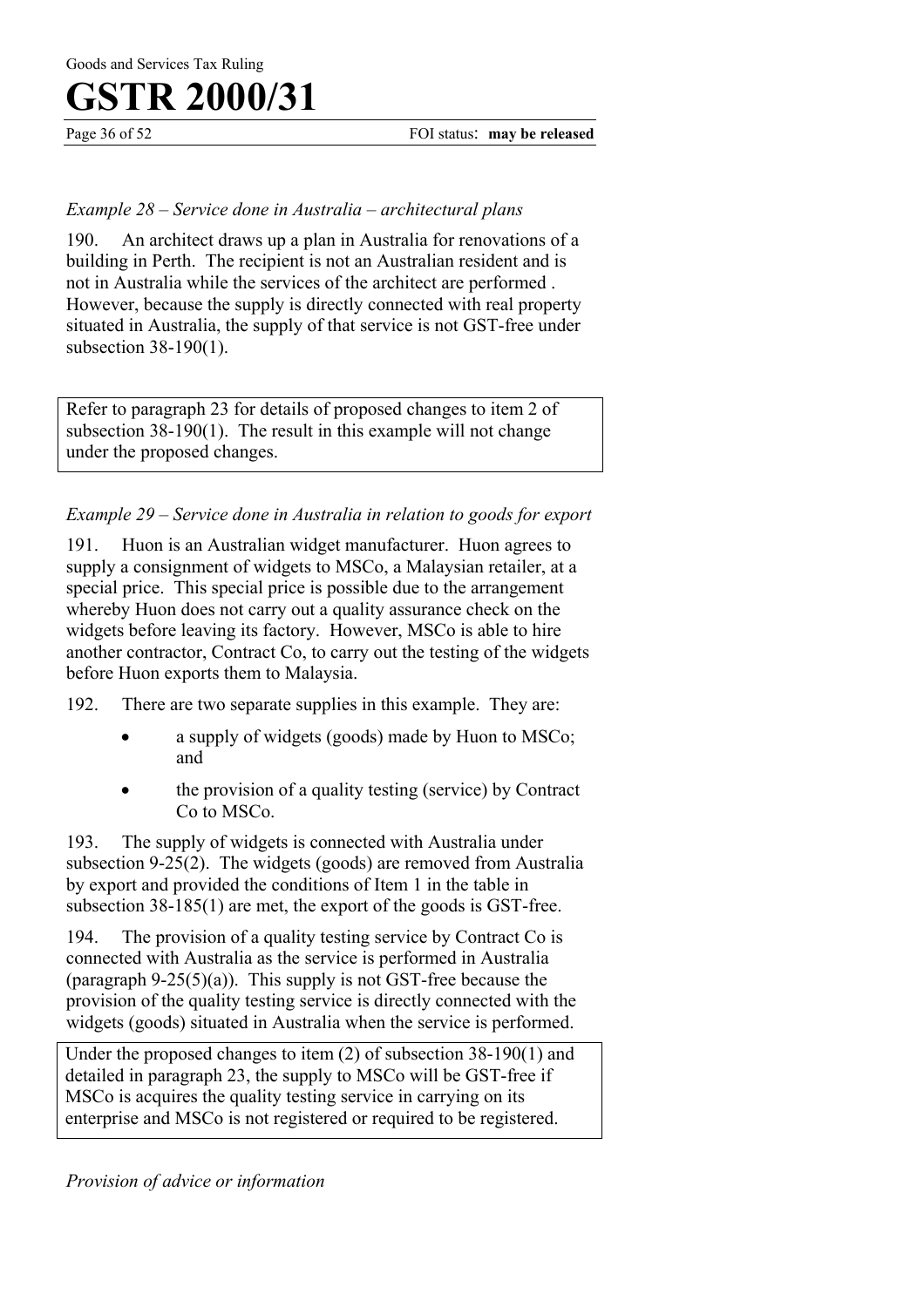*Example 28 – Service done in Australia – architectural plans*

190. An architect draws up a plan in Australia for renovations of a building in Perth. The recipient is not an Australian resident and is not in Australia while the services of the architect are performed . However, because the supply is directly connected with real property situated in Australia, the supply of that service is not GST-free under subsection 38-190(1).

> Refer to paragraph 23 for details of proposed changes to item 2 of subsection 38-190(1). The result in this example will not change under the proposed changes.

*Example 29 – Service done in Australia in relation to goods for export*

191. Huon is an Australian widget manufacturer. Huon agrees to supply a consignment of widgets to MSCo, a Malaysian retailer, at a special price. This special price is possible due to the arrangement whereby Huon does not carry out a quality assurance check on the widgets before leaving its factory. However, MSCo is able to hire another contractor, Contract Co, to carry out the testing of the widgets before Huon exports them to Malaysia.

192. There are two separate supplies in this example. They are:

- a supply of widgets (goods) made by Huon to MSCo; and
- the provision of a quality testing (service) by Contract Co to MSCo.

193. The supply of widgets is connected with Australia under subsection 9-25(2). The widgets (goods) are removed from Australia by export and provided the conditions of Item 1 in the table in subsection 38-185(1) are met, the export of the goods is GST-free.

194. The provision of a quality testing service by Contract Co is connected with Australia as the service is performed in Australia (paragraph 9-25(5)(a)). This supply is not GST-free because the provision of the quality testing service is directly connected with the widgets (goods) situated in Australia when the service is performed.

> Under the proposed changes to item (2) of subsection 38-190(1) and detailed in paragraph 23, the supply to MSCo will be GST-free if MSCo is acquires the quality testing service in carrying on its enterprise and MSCo is not registered or required to be registered.

*Provision of advice or information*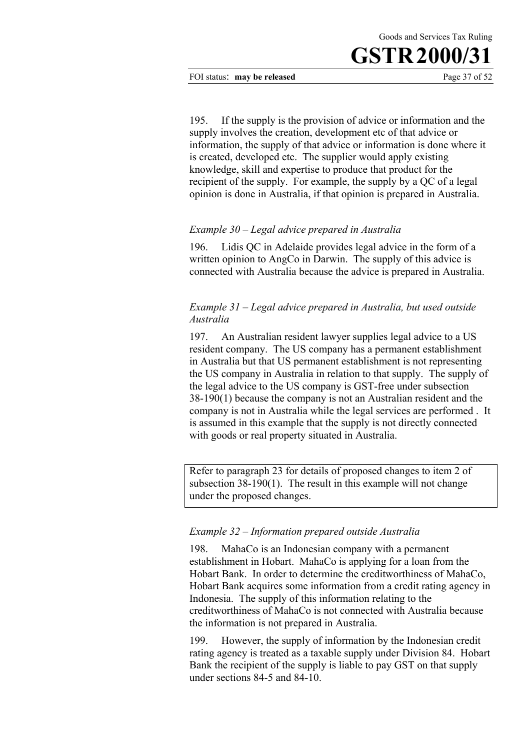195. If the supply is the provision of advice or information and the supply involves the creation, development etc of that advice or information, the supply of that advice or information is done where it is created, developed etc. The supplier would apply existing knowledge, skill and expertise to produce that product for the recipient of the supply. For example, the supply by a QC of a legal opinion is done in Australia, if that opinion is prepared in Australia.

*Example 30 – Legal advice prepared in Australia*

196. Lidis QC in Adelaide provides legal advice in the form of a written opinion to AngCo in Darwin. The supply of this advice is connected with Australia because the advice is prepared in Australia.

*Example 31 – Legal advice prepared in Australia, but used outside Australia*

197. An Australian resident lawyer supplies legal advice to a US resident company. The US company has a permanent establishment in Australia but that US permanent establishment is not representing the US company in Australia in relation to that supply. The supply of the legal advice to the US company is GST-free under subsection 38-190(1) because the company is not an Australian resident and the company is not in Australia while the legal services are performed . It is assumed in this example that the supply is not directly connected with goods or real property situated in Australia.

| Refer to paragraph 23 for details of proposed changes to item 2 of subsection 38-190(1). The result in this example will not change under the proposed changes. |
|---|

*Example 32 – Information prepared outside Australia*

198. MahaCo is an Indonesian company with a permanent establishment in Hobart. MahaCo is applying for a loan from the Hobart Bank. In order to determine the creditworthiness of MahaCo, Hobart Bank acquires some information from a credit rating agency in Indonesia. The supply of this information relating to the creditworthiness of MahaCo is not connected with Australia because the information is not prepared in Australia.

199. However, the supply of information by the Indonesian credit rating agency is treated as a taxable supply under Division 84. Hobart Bank the recipient of the supply is liable to pay GST on that supply under sections 84-5 and 84-10.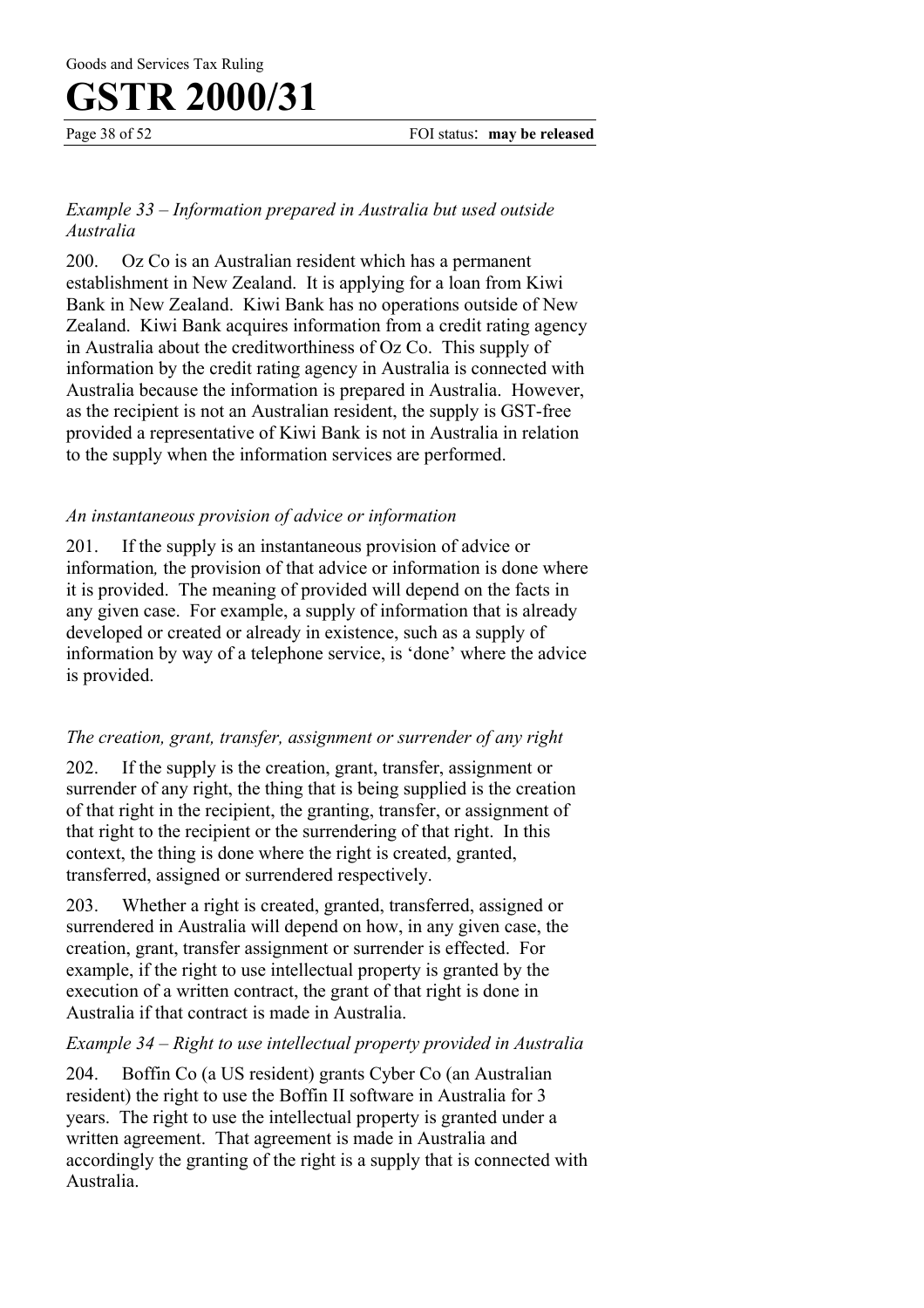*Example 33 – Information prepared in Australia but used outside Australia*

200. Oz Co is an Australian resident which has a permanent establishment in New Zealand. It is applying for a loan from Kiwi Bank in New Zealand. Kiwi Bank has no operations outside of New Zealand. Kiwi Bank acquires information from a credit rating agency in Australia about the creditworthiness of Oz Co. This supply of information by the credit rating agency in Australia is connected with Australia because the information is prepared in Australia. However, as the recipient is not an Australian resident, the supply is GST-free provided a representative of Kiwi Bank is not in Australia in relation to the supply when the information services are performed.

*An instantaneous provision of advice or information*

201. If the supply is an instantaneous provision of advice or information*,* the provision of that advice or information is done where it is provided. The meaning of provided will depend on the facts in any given case. For example, a supply of information that is already developed or created or already in existence, such as a supply of information by way of a telephone service, is 'done' where the advice is provided.

*The creation, grant, transfer, assignment or surrender of any right*

202. If the supply is the creation, grant, transfer, assignment or surrender of any right, the thing that is being supplied is the creation of that right in the recipient, the granting, transfer, or assignment of that right to the recipient or the surrendering of that right. In this context, the thing is done where the right is created, granted, transferred, assigned or surrendered respectively.

203. Whether a right is created, granted, transferred, assigned or surrendered in Australia will depend on how, in any given case, the creation, grant, transfer assignment or surrender is effected. For example, if the right to use intellectual property is granted by the execution of a written contract, the grant of that right is done in Australia if that contract is made in Australia.

*Example 34 – Right to use intellectual property provided in Australia*

204. Boffin Co (a US resident) grants Cyber Co (an Australian resident) the right to use the Boffin II software in Australia for 3 years. The right to use the intellectual property is granted under a written agreement. That agreement is made in Australia and accordingly the granting of the right is a supply that is connected with Australia.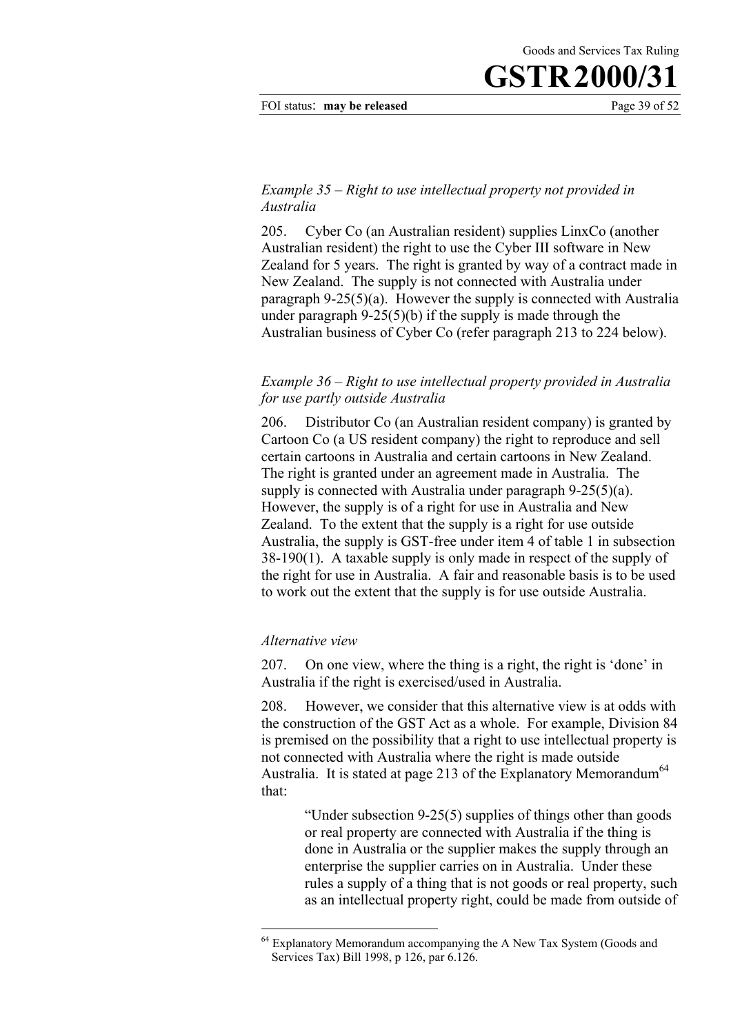*Example 35 – Right to use intellectual property not provided in Australia*

205. Cyber Co (an Australian resident) supplies LinxCo (another Australian resident) the right to use the Cyber III software in New Zealand for 5 years. The right is granted by way of a contract made in New Zealand. The supply is not connected with Australia under paragraph 9-25(5)(a). However the supply is connected with Australia under paragraph 9-25(5)(b) if the supply is made through the Australian business of Cyber Co (refer paragraph 213 to 224 below).

*Example 36 – Right to use intellectual property provided in Australia for use partly outside Australia*

206. Distributor Co (an Australian resident company) is granted by Cartoon Co (a US resident company) the right to reproduce and sell certain cartoons in Australia and certain cartoons in New Zealand. The right is granted under an agreement made in Australia. The supply is connected with Australia under paragraph 9-25(5)(a). However, the supply is of a right for use in Australia and New Zealand. To the extent that the supply is a right for use outside Australia, the supply is GST-free under item 4 of table 1 in subsection 38-190(1). A taxable supply is only made in respect of the supply of the right for use in Australia. A fair and reasonable basis is to be used to work out the extent that the supply is for use outside Australia.

*Alternative view*

207. On one view, where the thing is a right, the right is 'done' in Australia if the right is exercised/used in Australia.

208. However, we consider that this alternative view is at odds with the construction of the GST Act as a whole. For example, Division 84 is premised on the possibility that a right to use intellectual property is not connected with Australia where the right is made outside Australia. It is stated at page 213 of the Explanatory Memorandum[64] that:

> "Under subsection 9-25(5) supplies of things other than goods or real property are connected with Australia if the thing is done in Australia or the supplier makes the supply through an enterprise the supplier carries on in Australia. Under these rules a supply of a thing that is not goods or real property, such as an intellectual property right, could be made from outside of

---

[64] Explanatory Memorandum accompanying the A New Tax System (Goods and Services Tax) Bill 1998, p 126, par 6.126.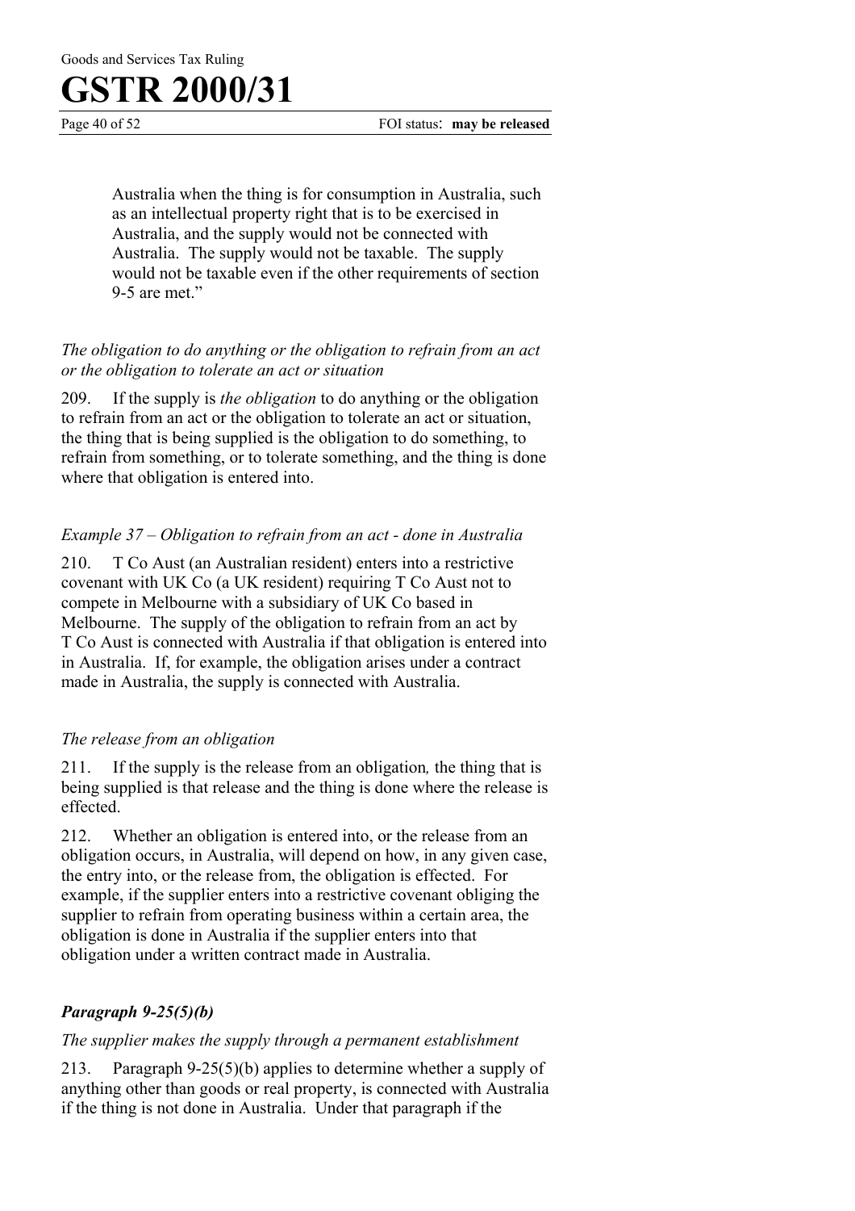> Australia when the thing is for consumption in Australia, such as an intellectual property right that is to be exercised in Australia, and the supply would not be connected with Australia. The supply would not be taxable. The supply would not be taxable even if the other requirements of section 9-5 are met."

*The obligation to do anything or the obligation to refrain from an act or the obligation to tolerate an act or situation*

209. If the supply is *the obligation* to do anything or the obligation to refrain from an act or the obligation to tolerate an act or situation, the thing that is being supplied is the obligation to do something, to refrain from something, or to tolerate something, and the thing is done where that obligation is entered into.

*Example 37 – Obligation to refrain from an act - done in Australia*

210. T Co Aust (an Australian resident) enters into a restrictive covenant with UK Co (a UK resident) requiring T Co Aust not to compete in Melbourne with a subsidiary of UK Co based in Melbourne. The supply of the obligation to refrain from an act by T Co Aust is connected with Australia if that obligation is entered into in Australia. If, for example, the obligation arises under a contract made in Australia, the supply is connected with Australia.

*The release from an obligation*

211. If the supply is the release from an obligation*,* the thing that is being supplied is that release and the thing is done where the release is effected.

212. Whether an obligation is entered into, or the release from an obligation occurs, in Australia, will depend on how, in any given case, the entry into, or the release from, the obligation is effected. For example, if the supplier enters into a restrictive covenant obliging the supplier to refrain from operating business within a certain area, the obligation is done in Australia if the supplier enters into that obligation under a written contract made in Australia.

### *Paragraph 9-25(5)(b)*

*The supplier makes the supply through a permanent establishment*

213. Paragraph 9-25(5)(b) applies to determine whether a supply of anything other than goods or real property, is connected with Australia if the thing is not done in Australia. Under that paragraph if the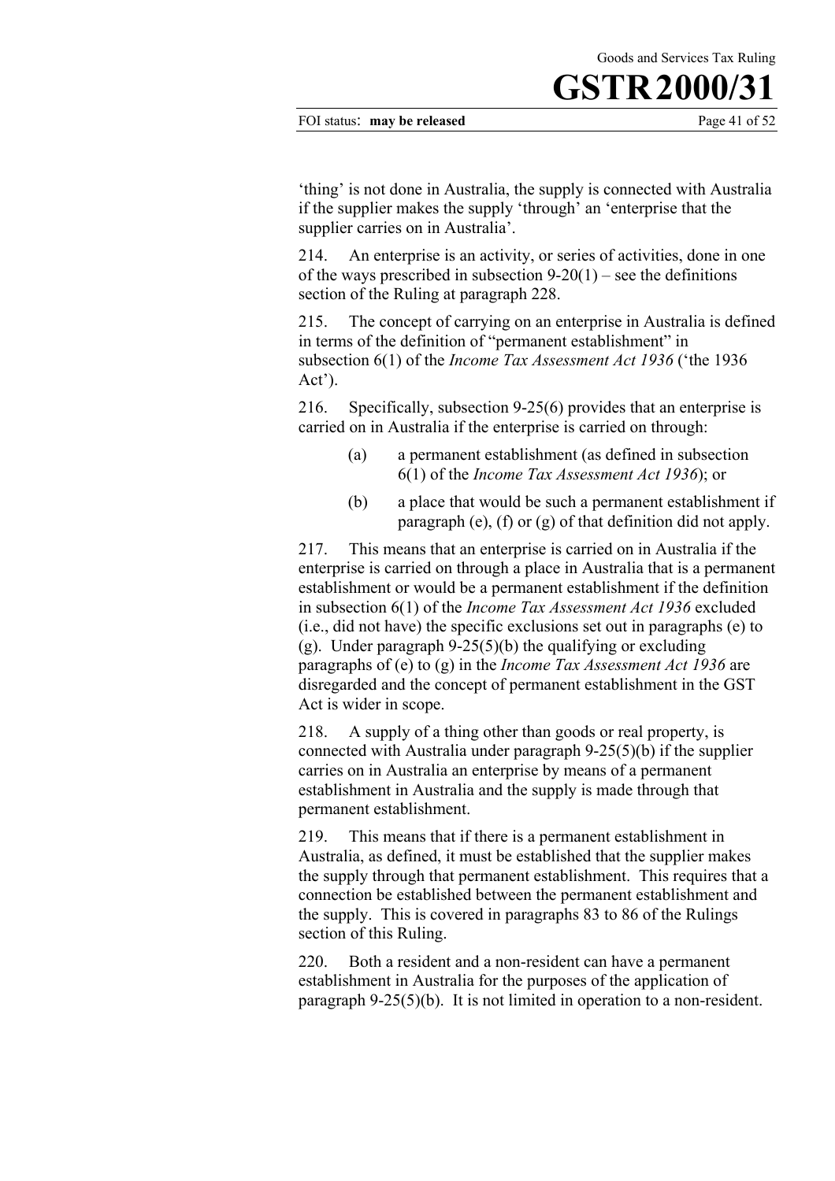'thing' is not done in Australia, the supply is connected with Australia if the supplier makes the supply 'through' an 'enterprise that the supplier carries on in Australia'.

214. An enterprise is an activity, or series of activities, done in one of the ways prescribed in subsection 9-20(1) – see the definitions section of the Ruling at paragraph 228.

215. The concept of carrying on an enterprise in Australia is defined in terms of the definition of "permanent establishment" in subsection 6(1) of the *Income Tax Assessment Act 1936* ('the 1936 Act').

216. Specifically, subsection 9-25(6) provides that an enterprise is carried on in Australia if the enterprise is carried on through:

(a) a permanent establishment (as defined in subsection 6(1) of the *Income Tax Assessment Act 1936*); or

(b) a place that would be such a permanent establishment if paragraph (e), (f) or (g) of that definition did not apply.

217. This means that an enterprise is carried on in Australia if the enterprise is carried on through a place in Australia that is a permanent establishment or would be a permanent establishment if the definition in subsection 6(1) of the *Income Tax Assessment Act 1936* excluded (i.e., did not have) the specific exclusions set out in paragraphs (e) to (g). Under paragraph 9-25(5)(b) the qualifying or excluding paragraphs of (e) to (g) in the *Income Tax Assessment Act 1936* are disregarded and the concept of permanent establishment in the GST Act is wider in scope.

218. A supply of a thing other than goods or real property, is connected with Australia under paragraph 9-25(5)(b) if the supplier carries on in Australia an enterprise by means of a permanent establishment in Australia and the supply is made through that permanent establishment.

219. This means that if there is a permanent establishment in Australia, as defined, it must be established that the supplier makes the supply through that permanent establishment. This requires that a connection be established between the permanent establishment and the supply. This is covered in paragraphs 83 to 86 of the Rulings section of this Ruling.

220. Both a resident and a non-resident can have a permanent establishment in Australia for the purposes of the application of paragraph 9-25(5)(b). It is not limited in operation to a non-resident.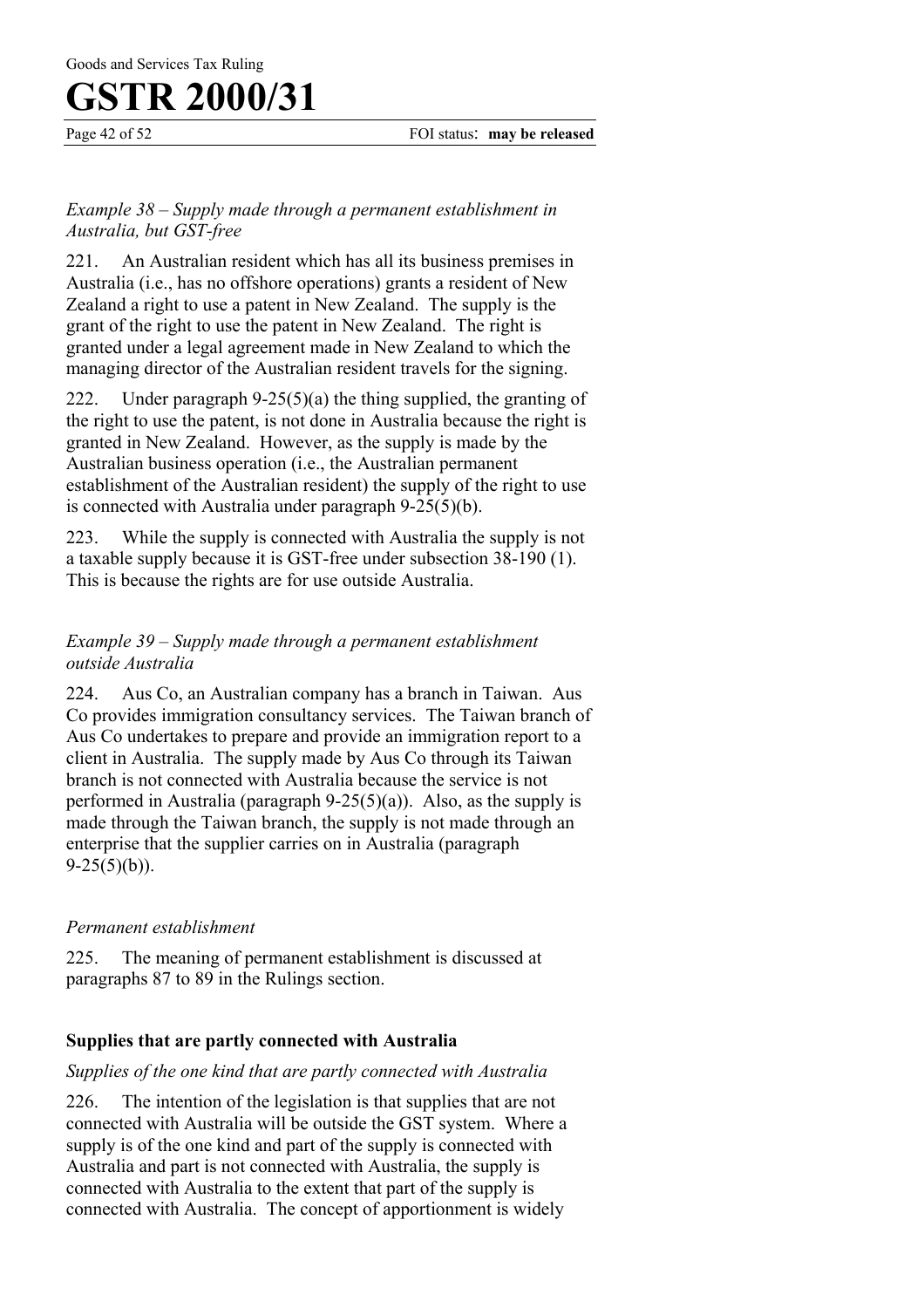*Example 38 – Supply made through a permanent establishment in Australia, but GST-free*

221. An Australian resident which has all its business premises in Australia (i.e., has no offshore operations) grants a resident of New Zealand a right to use a patent in New Zealand. The supply is the grant of the right to use the patent in New Zealand. The right is granted under a legal agreement made in New Zealand to which the managing director of the Australian resident travels for the signing.

222. Under paragraph 9-25(5)(a) the thing supplied, the granting of the right to use the patent, is not done in Australia because the right is granted in New Zealand. However, as the supply is made by the Australian business operation (i.e., the Australian permanent establishment of the Australian resident) the supply of the right to use is connected with Australia under paragraph 9-25(5)(b).

223. While the supply is connected with Australia the supply is not a taxable supply because it is GST-free under subsection 38-190 (1). This is because the rights are for use outside Australia.

*Example 39 – Supply made through a permanent establishment outside Australia*

224. Aus Co, an Australian company has a branch in Taiwan. Aus Co provides immigration consultancy services. The Taiwan branch of Aus Co undertakes to prepare and provide an immigration report to a client in Australia. The supply made by Aus Co through its Taiwan branch is not connected with Australia because the service is not performed in Australia (paragraph 9-25(5)(a)). Also, as the supply is made through the Taiwan branch, the supply is not made through an enterprise that the supplier carries on in Australia (paragraph 9-25(5)(b)).

*Permanent establishment*

225. The meaning of permanent establishment is discussed at paragraphs 87 to 89 in the Rulings section.

**Supplies that are partly connected with Australia**

*Supplies of the one kind that are partly connected with Australia*

226. The intention of the legislation is that supplies that are not connected with Australia will be outside the GST system. Where a supply is of the one kind and part of the supply is connected with Australia and part is not connected with Australia, the supply is connected with Australia to the extent that part of the supply is connected with Australia. The concept of apportionment is widely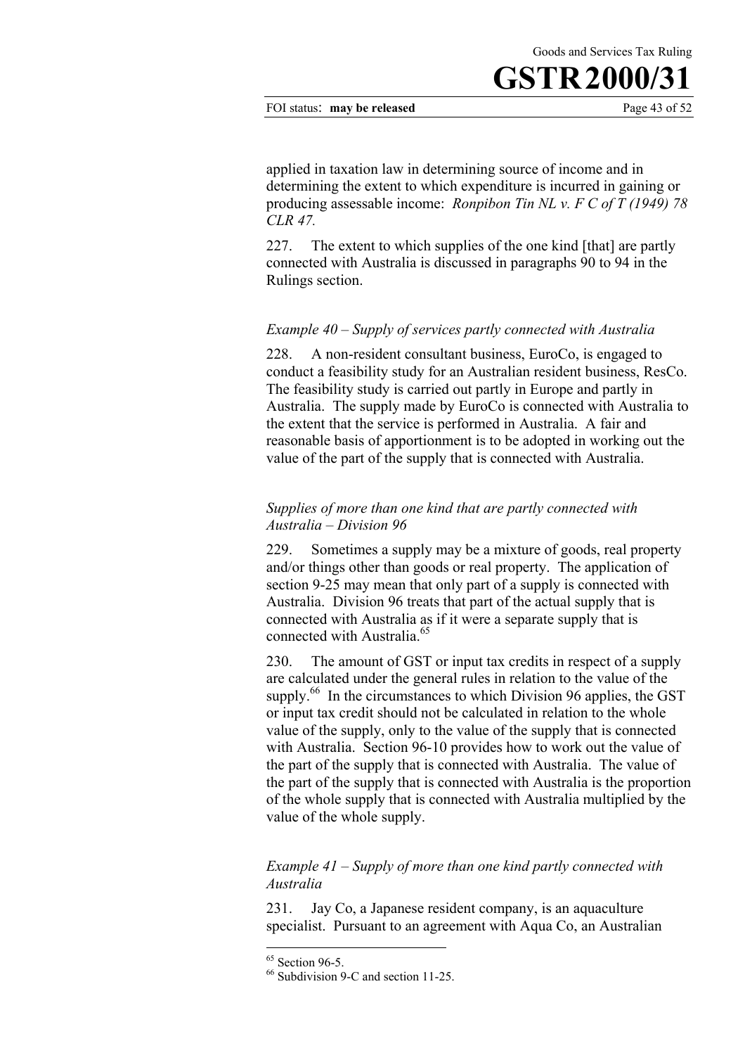applied in taxation law in determining source of income and in determining the extent to which expenditure is incurred in gaining or producing assessable income: *Ronpibon Tin NL v. F C of T (1949) 78 CLR 47.*

227. The extent to which supplies of the one kind [that] are partly connected with Australia is discussed in paragraphs 90 to 94 in the Rulings section.

*Example 40 – Supply of services partly connected with Australia*

228. A non-resident consultant business, EuroCo, is engaged to conduct a feasibility study for an Australian resident business, ResCo. The feasibility study is carried out partly in Europe and partly in Australia. The supply made by EuroCo is connected with Australia to the extent that the service is performed in Australia. A fair and reasonable basis of apportionment is to be adopted in working out the value of the part of the supply that is connected with Australia.

*Supplies of more than one kind that are partly connected with Australia – Division 96*

229. Sometimes a supply may be a mixture of goods, real property and/or things other than goods or real property. The application of section 9-25 may mean that only part of a supply is connected with Australia. Division 96 treats that part of the actual supply that is connected with Australia as if it were a separate supply that is connected with Australia.[65]

230. The amount of GST or input tax credits in respect of a supply are calculated under the general rules in relation to the value of the supply.[66] In the circumstances to which Division 96 applies, the GST or input tax credit should not be calculated in relation to the whole value of the supply, only to the value of the supply that is connected with Australia. Section 96-10 provides how to work out the value of the part of the supply that is connected with Australia. The value of the part of the supply that is connected with Australia is the proportion of the whole supply that is connected with Australia multiplied by the value of the whole supply.

*Example 41 – Supply of more than one kind partly connected with Australia*

231. Jay Co, a Japanese resident company, is an aquaculture specialist. Pursuant to an agreement with Aqua Co, an Australian

---

[65] Section 96-5.

[66] Subdivision 9-C and section 11-25.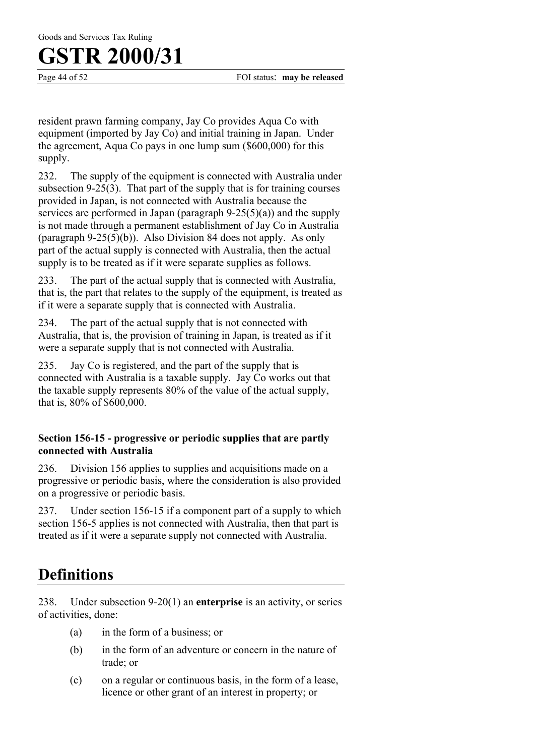resident prawn farming company, Jay Co provides Aqua Co with equipment (imported by Jay Co) and initial training in Japan. Under the agreement, Aqua Co pays in one lump sum ($600,000) for this supply.

232. The supply of the equipment is connected with Australia under subsection 9-25(3). That part of the supply that is for training courses provided in Japan, is not connected with Australia because the services are performed in Japan (paragraph 9-25(5)(a)) and the supply is not made through a permanent establishment of Jay Co in Australia (paragraph 9-25(5)(b)). Also Division 84 does not apply. As only part of the actual supply is connected with Australia, then the actual supply is to be treated as if it were separate supplies as follows.

233. The part of the actual supply that is connected with Australia, that is, the part that relates to the supply of the equipment, is treated as if it were a separate supply that is connected with Australia.

234. The part of the actual supply that is not connected with Australia, that is, the provision of training in Japan, is treated as if it were a separate supply that is not connected with Australia.

235. Jay Co is registered, and the part of the supply that is connected with Australia is a taxable supply. Jay Co works out that the taxable supply represents 80% of the value of the actual supply, that is, 80% of $600,000.

### Section 156-15 - progressive or periodic supplies that are partly connected with Australia

236. Division 156 applies to supplies and acquisitions made on a progressive or periodic basis, where the consideration is also provided on a progressive or periodic basis.

237. Under section 156-15 if a component part of a supply to which section 156-5 applies is not connected with Australia, then that part is treated as if it were a separate supply not connected with Australia.

## Definitions

238. Under subsection 9-20(1) an **enterprise** is an activity, or series of activities, done:

- (a) in the form of a business; or
- (b) in the form of an adventure or concern in the nature of trade; or
- (c) on a regular or continuous basis, in the form of a lease, licence or other grant of an interest in property; or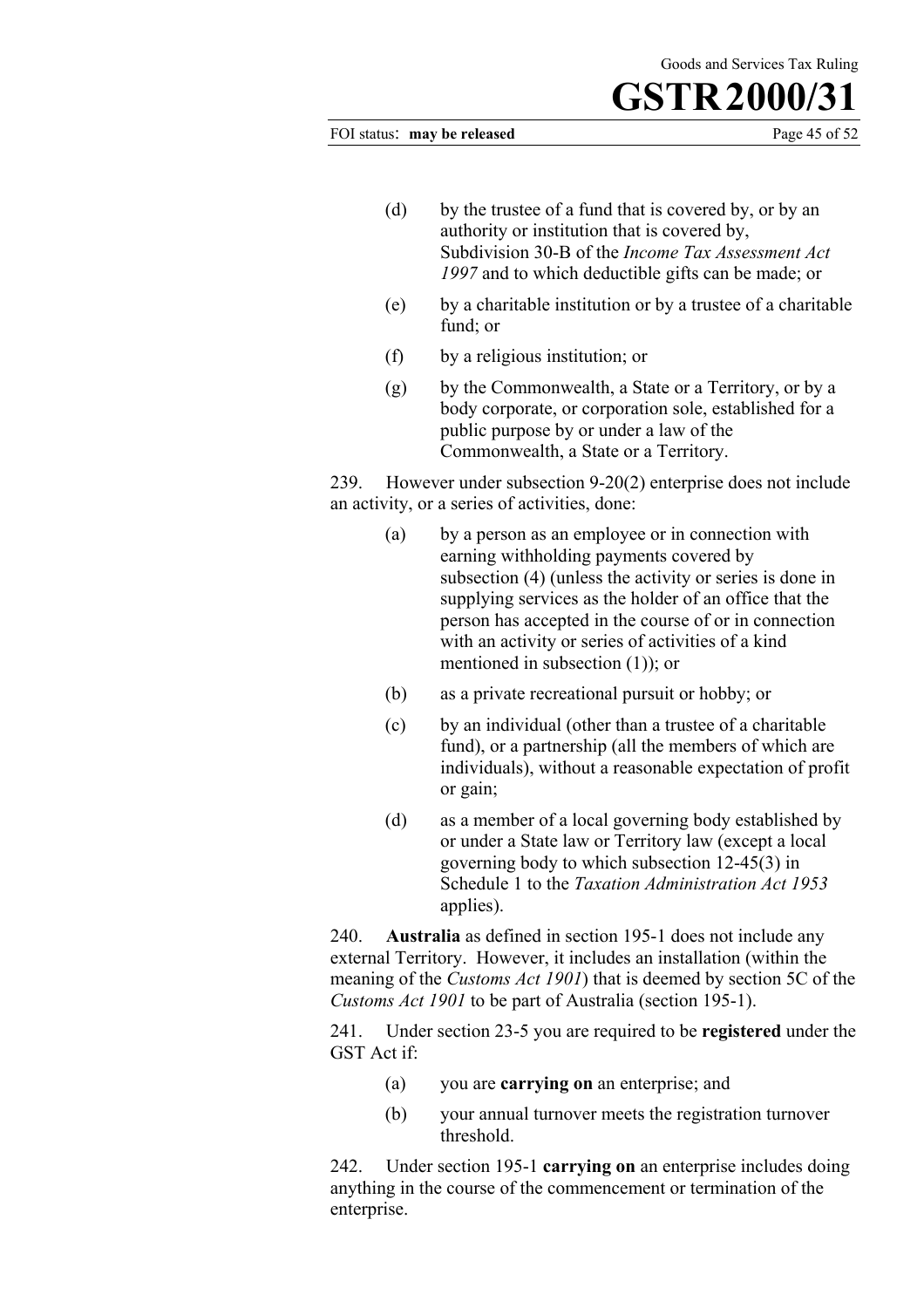(d) by the trustee of a fund that is covered by, or by an authority or institution that is covered by, Subdivision 30-B of the *Income Tax Assessment Act 1997* and to which deductible gifts can be made; or

(e) by a charitable institution or by a trustee of a charitable fund; or

(f) by a religious institution; or

(g) by the Commonwealth, a State or a Territory, or by a body corporate, or corporation sole, established for a public purpose by or under a law of the Commonwealth, a State or a Territory.

239. However under subsection 9-20(2) enterprise does not include an activity, or a series of activities, done:

(a) by a person as an employee or in connection with earning withholding payments covered by subsection (4) (unless the activity or series is done in supplying services as the holder of an office that the person has accepted in the course of or in connection with an activity or series of activities of a kind mentioned in subsection (1)); or

(b) as a private recreational pursuit or hobby; or

(c) by an individual (other than a trustee of a charitable fund), or a partnership (all the members of which are individuals), without a reasonable expectation of profit or gain;

(d) as a member of a local governing body established by or under a State law or Territory law (except a local governing body to which subsection 12-45(3) in Schedule 1 to the *Taxation Administration Act 1953* applies).

240. **Australia** as defined in section 195-1 does not include any external Territory. However, it includes an installation (within the meaning of the *Customs Act 1901*) that is deemed by section 5C of the *Customs Act 1901* to be part of Australia (section 195-1).

241. Under section 23-5 you are required to be **registered** under the GST Act if:

(a) you are **carrying on** an enterprise; and

(b) your annual turnover meets the registration turnover threshold.

242. Under section 195-1 **carrying on** an enterprise includes doing anything in the course of the commencement or termination of the enterprise.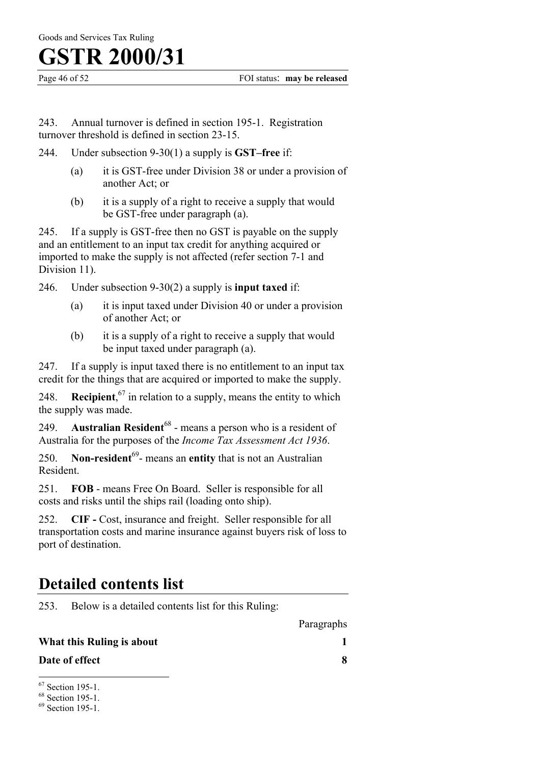243. Annual turnover is defined in section 195-1. Registration turnover threshold is defined in section 23-15.

244. Under subsection 9-30(1) a supply is **GST–free** if:

(a) it is GST-free under Division 38 or under a provision of another Act; or

(b) it is a supply of a right to receive a supply that would be GST-free under paragraph (a).

245. If a supply is GST-free then no GST is payable on the supply and an entitlement to an input tax credit for anything acquired or imported to make the supply is not affected (refer section 7-1 and Division 11).

246. Under subsection 9-30(2) a supply is **input taxed** if:

(a) it is input taxed under Division 40 or under a provision of another Act; or

(b) it is a supply of a right to receive a supply that would be input taxed under paragraph (a).

247. If a supply is input taxed there is no entitlement to an input tax credit for the things that are acquired or imported to make the supply.

248. **Recipient**,[67] in relation to a supply, means the entity to which the supply was made.

249. **Australian Resident**[68] - means a person who is a resident of Australia for the purposes of the *Income Tax Assessment Act 1936*.

250. **Non-resident**[69]- means an **entity** that is not an Australian Resident.

251. **FOB** - means Free On Board. Seller is responsible for all costs and risks until the ships rail (loading onto ship).

252. **CIF -** Cost, insurance and freight. Seller responsible for all transportation costs and marine insurance against buyers risk of loss to port of destination.

# Detailed contents list

253. Below is a detailed contents list for this Ruling:

| | Paragraphs |
|---|---|
| **What this Ruling is about** | **1** |
| **Date of effect** | **8** |

[67] Section 195-1.
[68] Section 195-1.
[69] Section 195-1.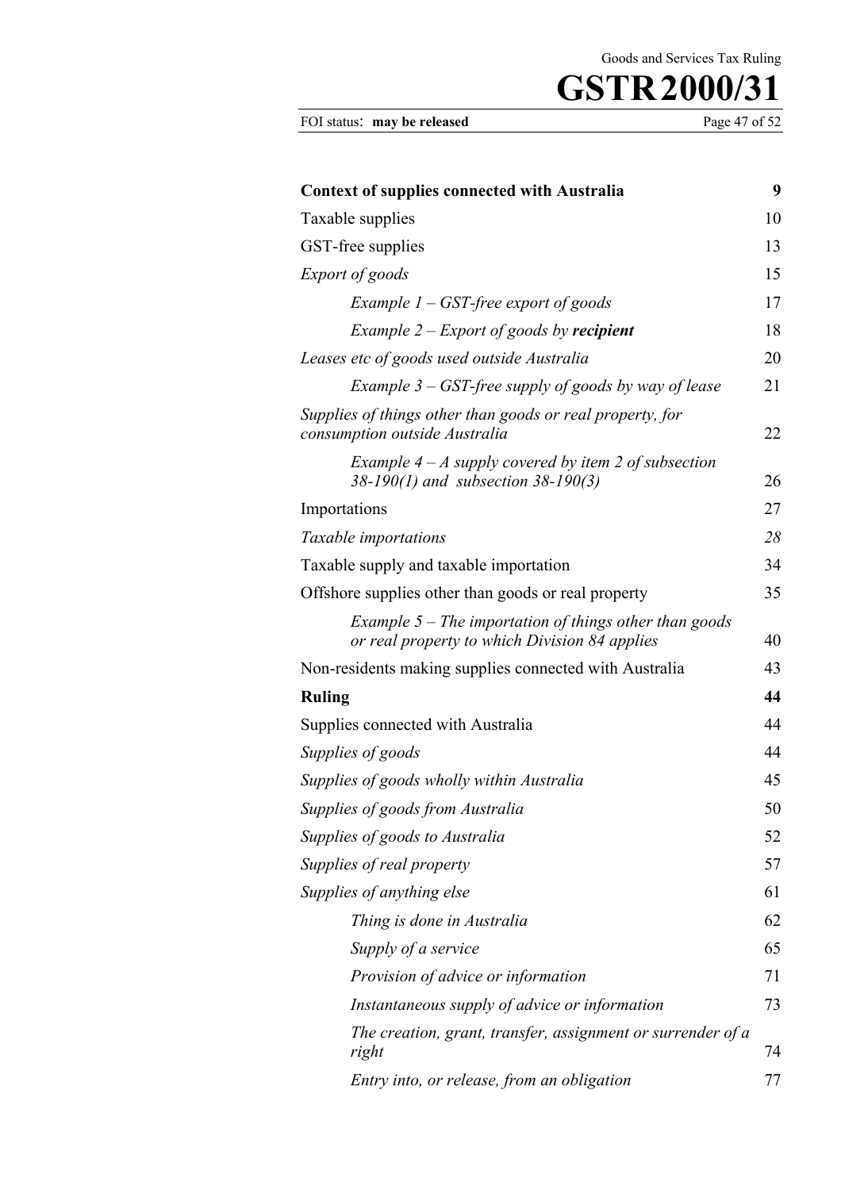| | |
|---|---|
| **Context of supplies connected with Australia** | **9** |
| Taxable supplies | 10 |
| GST-free supplies | 13 |
| *Export of goods* | 15 |
| *Example 1 – GST-free export of goods* | 17 |
| *Example 2 – Export of goods by **recipient*** | 18 |
| *Leases etc of goods used outside Australia* | 20 |
| *Example 3 – GST-free supply of goods by way of lease* | 21 |
| *Supplies of things other than goods or real property, for consumption outside Australia* | 22 |
| *Example 4 – A supply covered by item 2 of subsection 38-190(1) and subsection 38-190(3)* | 26 |
| Importations | 27 |
| *Taxable importations* | *28* |
| Taxable supply and taxable importation | 34 |
| Offshore supplies other than goods or real property | 35 |
| *Example 5 – The importation of things other than goods or real property to which Division 84 applies* | 40 |
| Non-residents making supplies connected with Australia | 43 |
| **Ruling** | **44** |
| Supplies connected with Australia | 44 |
| *Supplies of goods* | 44 |
| *Supplies of goods wholly within Australia* | 45 |
| *Supplies of goods from Australia* | 50 |
| *Supplies of goods to Australia* | 52 |
| *Supplies of real property* | 57 |
| *Supplies of anything else* | 61 |
| *Thing is done in Australia* | 62 |
| *Supply of a service* | 65 |
| *Provision of advice or information* | 71 |
| *Instantaneous supply of advice or information* | 73 |
| *The creation, grant, transfer, assignment or surrender of a right* | 74 |
| *Entry into, or release, from an obligation* | 77 |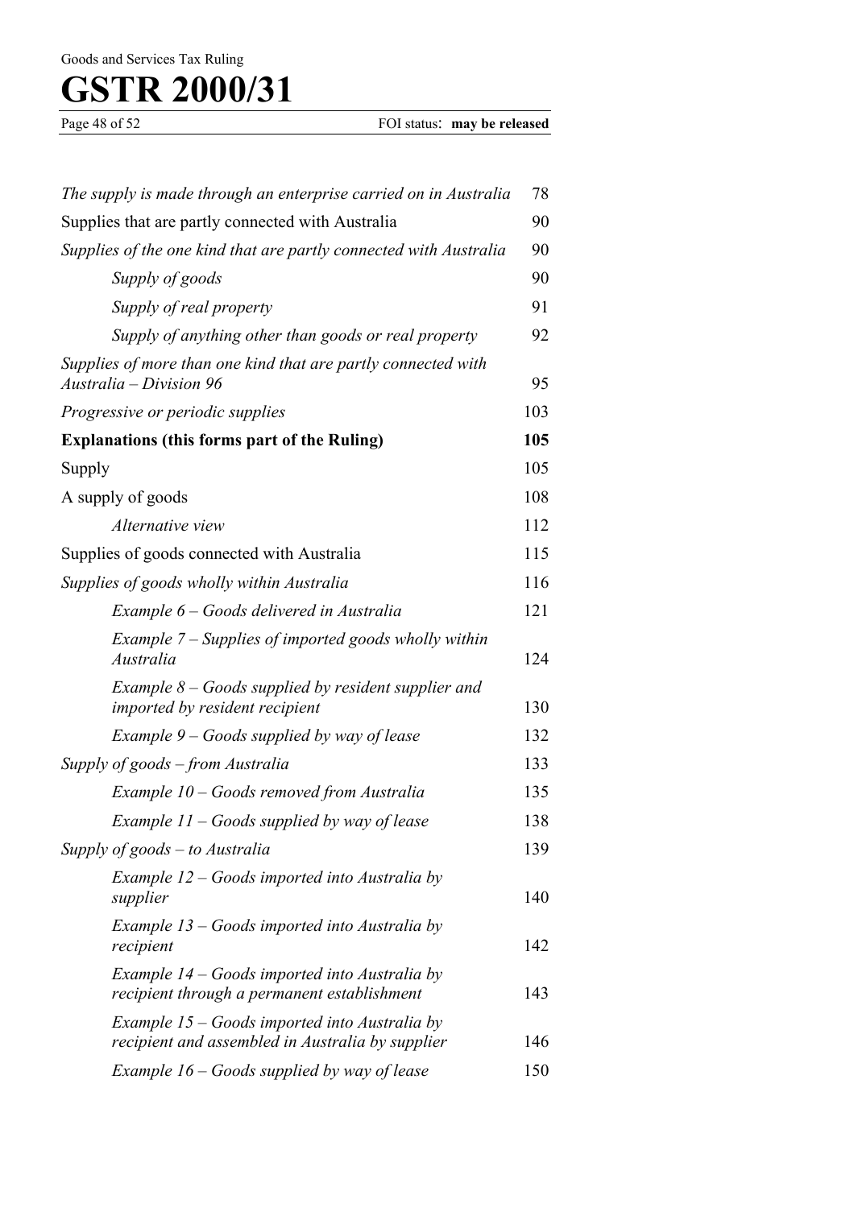| | |
|---|---|
| *The supply is made through an enterprise carried on in Australia* | 78 |
| Supplies that are partly connected with Australia | 90 |
| *Supplies of the one kind that are partly connected with Australia* | 90 |
| *Supply of goods* | 90 |
| *Supply of real property* | 91 |
| *Supply of anything other than goods or real property* | 92 |
| *Supplies of more than one kind that are partly connected with Australia – Division 96* | 95 |
| *Progressive or periodic supplies* | 103 |
| **Explanations (this forms part of the Ruling)** | **105** |
| Supply | 105 |
| A supply of goods | 108 |
| *Alternative view* | 112 |
| Supplies of goods connected with Australia | 115 |
| *Supplies of goods wholly within Australia* | 116 |
| *Example 6 – Goods delivered in Australia* | 121 |
| *Example 7 – Supplies of imported goods wholly within Australia* | 124 |
| *Example 8 – Goods supplied by resident supplier and imported by resident recipient* | 130 |
| *Example 9 – Goods supplied by way of lease* | 132 |
| *Supply of goods – from Australia* | 133 |
| *Example 10 – Goods removed from Australia* | 135 |
| *Example 11 – Goods supplied by way of lease* | 138 |
| *Supply of goods – to Australia* | 139 |
| *Example 12 – Goods imported into Australia by supplier* | 140 |
| *Example 13 – Goods imported into Australia by recipient* | 142 |
| *Example 14 – Goods imported into Australia by recipient through a permanent establishment* | 143 |
| *Example 15 – Goods imported into Australia by recipient and assembled in Australia by supplier* | 146 |
| *Example 16 – Goods supplied by way of lease* | 150 |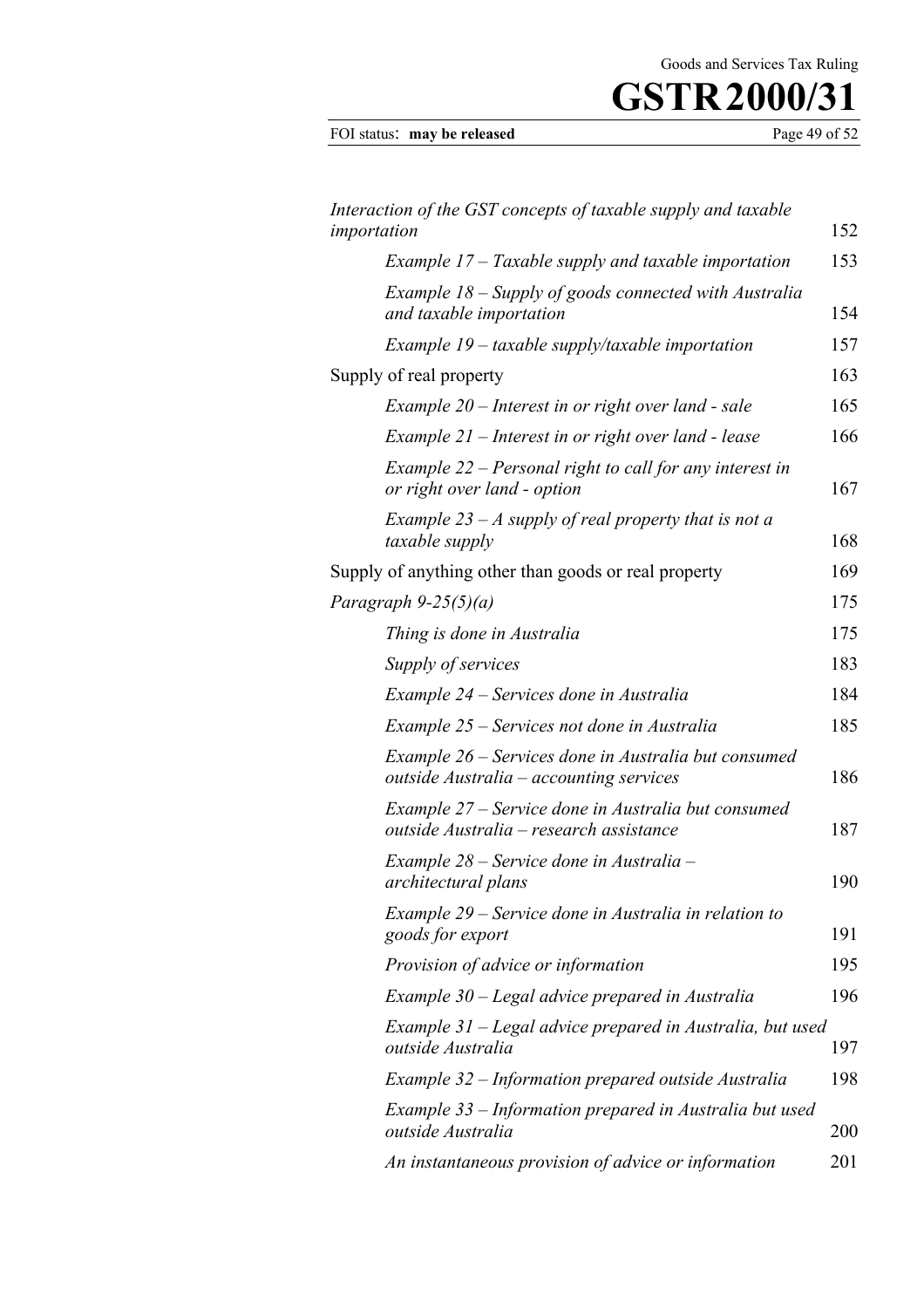| | |
|---|---|
| *Interaction of the GST concepts of taxable supply and taxable importation* | 152 |
| *Example 17 – Taxable supply and taxable importation* | 153 |
| *Example 18 – Supply of goods connected with Australia and taxable importation* | 154 |
| *Example 19 – taxable supply/taxable importation* | 157 |
| Supply of real property | 163 |
| *Example 20 – Interest in or right over land - sale* | 165 |
| *Example 21 – Interest in or right over land - lease* | 166 |
| *Example 22 – Personal right to call for any interest in or right over land - option* | 167 |
| *Example 23 – A supply of real property that is not a taxable supply* | 168 |
| Supply of anything other than goods or real property | 169 |
| *Paragraph 9-25(5)(a)* | 175 |
| *Thing is done in Australia* | 175 |
| *Supply of services* | 183 |
| *Example 24 – Services done in Australia* | 184 |
| *Example 25 – Services not done in Australia* | 185 |
| *Example 26 – Services done in Australia but consumed outside Australia – accounting services* | 186 |
| *Example 27 – Service done in Australia but consumed outside Australia – research assistance* | 187 |
| *Example 28 – Service done in Australia – architectural plans* | 190 |
| *Example 29 – Service done in Australia in relation to goods for export* | 191 |
| *Provision of advice or information* | 195 |
| *Example 30 – Legal advice prepared in Australia* | 196 |
| *Example 31 – Legal advice prepared in Australia, but used outside Australia* | 197 |
| *Example 32 – Information prepared outside Australia* | 198 |
| *Example 33 – Information prepared in Australia but used outside Australia* | 200 |
| *An instantaneous provision of advice or information* | 201 |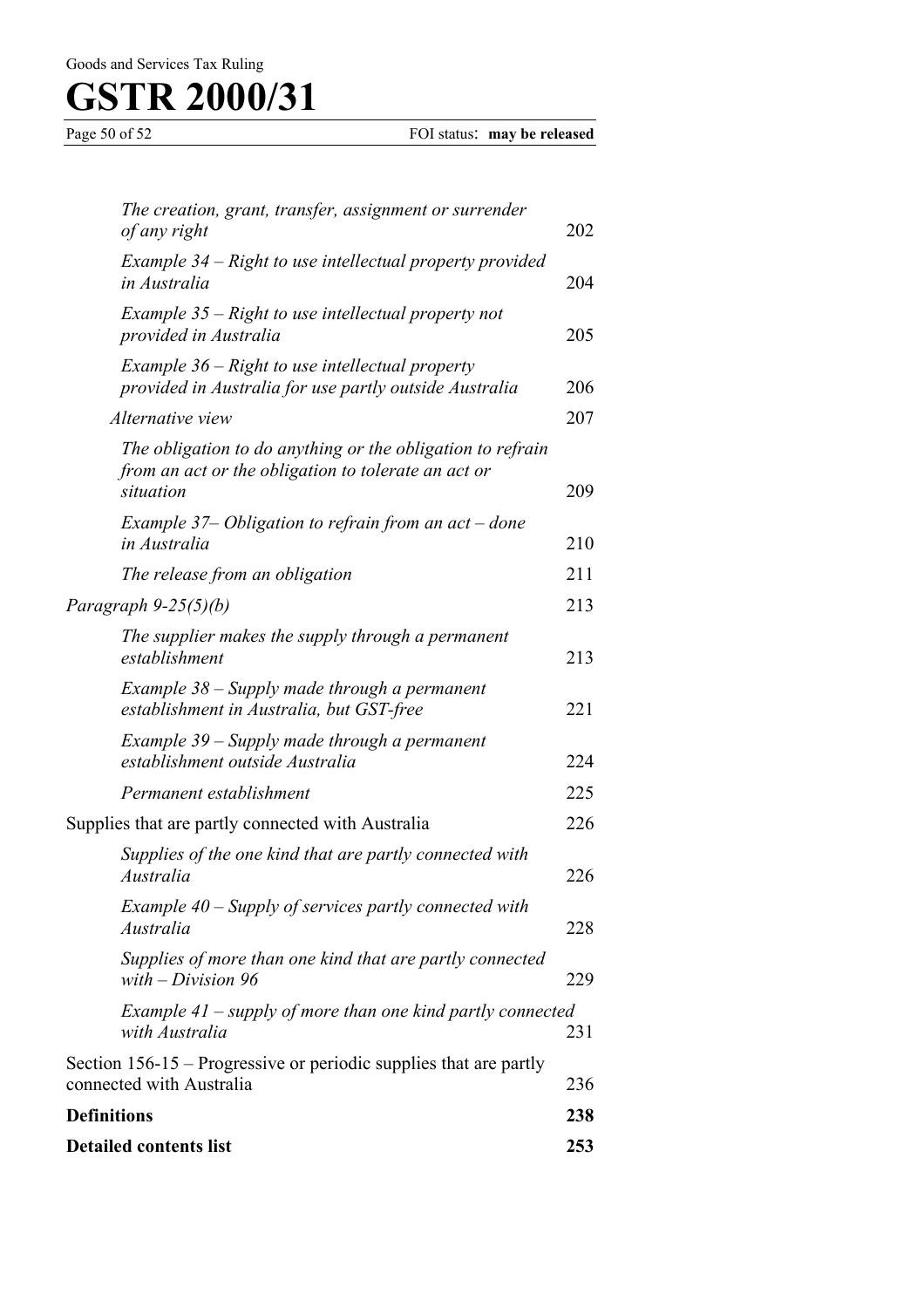| | |
|---|---|
| *The creation, grant, transfer, assignment or surrender of any right* | 202 |
| *Example 34 – Right to use intellectual property provided in Australia* | 204 |
| *Example 35 – Right to use intellectual property not provided in Australia* | 205 |
| *Example 36 – Right to use intellectual property provided in Australia for use partly outside Australia* | 206 |
| *Alternative view* | 207 |
| *The obligation to do anything or the obligation to refrain from an act or the obligation to tolerate an act or situation* | 209 |
| *Example 37– Obligation to refrain from an act – done in Australia* | 210 |
| *The release from an obligation* | 211 |
| *Paragraph 9-25(5)(b)* | 213 |
| *The supplier makes the supply through a permanent establishment* | 213 |
| *Example 38 – Supply made through a permanent establishment in Australia, but GST-free* | 221 |
| *Example 39 – Supply made through a permanent establishment outside Australia* | 224 |
| *Permanent establishment* | 225 |
| Supplies that are partly connected with Australia | 226 |
| *Supplies of the one kind that are partly connected with Australia* | 226 |
| *Example 40 – Supply of services partly connected with Australia* | 228 |
| *Supplies of more than one kind that are partly connected with – Division 96* | 229 |
| *Example 41 – supply of more than one kind partly connected with Australia* | 231 |
| Section 156-15 – Progressive or periodic supplies that are partly connected with Australia | 236 |
| **Definitions** | **238** |
| **Detailed contents list** | **253** |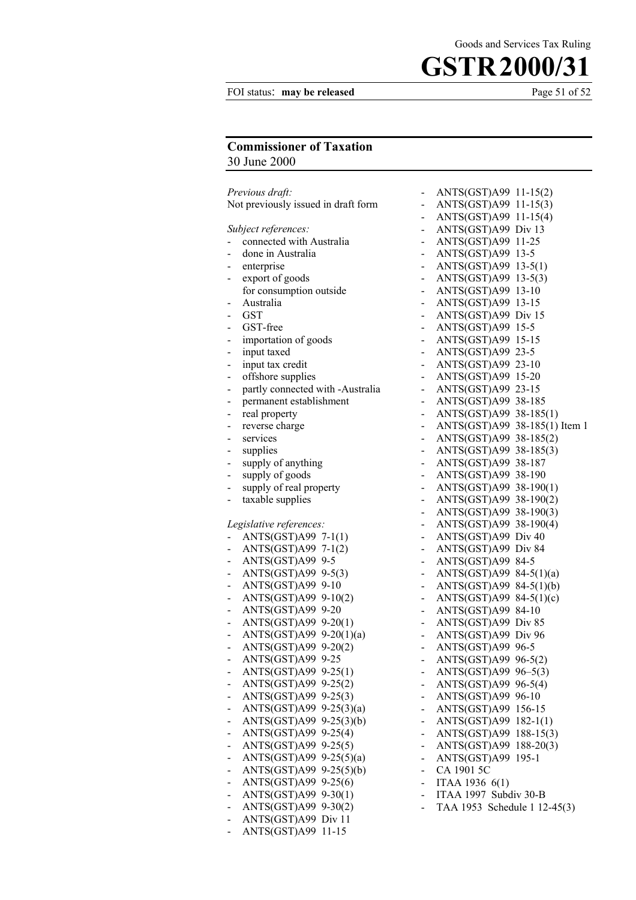**Commissioner of Taxation**
30 June 2000

*Previous draft:*
Not previously issued in draft form

*Subject references:*
- connected with Australia
- done in Australia
- enterprise
- export of goods for consumption outside Australia
- GST
- GST-free
- importation of goods
- input taxed
- input tax credit
- offshore supplies
- partly connected with -Australia
- permanent establishment
- real property
- reverse charge
- services
- supplies
- supply of anything
- supply of goods
- supply of real property
- taxable supplies

*Legislative references:*
- ANTS(GST)A99 7-1(1)
- ANTS(GST)A99 7-1(2)
- ANTS(GST)A99 9-5
- ANTS(GST)A99 9-5(3)
- ANTS(GST)A99 9-10
- ANTS(GST)A99 9-10(2)
- ANTS(GST)A99 9-20
- ANTS(GST)A99 9-20(1)
- ANTS(GST)A99 9-20(1)(a)
- ANTS(GST)A99 9-20(2)
- ANTS(GST)A99 9-25
- ANTS(GST)A99 9-25(1)
- ANTS(GST)A99 9-25(2)
- ANTS(GST)A99 9-25(3)
- ANTS(GST)A99 9-25(3)(a)
- ANTS(GST)A99 9-25(3)(b)
- ANTS(GST)A99 9-25(4)
- ANTS(GST)A99 9-25(5)
- ANTS(GST)A99 9-25(5)(a)
- ANTS(GST)A99 9-25(5)(b)
- ANTS(GST)A99 9-25(6)
- ANTS(GST)A99 9-30(1)
- ANTS(GST)A99 9-30(2)
- ANTS(GST)A99 Div 11
- ANTS(GST)A99 11-15
- ANTS(GST)A99 11-15(2)
- ANTS(GST)A99 11-15(3)
- ANTS(GST)A99 11-15(4)
- ANTS(GST)A99 Div 13
- ANTS(GST)A99 11-25
- ANTS(GST)A99 13-5
- ANTS(GST)A99 13-5(1)
- ANTS(GST)A99 13-5(3)
- ANTS(GST)A99 13-10
- ANTS(GST)A99 13-15
- ANTS(GST)A99 Div 15
- ANTS(GST)A99 15-5
- ANTS(GST)A99 15-15
- ANTS(GST)A99 23-5
- ANTS(GST)A99 23-10
- ANTS(GST)A99 15-20
- ANTS(GST)A99 23-15
- ANTS(GST)A99 38-185
- ANTS(GST)A99 38-185(1)
- ANTS(GST)A99 38-185(1) Item 1
- ANTS(GST)A99 38-185(2)
- ANTS(GST)A99 38-185(3)
- ANTS(GST)A99 38-187
- ANTS(GST)A99 38-190
- ANTS(GST)A99 38-190(1)
- ANTS(GST)A99 38-190(2)
- ANTS(GST)A99 38-190(3)
- ANTS(GST)A99 38-190(4)
- ANTS(GST)A99 Div 40
- ANTS(GST)A99 Div 84
- ANTS(GST)A99 84-5
- ANTS(GST)A99 84-5(1)(a)
- ANTS(GST)A99 84-5(1)(b)
- ANTS(GST)A99 84-5(1)(c)
- ANTS(GST)A99 84-10
- ANTS(GST)A99 Div 85
- ANTS(GST)A99 Div 96
- ANTS(GST)A99 96-5
- ANTS(GST)A99 96-5(2)
- ANTS(GST)A99 96–5(3)
- ANTS(GST)A99 96-5(4)
- ANTS(GST)A99 96-10
- ANTS(GST)A99 156-15
- ANTS(GST)A99 182-1(1)
- ANTS(GST)A99 188-15(3)
- ANTS(GST)A99 188-20(3)
- ANTS(GST)A99 195-1
- CA 1901 5C
- ITAA 1936 6(1)
- ITAA 1997 Subdiv 30-B
- TAA 1953 Schedule 1 12-45(3)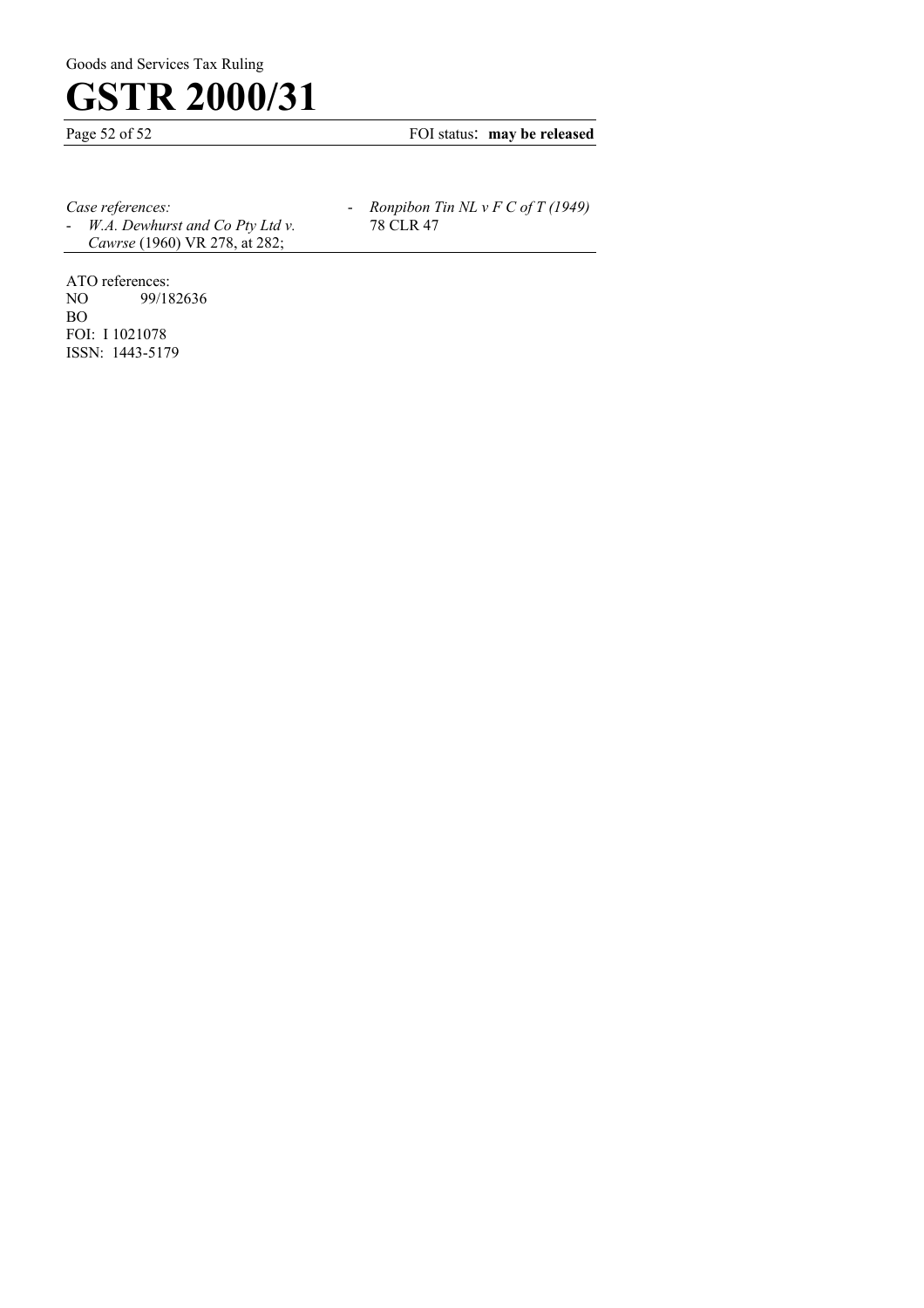*Case references:*

- *W.A. Dewhurst and Co Pty Ltd v. Cawrse* (1960) VR 278, at 282;
- *Ronpibon Tin NL v F C of T (1949)* 78 CLR 47

ATO references:
NO 99/182636
BO
FOI: I 1021078
ISSN: 1443-5179